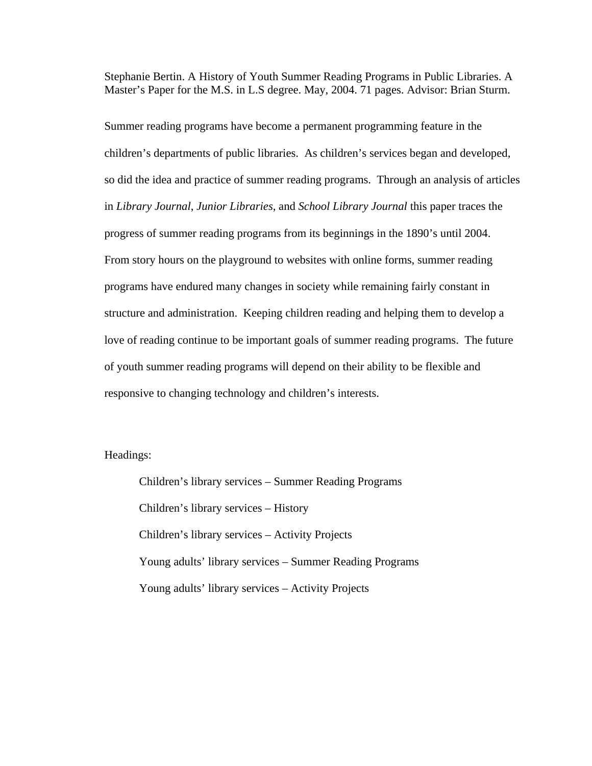Stephanie Bertin. A History of Youth Summer Reading Programs in Public Libraries. A Master's Paper for the M.S. in L.S degree. May, 2004. 71 pages. Advisor: Brian Sturm.

Summer reading programs have become a permanent programming feature in the children's departments of public libraries. As children's services began and developed, so did the idea and practice of summer reading programs. Through an analysis of articles in *Library Journal*, *Junior Libraries*, and *School Library Journal* this paper traces the progress of summer reading programs from its beginnings in the 1890's until 2004. From story hours on the playground to websites with online forms, summer reading programs have endured many changes in society while remaining fairly constant in structure and administration. Keeping children reading and helping them to develop a love of reading continue to be important goals of summer reading programs. The future of youth summer reading programs will depend on their ability to be flexible and responsive to changing technology and children's interests.

Headings:

Children's library services – Summer Reading Programs

Children's library services – History

Children's library services – Activity Projects

Young adults' library services – Summer Reading Programs

Young adults' library services – Activity Projects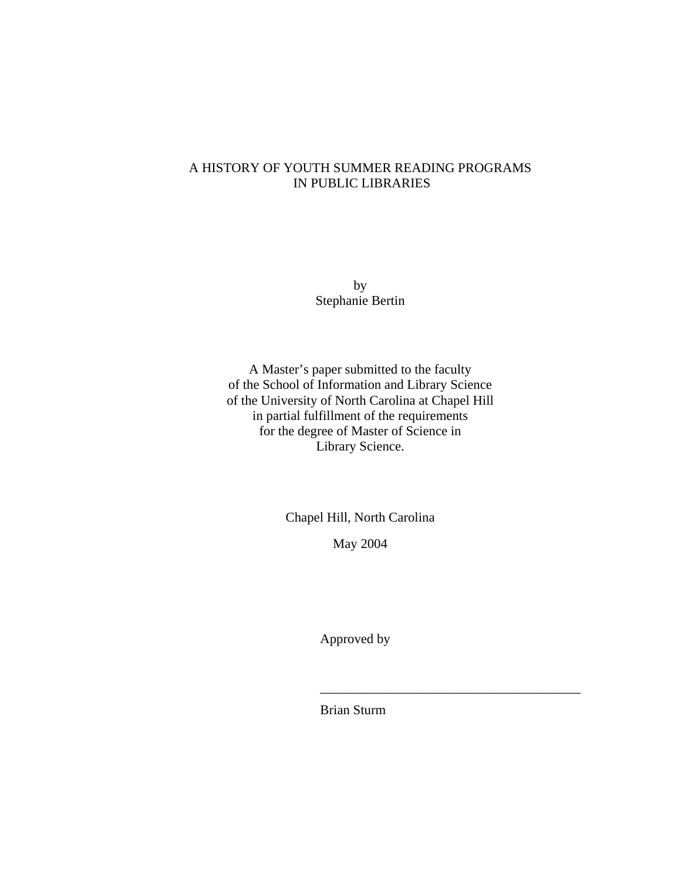# A HISTORY OF YOUTH SUMMER READING PROGRAMS IN PUBLIC LIBRARIES

by
Stephanie Bertin

A Master's paper submitted to the faculty
of the School of Information and Library Science
of the University of North Carolina at Chapel Hill
in partial fulfillment of the requirements
for the degree of Master of Science in
Library Science.

Chapel Hill, North Carolina

May 2004

Approved by

_______________________________________

Brian Sturm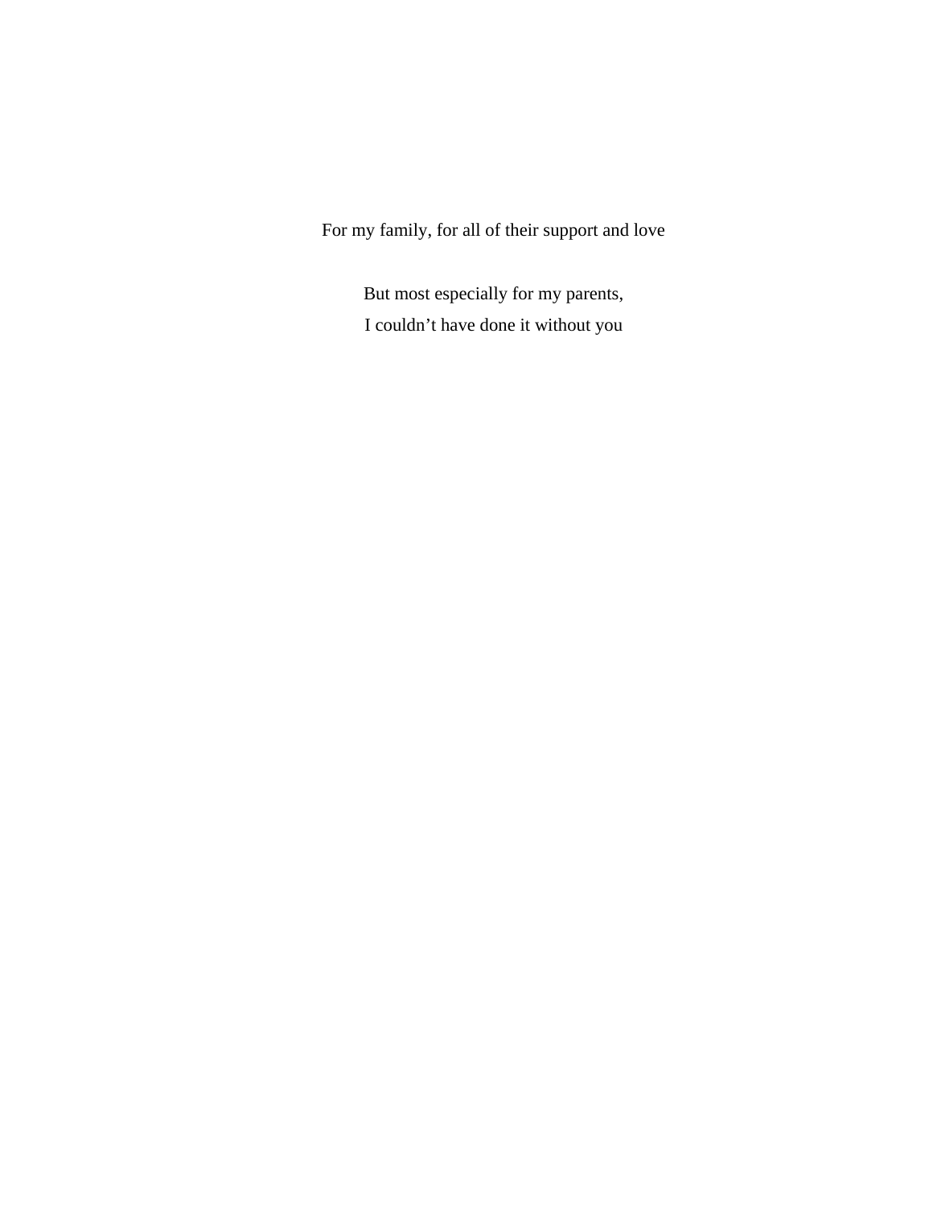For my family, for all of their support and love

But most especially for my parents,
I couldn’t have done it without you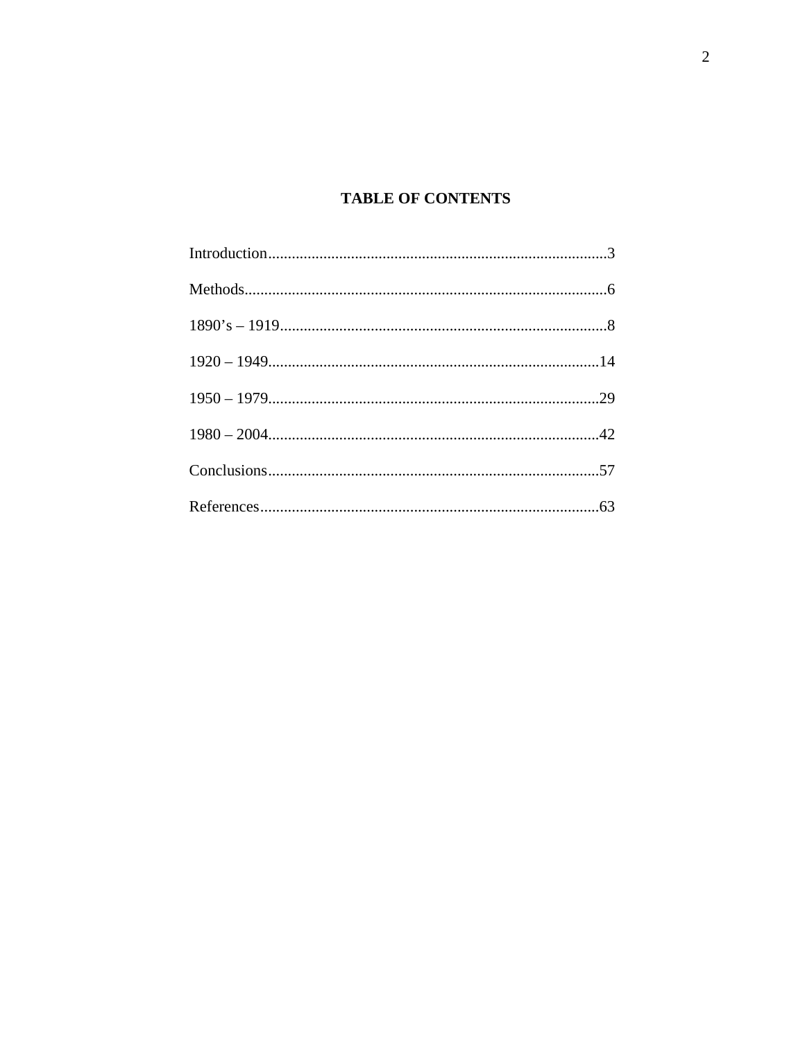# TABLE OF CONTENTS

Introduction......................................................................................3

Methods............................................................................................6

1890's – 1919...................................................................................8

1920 – 1949....................................................................................14

1950 – 1979....................................................................................29

1980 – 2004....................................................................................42

Conclusions....................................................................................57

References......................................................................................63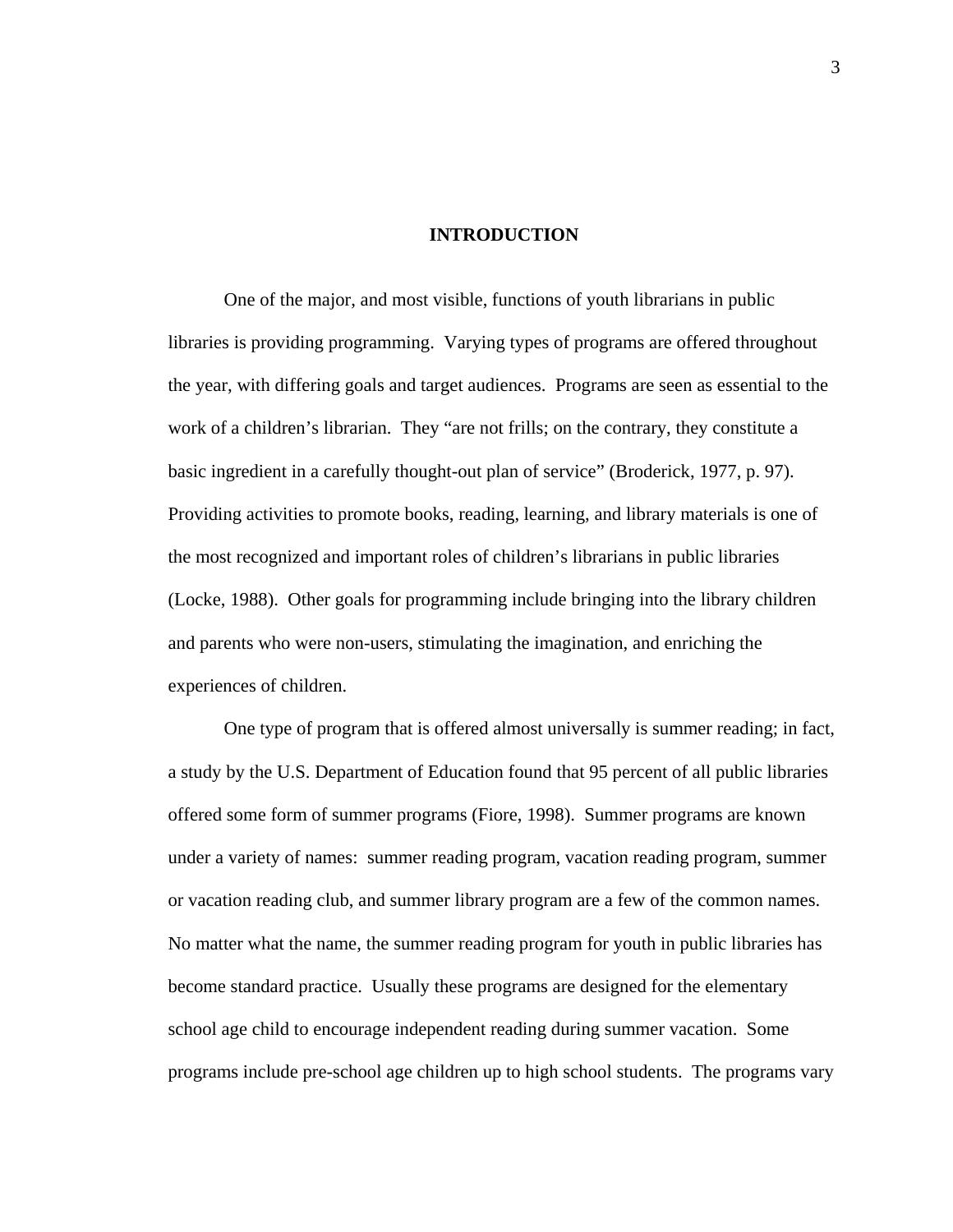# INTRODUCTION

One of the major, and most visible, functions of youth librarians in public libraries is providing programming. Varying types of programs are offered throughout the year, with differing goals and target audiences. Programs are seen as essential to the work of a children's librarian. They "are not frills; on the contrary, they constitute a basic ingredient in a carefully thought-out plan of service" (Broderick, 1977, p. 97). Providing activities to promote books, reading, learning, and library materials is one of the most recognized and important roles of children's librarians in public libraries (Locke, 1988). Other goals for programming include bringing into the library children and parents who were non-users, stimulating the imagination, and enriching the experiences of children.

One type of program that is offered almost universally is summer reading; in fact, a study by the U.S. Department of Education found that 95 percent of all public libraries offered some form of summer programs (Fiore, 1998). Summer programs are known under a variety of names: summer reading program, vacation reading program, summer or vacation reading club, and summer library program are a few of the common names. No matter what the name, the summer reading program for youth in public libraries has become standard practice. Usually these programs are designed for the elementary school age child to encourage independent reading during summer vacation. Some programs include pre-school age children up to high school students. The programs vary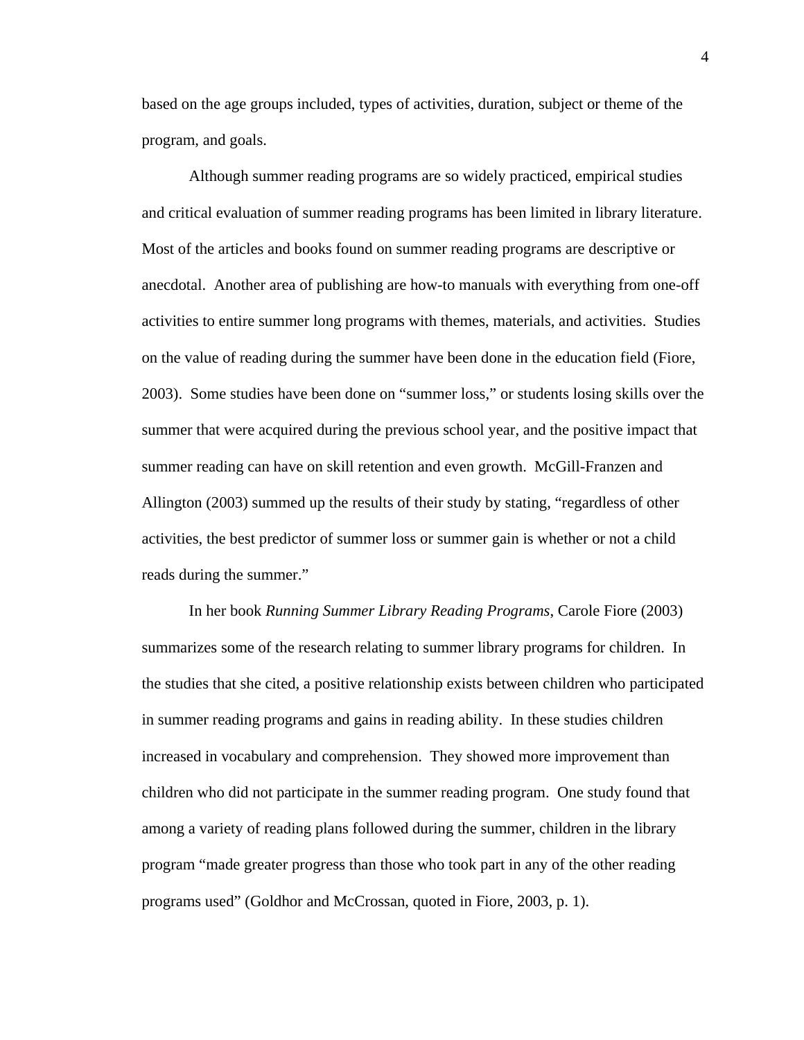based on the age groups included, types of activities, duration, subject or theme of the program, and goals.

Although summer reading programs are so widely practiced, empirical studies and critical evaluation of summer reading programs has been limited in library literature. Most of the articles and books found on summer reading programs are descriptive or anecdotal. Another area of publishing are how-to manuals with everything from one-off activities to entire summer long programs with themes, materials, and activities. Studies on the value of reading during the summer have been done in the education field (Fiore, 2003). Some studies have been done on "summer loss," or students losing skills over the summer that were acquired during the previous school year, and the positive impact that summer reading can have on skill retention and even growth. McGill-Franzen and Allington (2003) summed up the results of their study by stating, "regardless of other activities, the best predictor of summer loss or summer gain is whether or not a child reads during the summer."

In her book *Running Summer Library Reading Programs*, Carole Fiore (2003) summarizes some of the research relating to summer library programs for children. In the studies that she cited, a positive relationship exists between children who participated in summer reading programs and gains in reading ability. In these studies children increased in vocabulary and comprehension. They showed more improvement than children who did not participate in the summer reading program. One study found that among a variety of reading plans followed during the summer, children in the library program "made greater progress than those who took part in any of the other reading programs used" (Goldhor and McCrossan, quoted in Fiore, 2003, p. 1).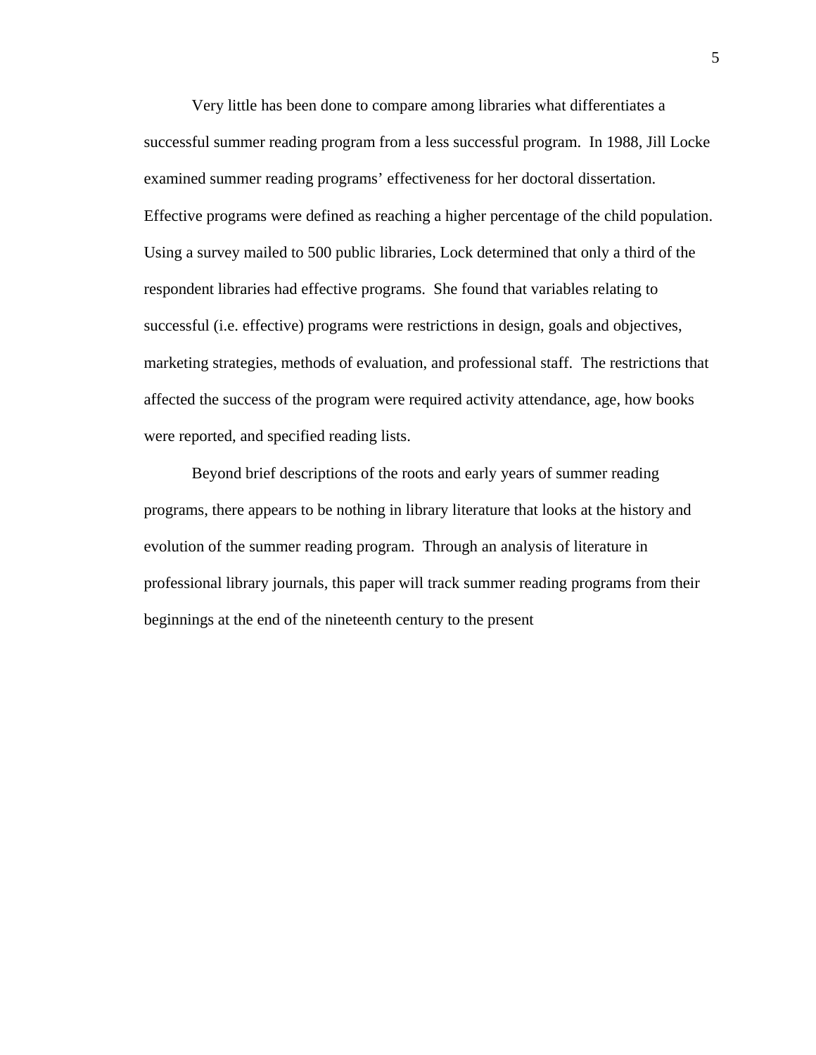Very little has been done to compare among libraries what differentiates a successful summer reading program from a less successful program. In 1988, Jill Locke examined summer reading programs' effectiveness for her doctoral dissertation. Effective programs were defined as reaching a higher percentage of the child population. Using a survey mailed to 500 public libraries, Lock determined that only a third of the respondent libraries had effective programs. She found that variables relating to successful (i.e. effective) programs were restrictions in design, goals and objectives, marketing strategies, methods of evaluation, and professional staff. The restrictions that affected the success of the program were required activity attendance, age, how books were reported, and specified reading lists.

Beyond brief descriptions of the roots and early years of summer reading programs, there appears to be nothing in library literature that looks at the history and evolution of the summer reading program. Through an analysis of literature in professional library journals, this paper will track summer reading programs from their beginnings at the end of the nineteenth century to the present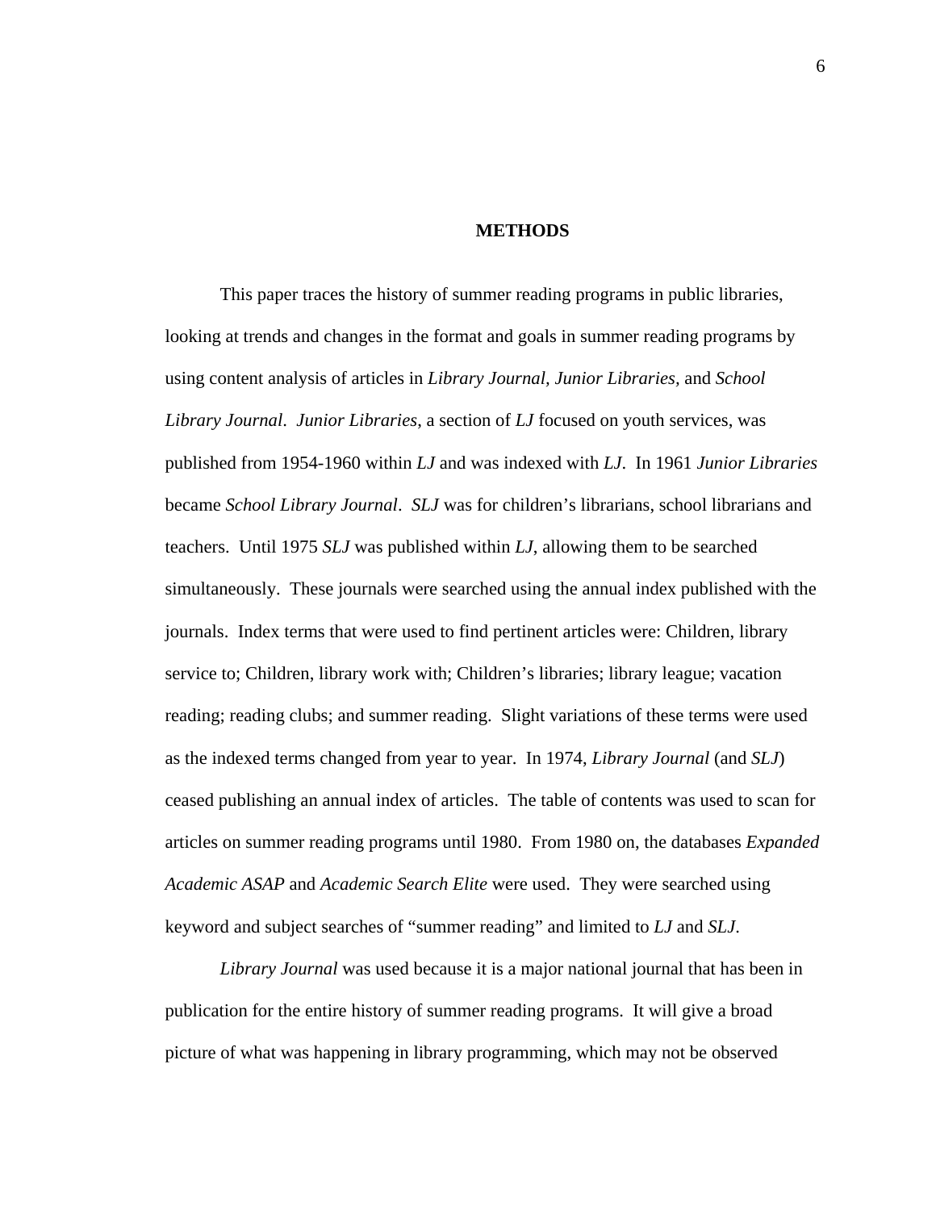# METHODS

This paper traces the history of summer reading programs in public libraries, looking at trends and changes in the format and goals in summer reading programs by using content analysis of articles in *Library Journal, Junior Libraries,* and *School Library Journal*. *Junior Libraries*, a section of *LJ* focused on youth services, was published from 1954-1960 within *LJ* and was indexed with *LJ*. In 1961 *Junior Libraries* became *School Library Journal*. *SLJ* was for children's librarians, school librarians and teachers. Until 1975 *SLJ* was published within *LJ*, allowing them to be searched simultaneously. These journals were searched using the annual index published with the journals. Index terms that were used to find pertinent articles were: Children, library service to; Children, library work with; Children's libraries; library league; vacation reading; reading clubs; and summer reading. Slight variations of these terms were used as the indexed terms changed from year to year. In 1974, *Library Journal* (and *SLJ*) ceased publishing an annual index of articles. The table of contents was used to scan for articles on summer reading programs until 1980. From 1980 on, the databases *Expanded Academic ASAP* and *Academic Search Elite* were used. They were searched using keyword and subject searches of "summer reading" and limited to *LJ* and *SLJ*.

*Library Journal* was used because it is a major national journal that has been in publication for the entire history of summer reading programs. It will give a broad picture of what was happening in library programming, which may not be observed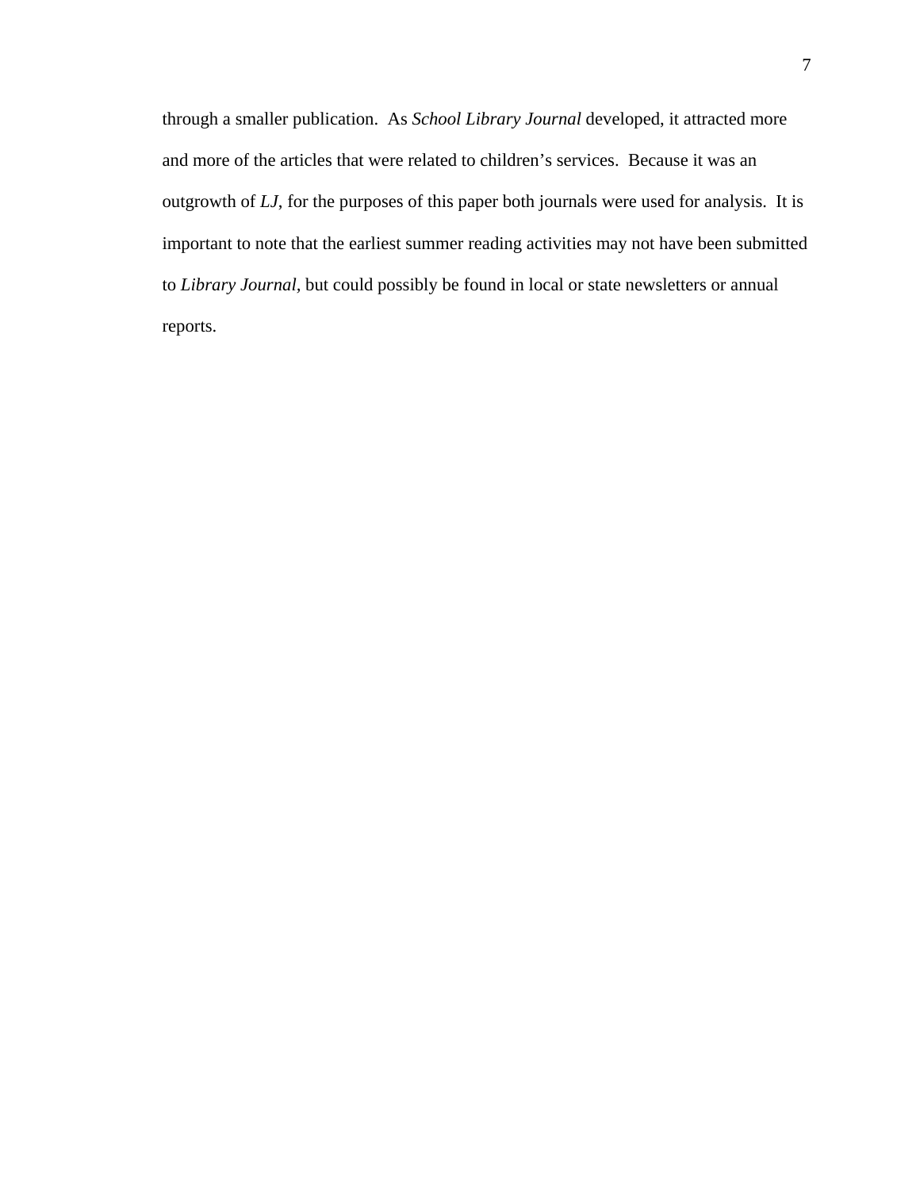through a smaller publication. As *School Library Journal* developed, it attracted more and more of the articles that were related to children's services. Because it was an outgrowth of *LJ*, for the purposes of this paper both journals were used for analysis. It is important to note that the earliest summer reading activities may not have been submitted to *Library Journal*, but could possibly be found in local or state newsletters or annual reports.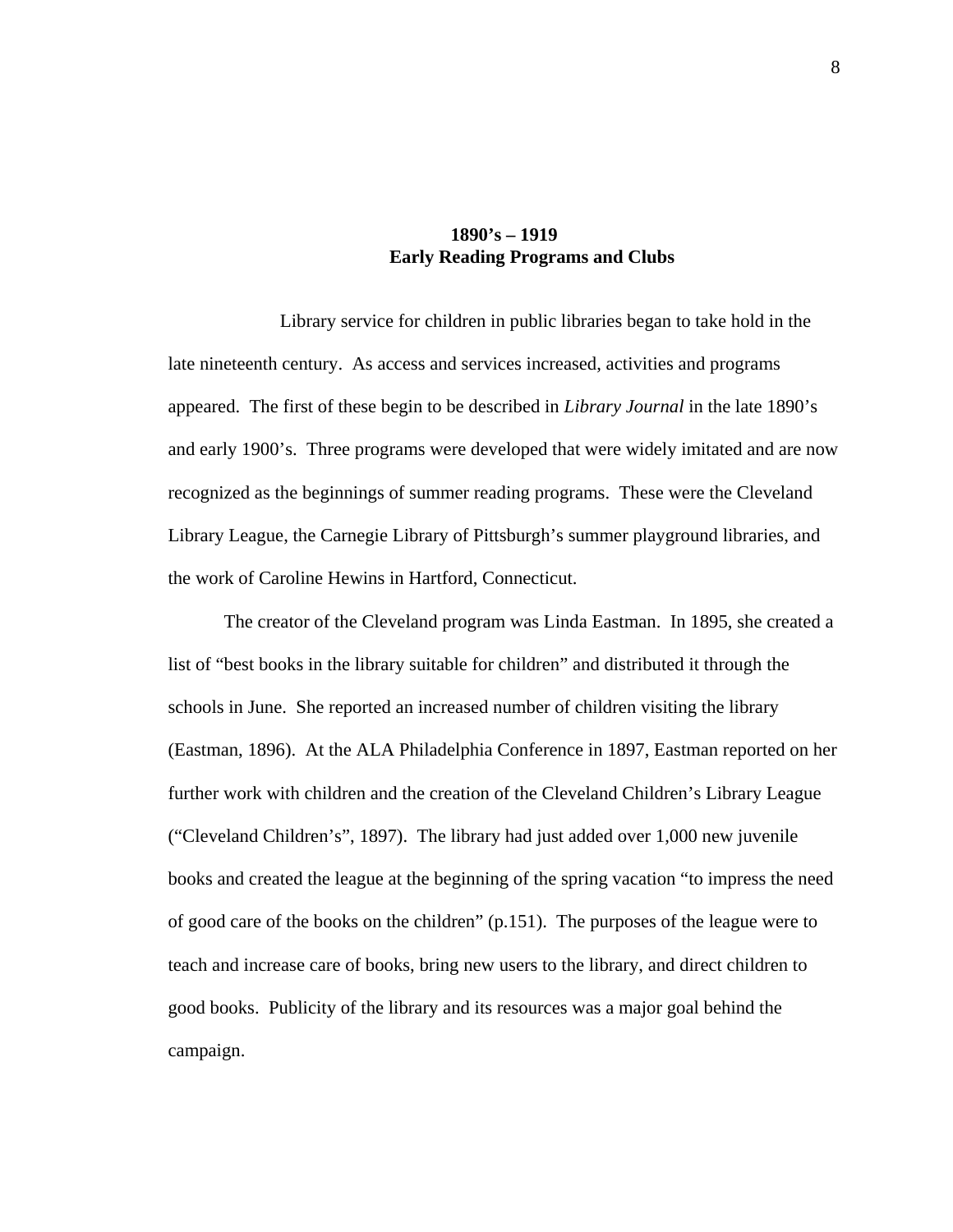## 1890's – 1919
## Early Reading Programs and Clubs

Library service for children in public libraries began to take hold in the late nineteenth century. As access and services increased, activities and programs appeared. The first of these begin to be described in *Library Journal* in the late 1890's and early 1900's. Three programs were developed that were widely imitated and are now recognized as the beginnings of summer reading programs. These were the Cleveland Library League, the Carnegie Library of Pittsburgh's summer playground libraries, and the work of Caroline Hewins in Hartford, Connecticut.

The creator of the Cleveland program was Linda Eastman. In 1895, she created a list of "best books in the library suitable for children" and distributed it through the schools in June. She reported an increased number of children visiting the library (Eastman, 1896). At the ALA Philadelphia Conference in 1897, Eastman reported on her further work with children and the creation of the Cleveland Children's Library League ("Cleveland Children's", 1897). The library had just added over 1,000 new juvenile books and created the league at the beginning of the spring vacation "to impress the need of good care of the books on the children" (p.151). The purposes of the league were to teach and increase care of books, bring new users to the library, and direct children to good books. Publicity of the library and its resources was a major goal behind the campaign.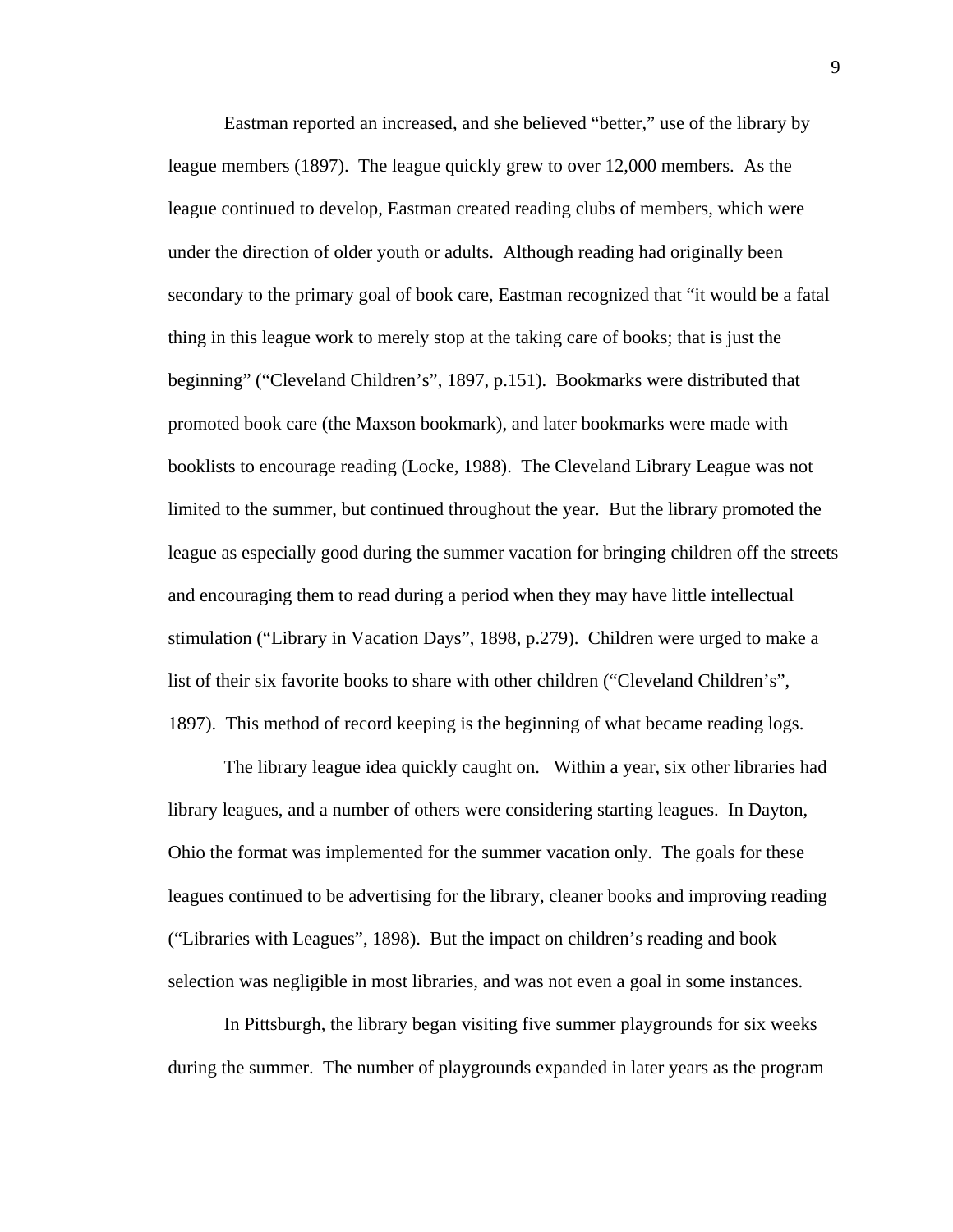Eastman reported an increased, and she believed "better," use of the library by league members (1897). The league quickly grew to over 12,000 members. As the league continued to develop, Eastman created reading clubs of members, which were under the direction of older youth or adults. Although reading had originally been secondary to the primary goal of book care, Eastman recognized that "it would be a fatal thing in this league work to merely stop at the taking care of books; that is just the beginning" ("Cleveland Children's", 1897, p.151). Bookmarks were distributed that promoted book care (the Maxson bookmark), and later bookmarks were made with booklists to encourage reading (Locke, 1988). The Cleveland Library League was not limited to the summer, but continued throughout the year. But the library promoted the league as especially good during the summer vacation for bringing children off the streets and encouraging them to read during a period when they may have little intellectual stimulation ("Library in Vacation Days", 1898, p.279). Children were urged to make a list of their six favorite books to share with other children ("Cleveland Children's", 1897). This method of record keeping is the beginning of what became reading logs.

The library league idea quickly caught on. Within a year, six other libraries had library leagues, and a number of others were considering starting leagues. In Dayton, Ohio the format was implemented for the summer vacation only. The goals for these leagues continued to be advertising for the library, cleaner books and improving reading ("Libraries with Leagues", 1898). But the impact on children's reading and book selection was negligible in most libraries, and was not even a goal in some instances.

In Pittsburgh, the library began visiting five summer playgrounds for six weeks during the summer. The number of playgrounds expanded in later years as the program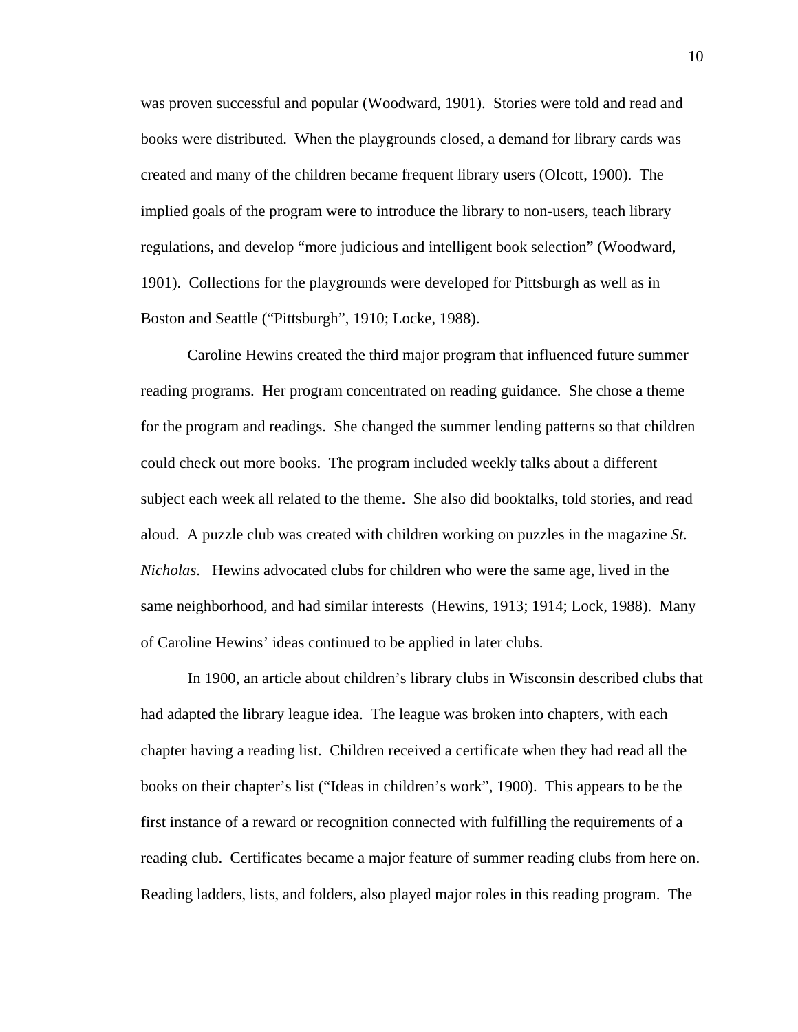was proven successful and popular (Woodward, 1901). Stories were told and read and books were distributed. When the playgrounds closed, a demand for library cards was created and many of the children became frequent library users (Olcott, 1900). The implied goals of the program were to introduce the library to non-users, teach library regulations, and develop "more judicious and intelligent book selection" (Woodward, 1901). Collections for the playgrounds were developed for Pittsburgh as well as in Boston and Seattle ("Pittsburgh", 1910; Locke, 1988).

Caroline Hewins created the third major program that influenced future summer reading programs. Her program concentrated on reading guidance. She chose a theme for the program and readings. She changed the summer lending patterns so that children could check out more books. The program included weekly talks about a different subject each week all related to the theme. She also did booktalks, told stories, and read aloud. A puzzle club was created with children working on puzzles in the magazine *St. Nicholas*. Hewins advocated clubs for children who were the same age, lived in the same neighborhood, and had similar interests (Hewins, 1913; 1914; Lock, 1988). Many of Caroline Hewins' ideas continued to be applied in later clubs.

In 1900, an article about children's library clubs in Wisconsin described clubs that had adapted the library league idea. The league was broken into chapters, with each chapter having a reading list. Children received a certificate when they had read all the books on their chapter's list ("Ideas in children's work", 1900). This appears to be the first instance of a reward or recognition connected with fulfilling the requirements of a reading club. Certificates became a major feature of summer reading clubs from here on. Reading ladders, lists, and folders, also played major roles in this reading program. The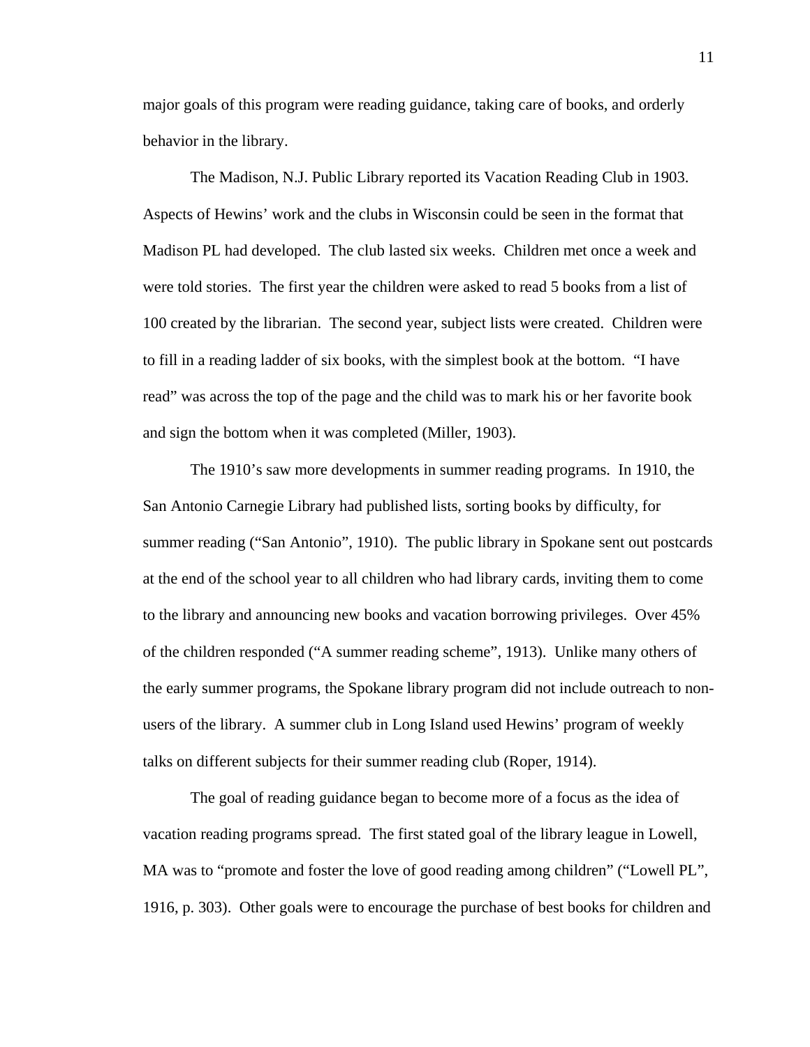major goals of this program were reading guidance, taking care of books, and orderly behavior in the library.

The Madison, N.J. Public Library reported its Vacation Reading Club in 1903. Aspects of Hewins' work and the clubs in Wisconsin could be seen in the format that Madison PL had developed. The club lasted six weeks. Children met once a week and were told stories. The first year the children were asked to read 5 books from a list of 100 created by the librarian. The second year, subject lists were created. Children were to fill in a reading ladder of six books, with the simplest book at the bottom. "I have read" was across the top of the page and the child was to mark his or her favorite book and sign the bottom when it was completed (Miller, 1903).

The 1910's saw more developments in summer reading programs. In 1910, the San Antonio Carnegie Library had published lists, sorting books by difficulty, for summer reading ("San Antonio", 1910). The public library in Spokane sent out postcards at the end of the school year to all children who had library cards, inviting them to come to the library and announcing new books and vacation borrowing privileges. Over 45% of the children responded ("A summer reading scheme", 1913). Unlike many others of the early summer programs, the Spokane library program did not include outreach to non-users of the library. A summer club in Long Island used Hewins' program of weekly talks on different subjects for their summer reading club (Roper, 1914).

The goal of reading guidance began to become more of a focus as the idea of vacation reading programs spread. The first stated goal of the library league in Lowell, MA was to "promote and foster the love of good reading among children" ("Lowell PL", 1916, p. 303). Other goals were to encourage the purchase of best books for children and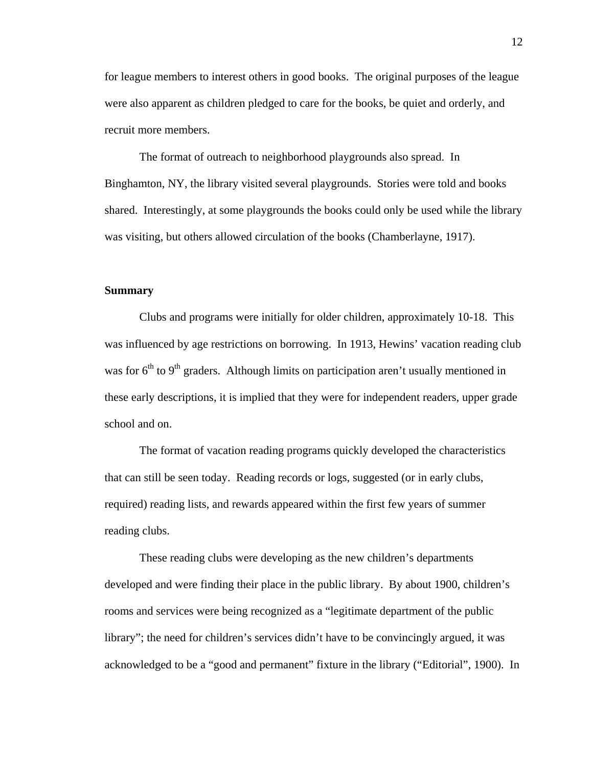for league members to interest others in good books. The original purposes of the league were also apparent as children pledged to care for the books, be quiet and orderly, and recruit more members.

The format of outreach to neighborhood playgrounds also spread. In Binghamton, NY, the library visited several playgrounds. Stories were told and books shared. Interestingly, at some playgrounds the books could only be used while the library was visiting, but others allowed circulation of the books (Chamberlayne, 1917).

**Summary**

Clubs and programs were initially for older children, approximately 10-18. This was influenced by age restrictions on borrowing. In 1913, Hewins' vacation reading club was for 6th to 9th graders. Although limits on participation aren't usually mentioned in these early descriptions, it is implied that they were for independent readers, upper grade school and on.

The format of vacation reading programs quickly developed the characteristics that can still be seen today. Reading records or logs, suggested (or in early clubs, required) reading lists, and rewards appeared within the first few years of summer reading clubs.

These reading clubs were developing as the new children's departments developed and were finding their place in the public library. By about 1900, children's rooms and services were being recognized as a "legitimate department of the public library"; the need for children's services didn't have to be convincingly argued, it was acknowledged to be a "good and permanent" fixture in the library ("Editorial", 1900). In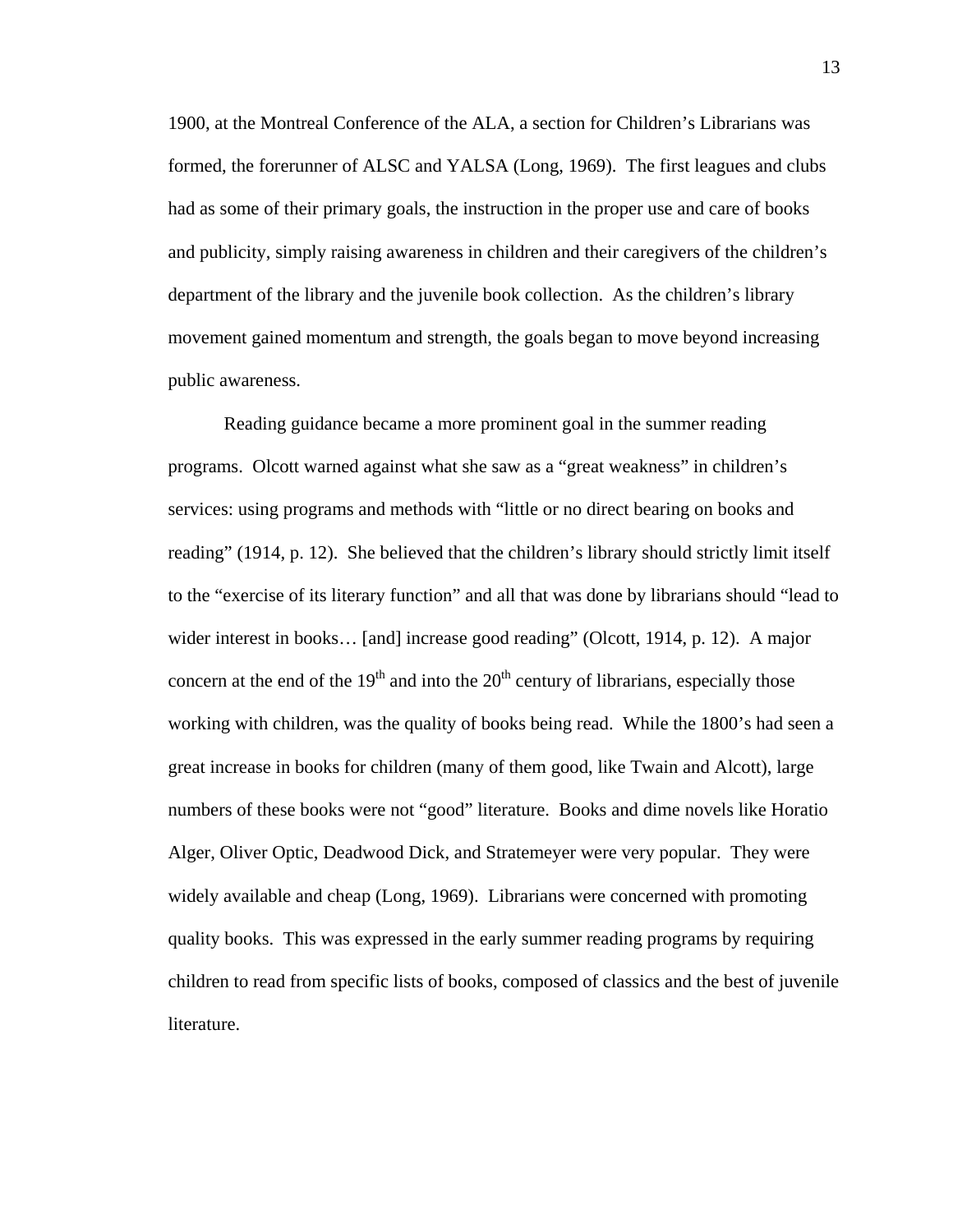1900, at the Montreal Conference of the ALA, a section for Children's Librarians was formed, the forerunner of ALSC and YALSA (Long, 1969). The first leagues and clubs had as some of their primary goals, the instruction in the proper use and care of books and publicity, simply raising awareness in children and their caregivers of the children's department of the library and the juvenile book collection. As the children's library movement gained momentum and strength, the goals began to move beyond increasing public awareness.

Reading guidance became a more prominent goal in the summer reading programs. Olcott warned against what she saw as a "great weakness" in children's services: using programs and methods with "little or no direct bearing on books and reading" (1914, p. 12). She believed that the children's library should strictly limit itself to the "exercise of its literary function" and all that was done by librarians should "lead to wider interest in books… [and] increase good reading" (Olcott, 1914, p. 12). A major concern at the end of the 19th and into the 20th century of librarians, especially those working with children, was the quality of books being read. While the 1800's had seen a great increase in books for children (many of them good, like Twain and Alcott), large numbers of these books were not "good" literature. Books and dime novels like Horatio Alger, Oliver Optic, Deadwood Dick, and Stratemeyer were very popular. They were widely available and cheap (Long, 1969). Librarians were concerned with promoting quality books. This was expressed in the early summer reading programs by requiring children to read from specific lists of books, composed of classics and the best of juvenile literature.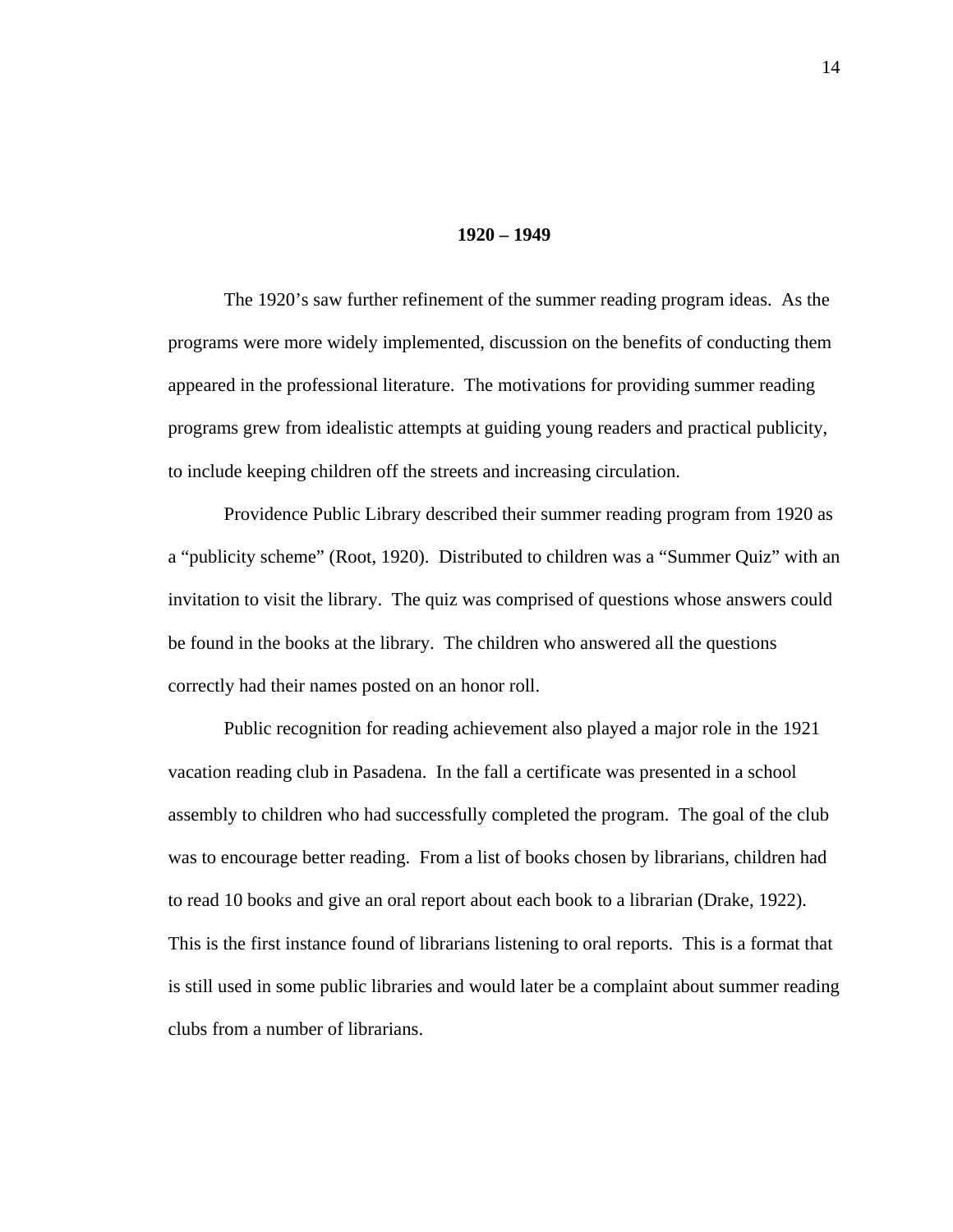## 1920 – 1949

The 1920's saw further refinement of the summer reading program ideas. As the programs were more widely implemented, discussion on the benefits of conducting them appeared in the professional literature. The motivations for providing summer reading programs grew from idealistic attempts at guiding young readers and practical publicity, to include keeping children off the streets and increasing circulation.

Providence Public Library described their summer reading program from 1920 as a "publicity scheme" (Root, 1920). Distributed to children was a "Summer Quiz" with an invitation to visit the library. The quiz was comprised of questions whose answers could be found in the books at the library. The children who answered all the questions correctly had their names posted on an honor roll.

Public recognition for reading achievement also played a major role in the 1921 vacation reading club in Pasadena. In the fall a certificate was presented in a school assembly to children who had successfully completed the program. The goal of the club was to encourage better reading. From a list of books chosen by librarians, children had to read 10 books and give an oral report about each book to a librarian (Drake, 1922). This is the first instance found of librarians listening to oral reports. This is a format that is still used in some public libraries and would later be a complaint about summer reading clubs from a number of librarians.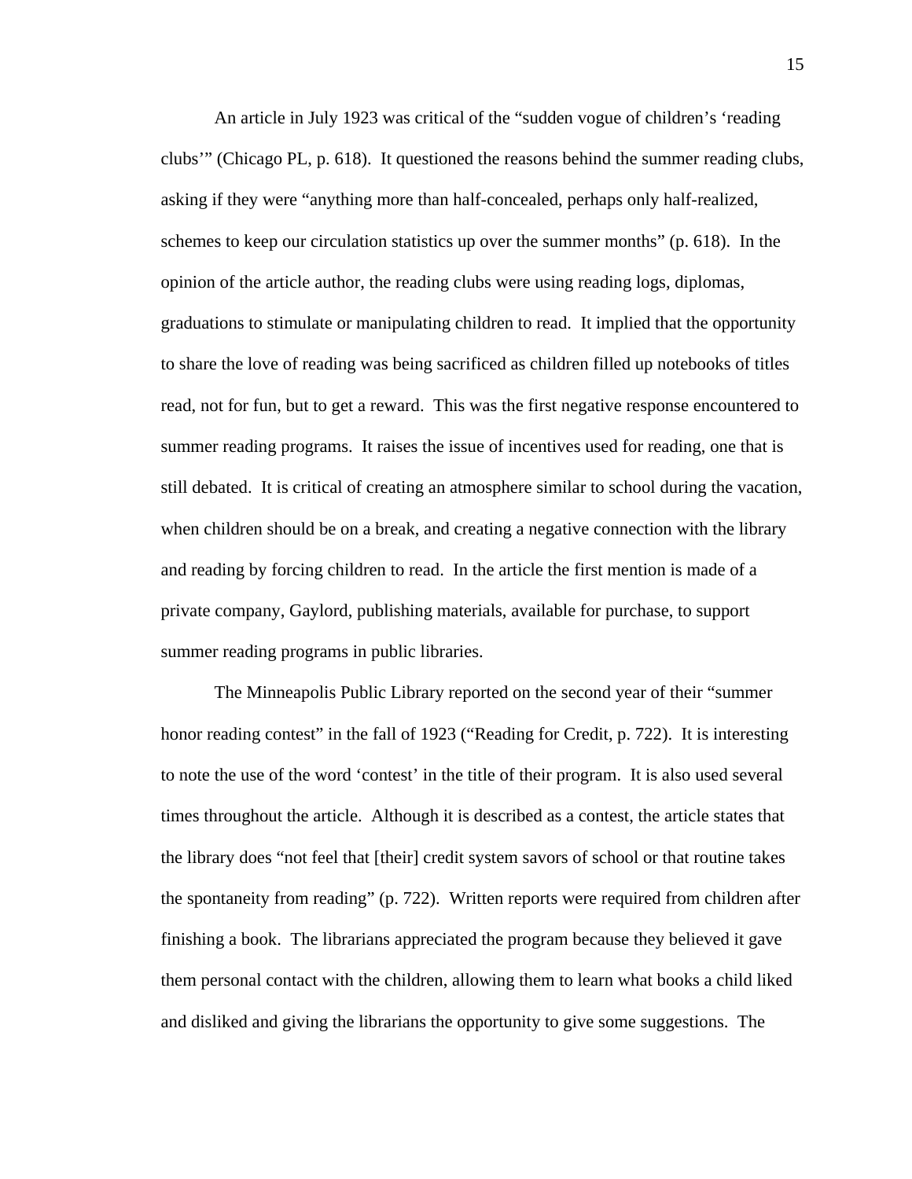An article in July 1923 was critical of the "sudden vogue of children's 'reading clubs'" (Chicago PL, p. 618). It questioned the reasons behind the summer reading clubs, asking if they were "anything more than half-concealed, perhaps only half-realized, schemes to keep our circulation statistics up over the summer months" (p. 618). In the opinion of the article author, the reading clubs were using reading logs, diplomas, graduations to stimulate or manipulating children to read. It implied that the opportunity to share the love of reading was being sacrificed as children filled up notebooks of titles read, not for fun, but to get a reward. This was the first negative response encountered to summer reading programs. It raises the issue of incentives used for reading, one that is still debated. It is critical of creating an atmosphere similar to school during the vacation, when children should be on a break, and creating a negative connection with the library and reading by forcing children to read. In the article the first mention is made of a private company, Gaylord, publishing materials, available for purchase, to support summer reading programs in public libraries.

The Minneapolis Public Library reported on the second year of their "summer honor reading contest" in the fall of 1923 ("Reading for Credit, p. 722). It is interesting to note the use of the word 'contest' in the title of their program. It is also used several times throughout the article. Although it is described as a contest, the article states that the library does "not feel that [their] credit system savors of school or that routine takes the spontaneity from reading" (p. 722). Written reports were required from children after finishing a book. The librarians appreciated the program because they believed it gave them personal contact with the children, allowing them to learn what books a child liked and disliked and giving the librarians the opportunity to give some suggestions. The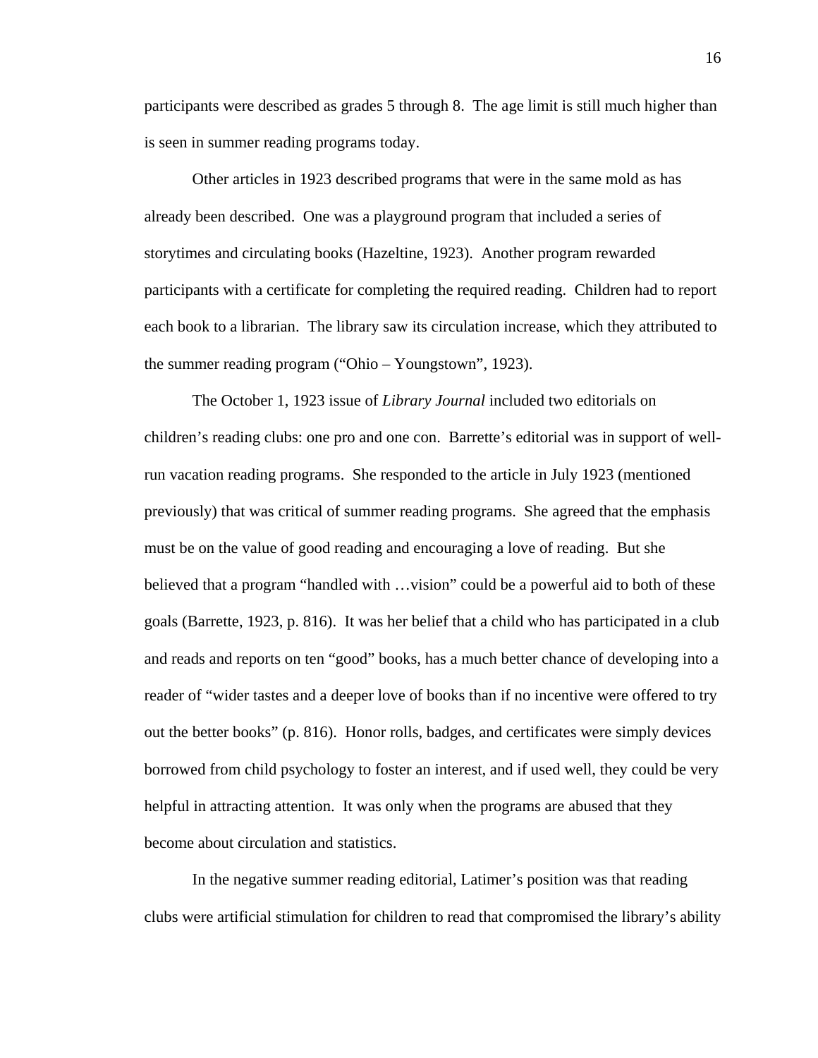participants were described as grades 5 through 8. The age limit is still much higher than is seen in summer reading programs today.

Other articles in 1923 described programs that were in the same mold as has already been described. One was a playground program that included a series of storytimes and circulating books (Hazeltine, 1923). Another program rewarded participants with a certificate for completing the required reading. Children had to report each book to a librarian. The library saw its circulation increase, which they attributed to the summer reading program (“Ohio – Youngstown”, 1923).

The October 1, 1923 issue of *Library Journal* included two editorials on children’s reading clubs: one pro and one con. Barrette’s editorial was in support of well-run vacation reading programs. She responded to the article in July 1923 (mentioned previously) that was critical of summer reading programs. She agreed that the emphasis must be on the value of good reading and encouraging a love of reading. But she believed that a program “handled with …vision” could be a powerful aid to both of these goals (Barrette, 1923, p. 816). It was her belief that a child who has participated in a club and reads and reports on ten “good” books, has a much better chance of developing into a reader of “wider tastes and a deeper love of books than if no incentive were offered to try out the better books” (p. 816). Honor rolls, badges, and certificates were simply devices borrowed from child psychology to foster an interest, and if used well, they could be very helpful in attracting attention. It was only when the programs are abused that they become about circulation and statistics.

In the negative summer reading editorial, Latimer’s position was that reading clubs were artificial stimulation for children to read that compromised the library’s ability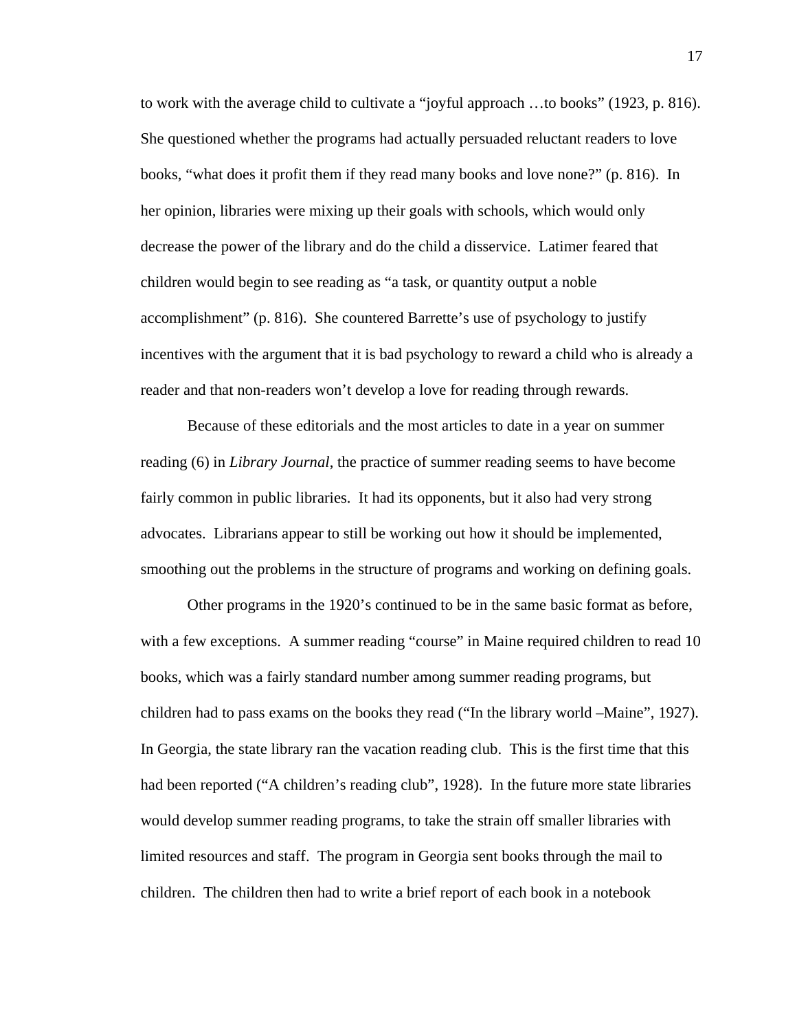to work with the average child to cultivate a "joyful approach …to books" (1923, p. 816). She questioned whether the programs had actually persuaded reluctant readers to love books, "what does it profit them if they read many books and love none?" (p. 816). In her opinion, libraries were mixing up their goals with schools, which would only decrease the power of the library and do the child a disservice. Latimer feared that children would begin to see reading as "a task, or quantity output a noble accomplishment" (p. 816). She countered Barrette's use of psychology to justify incentives with the argument that it is bad psychology to reward a child who is already a reader and that non-readers won't develop a love for reading through rewards.

Because of these editorials and the most articles to date in a year on summer reading (6) in *Library Journal*, the practice of summer reading seems to have become fairly common in public libraries. It had its opponents, but it also had very strong advocates. Librarians appear to still be working out how it should be implemented, smoothing out the problems in the structure of programs and working on defining goals.

Other programs in the 1920's continued to be in the same basic format as before, with a few exceptions. A summer reading "course" in Maine required children to read 10 books, which was a fairly standard number among summer reading programs, but children had to pass exams on the books they read ("In the library world –Maine", 1927). In Georgia, the state library ran the vacation reading club. This is the first time that this had been reported ("A children's reading club", 1928). In the future more state libraries would develop summer reading programs, to take the strain off smaller libraries with limited resources and staff. The program in Georgia sent books through the mail to children. The children then had to write a brief report of each book in a notebook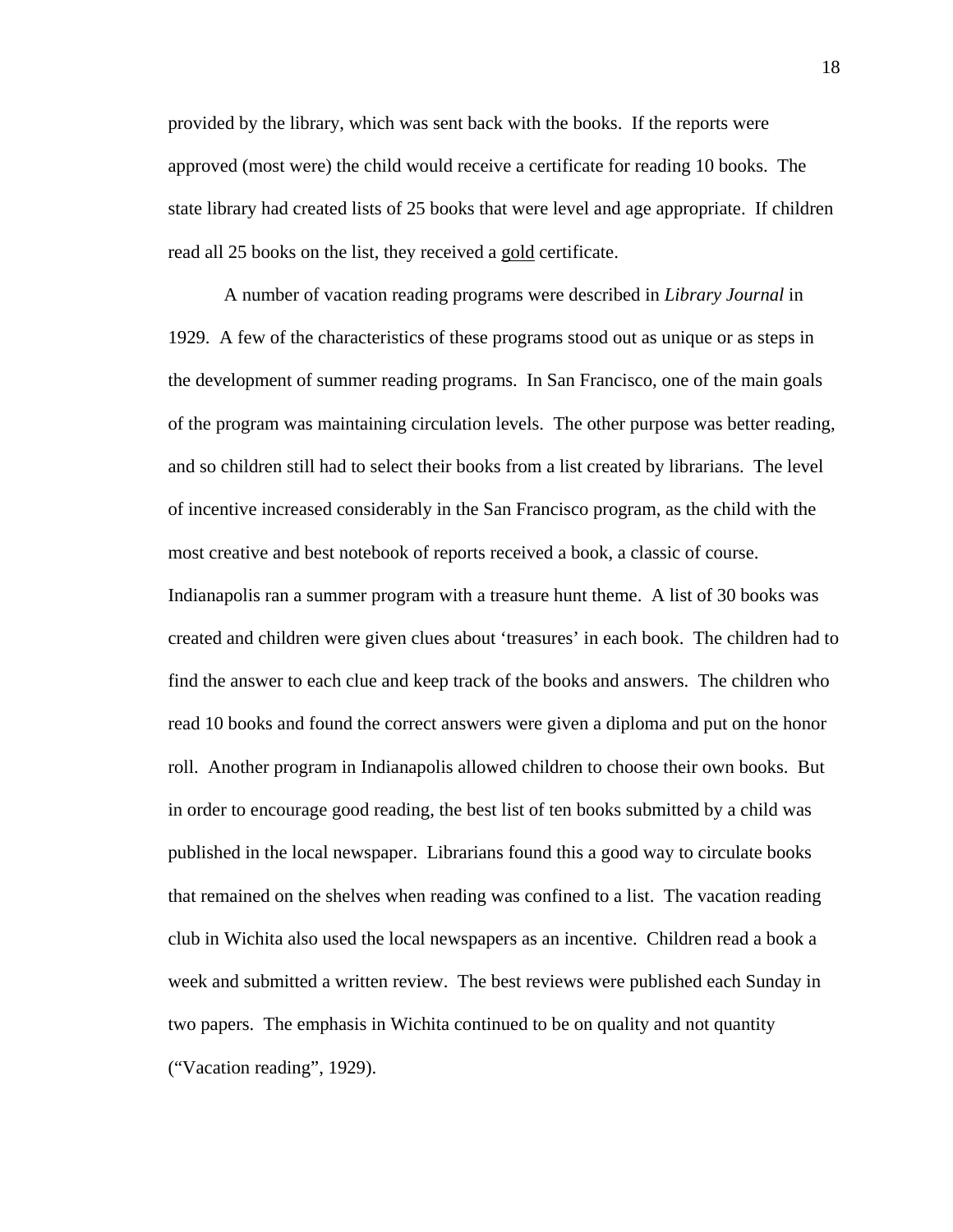provided by the library, which was sent back with the books. If the reports were approved (most were) the child would receive a certificate for reading 10 books. The state library had created lists of 25 books that were level and age appropriate. If children read all 25 books on the list, they received a <u>gold</u> certificate.

A number of vacation reading programs were described in *Library Journal* in 1929. A few of the characteristics of these programs stood out as unique or as steps in the development of summer reading programs. In San Francisco, one of the main goals of the program was maintaining circulation levels. The other purpose was better reading, and so children still had to select their books from a list created by librarians. The level of incentive increased considerably in the San Francisco program, as the child with the most creative and best notebook of reports received a book, a classic of course. Indianapolis ran a summer program with a treasure hunt theme. A list of 30 books was created and children were given clues about 'treasures' in each book. The children had to find the answer to each clue and keep track of the books and answers. The children who read 10 books and found the correct answers were given a diploma and put on the honor roll. Another program in Indianapolis allowed children to choose their own books. But in order to encourage good reading, the best list of ten books submitted by a child was published in the local newspaper. Librarians found this a good way to circulate books that remained on the shelves when reading was confined to a list. The vacation reading club in Wichita also used the local newspapers as an incentive. Children read a book a week and submitted a written review. The best reviews were published each Sunday in two papers. The emphasis in Wichita continued to be on quality and not quantity ("Vacation reading", 1929).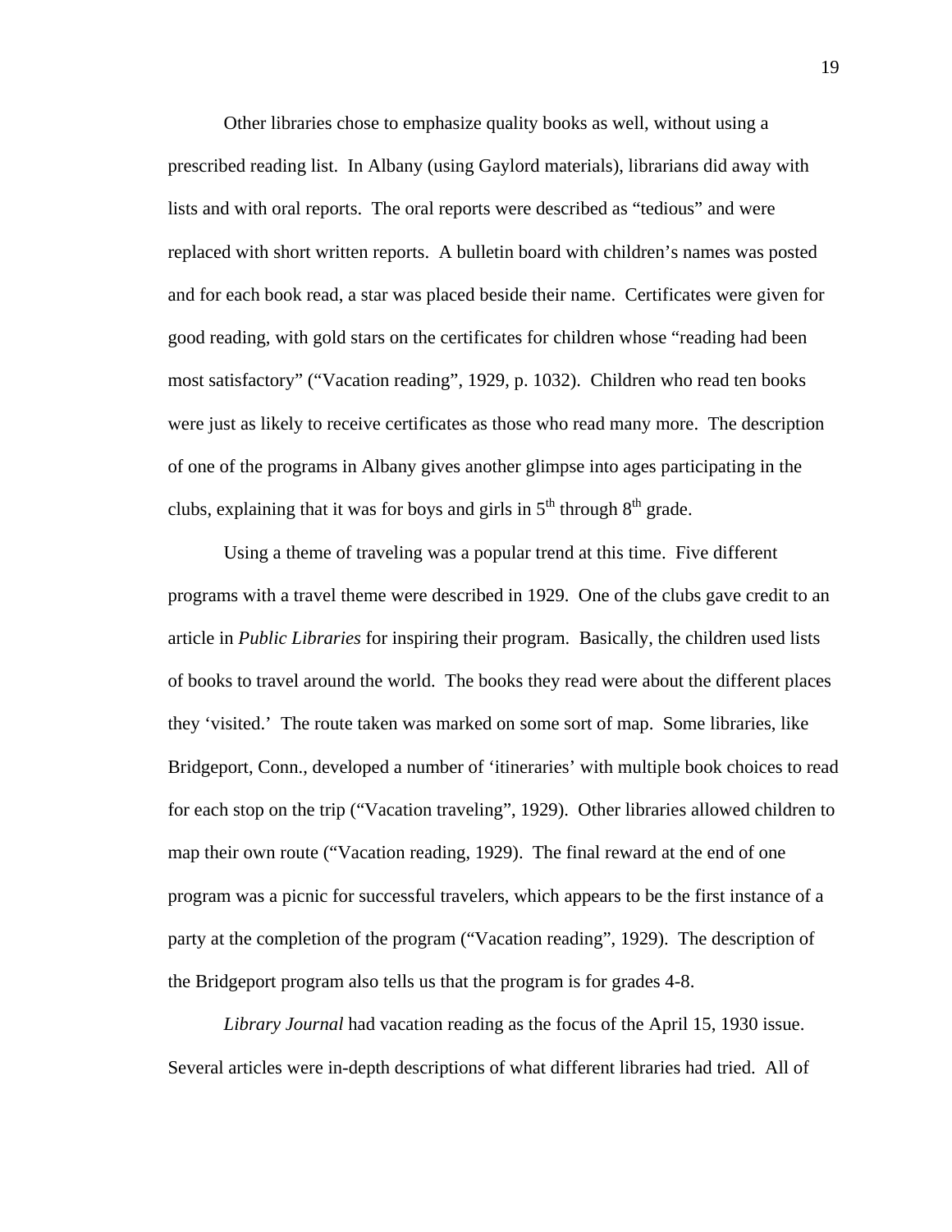Other libraries chose to emphasize quality books as well, without using a prescribed reading list. In Albany (using Gaylord materials), librarians did away with lists and with oral reports. The oral reports were described as "tedious" and were replaced with short written reports. A bulletin board with children's names was posted and for each book read, a star was placed beside their name. Certificates were given for good reading, with gold stars on the certificates for children whose "reading had been most satisfactory" ("Vacation reading", 1929, p. 1032). Children who read ten books were just as likely to receive certificates as those who read many more. The description of one of the programs in Albany gives another glimpse into ages participating in the clubs, explaining that it was for boys and girls in 5th through 8th grade.

Using a theme of traveling was a popular trend at this time. Five different programs with a travel theme were described in 1929. One of the clubs gave credit to an article in *Public Libraries* for inspiring their program. Basically, the children used lists of books to travel around the world. The books they read were about the different places they 'visited.' The route taken was marked on some sort of map. Some libraries, like Bridgeport, Conn., developed a number of 'itineraries' with multiple book choices to read for each stop on the trip ("Vacation traveling", 1929). Other libraries allowed children to map their own route ("Vacation reading, 1929). The final reward at the end of one program was a picnic for successful travelers, which appears to be the first instance of a party at the completion of the program ("Vacation reading", 1929). The description of the Bridgeport program also tells us that the program is for grades 4-8.

*Library Journal* had vacation reading as the focus of the April 15, 1930 issue. Several articles were in-depth descriptions of what different libraries had tried. All of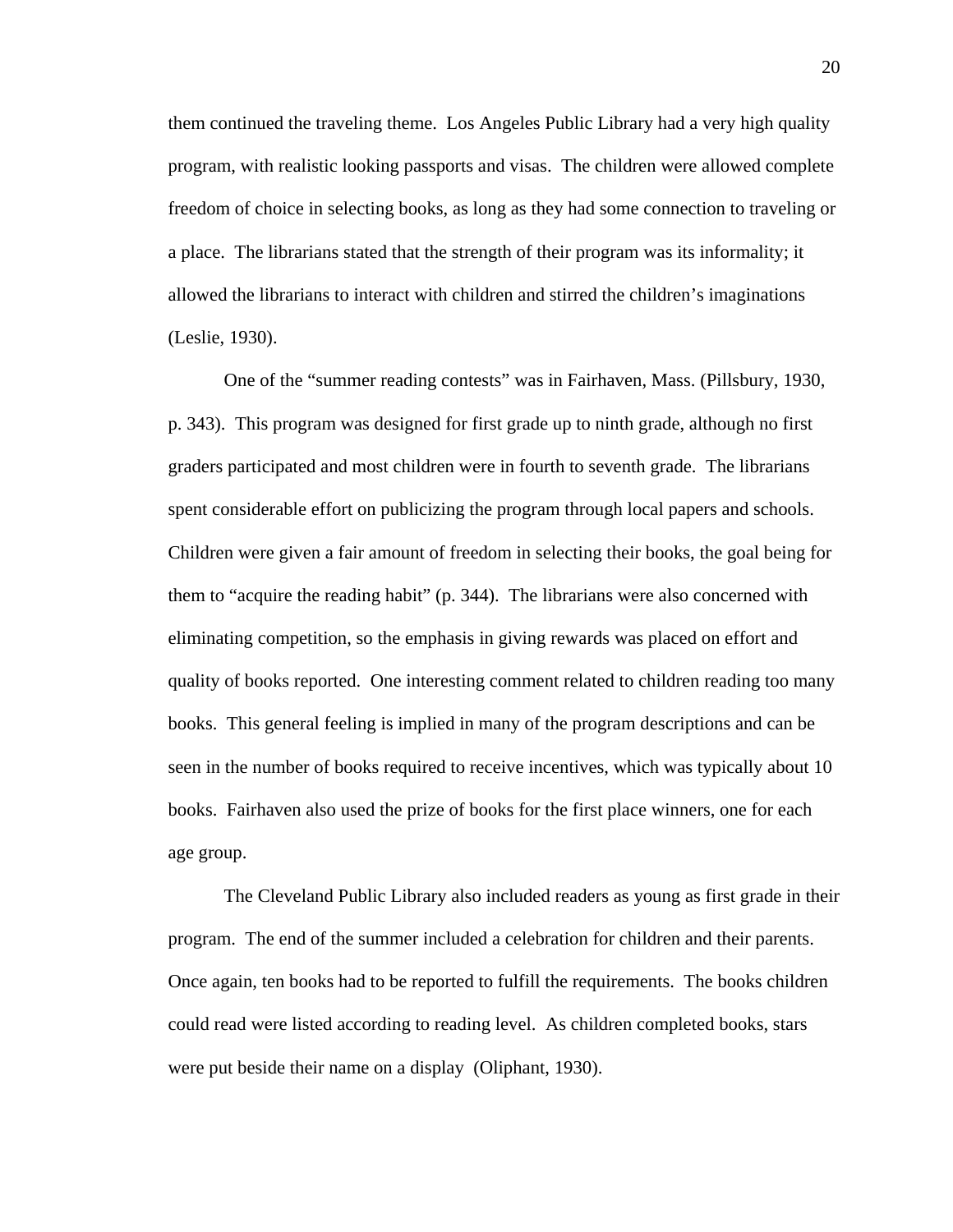them continued the traveling theme. Los Angeles Public Library had a very high quality program, with realistic looking passports and visas. The children were allowed complete freedom of choice in selecting books, as long as they had some connection to traveling or a place. The librarians stated that the strength of their program was its informality; it allowed the librarians to interact with children and stirred the children's imaginations (Leslie, 1930).

One of the "summer reading contests" was in Fairhaven, Mass. (Pillsbury, 1930, p. 343). This program was designed for first grade up to ninth grade, although no first graders participated and most children were in fourth to seventh grade. The librarians spent considerable effort on publicizing the program through local papers and schools. Children were given a fair amount of freedom in selecting their books, the goal being for them to "acquire the reading habit" (p. 344). The librarians were also concerned with eliminating competition, so the emphasis in giving rewards was placed on effort and quality of books reported. One interesting comment related to children reading too many books. This general feeling is implied in many of the program descriptions and can be seen in the number of books required to receive incentives, which was typically about 10 books. Fairhaven also used the prize of books for the first place winners, one for each age group.

The Cleveland Public Library also included readers as young as first grade in their program. The end of the summer included a celebration for children and their parents. Once again, ten books had to be reported to fulfill the requirements. The books children could read were listed according to reading level. As children completed books, stars were put beside their name on a display (Oliphant, 1930).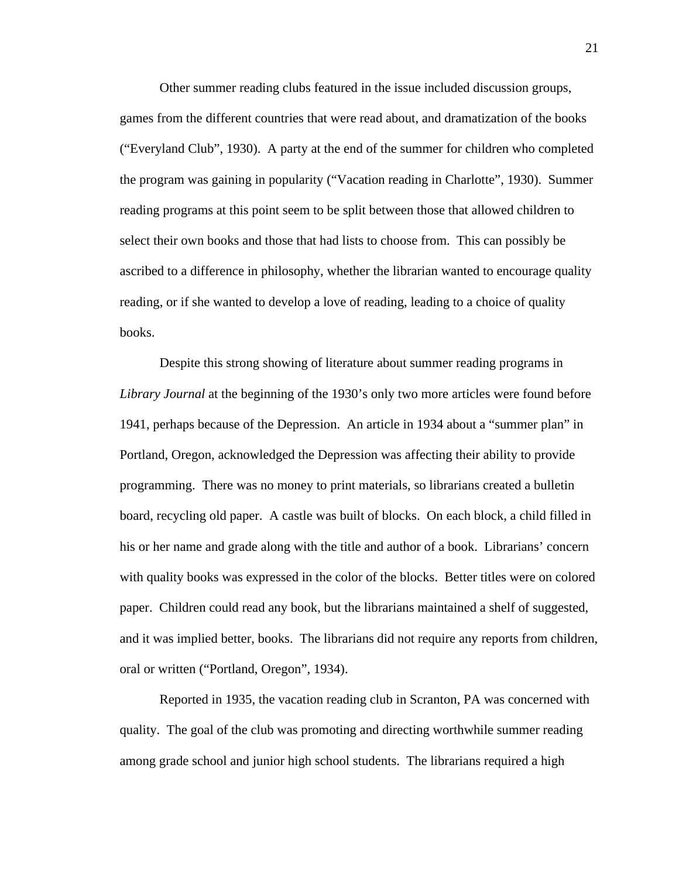Other summer reading clubs featured in the issue included discussion groups, games from the different countries that were read about, and dramatization of the books ("Everyland Club", 1930). A party at the end of the summer for children who completed the program was gaining in popularity ("Vacation reading in Charlotte", 1930). Summer reading programs at this point seem to be split between those that allowed children to select their own books and those that had lists to choose from. This can possibly be ascribed to a difference in philosophy, whether the librarian wanted to encourage quality reading, or if she wanted to develop a love of reading, leading to a choice of quality books.

Despite this strong showing of literature about summer reading programs in *Library Journal* at the beginning of the 1930's only two more articles were found before 1941, perhaps because of the Depression. An article in 1934 about a "summer plan" in Portland, Oregon, acknowledged the Depression was affecting their ability to provide programming. There was no money to print materials, so librarians created a bulletin board, recycling old paper. A castle was built of blocks. On each block, a child filled in his or her name and grade along with the title and author of a book. Librarians' concern with quality books was expressed in the color of the blocks. Better titles were on colored paper. Children could read any book, but the librarians maintained a shelf of suggested, and it was implied better, books. The librarians did not require any reports from children, oral or written ("Portland, Oregon", 1934).

Reported in 1935, the vacation reading club in Scranton, PA was concerned with quality. The goal of the club was promoting and directing worthwhile summer reading among grade school and junior high school students. The librarians required a high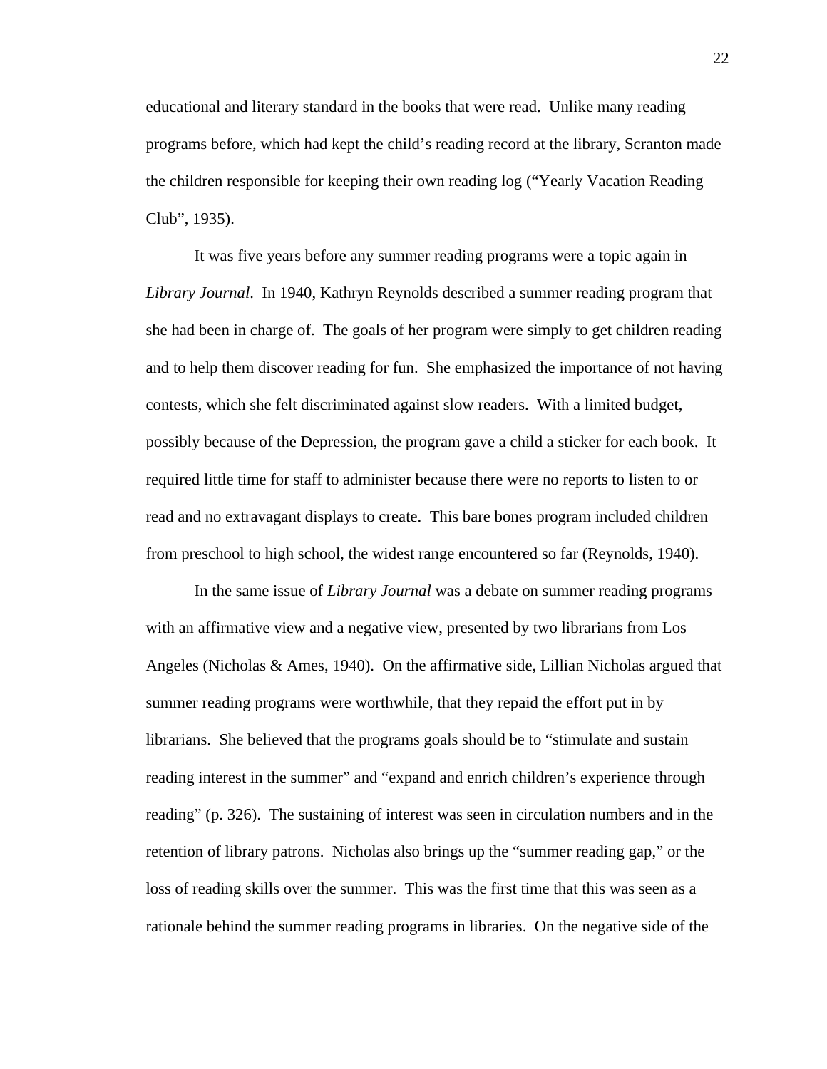educational and literary standard in the books that were read. Unlike many reading programs before, which had kept the child's reading record at the library, Scranton made the children responsible for keeping their own reading log ("Yearly Vacation Reading Club", 1935).

It was five years before any summer reading programs were a topic again in *Library Journal*. In 1940, Kathryn Reynolds described a summer reading program that she had been in charge of. The goals of her program were simply to get children reading and to help them discover reading for fun. She emphasized the importance of not having contests, which she felt discriminated against slow readers. With a limited budget, possibly because of the Depression, the program gave a child a sticker for each book. It required little time for staff to administer because there were no reports to listen to or read and no extravagant displays to create. This bare bones program included children from preschool to high school, the widest range encountered so far (Reynolds, 1940).

In the same issue of *Library Journal* was a debate on summer reading programs with an affirmative view and a negative view, presented by two librarians from Los Angeles (Nicholas & Ames, 1940). On the affirmative side, Lillian Nicholas argued that summer reading programs were worthwhile, that they repaid the effort put in by librarians. She believed that the programs goals should be to "stimulate and sustain reading interest in the summer" and "expand and enrich children's experience through reading" (p. 326). The sustaining of interest was seen in circulation numbers and in the retention of library patrons. Nicholas also brings up the "summer reading gap," or the loss of reading skills over the summer. This was the first time that this was seen as a rationale behind the summer reading programs in libraries. On the negative side of the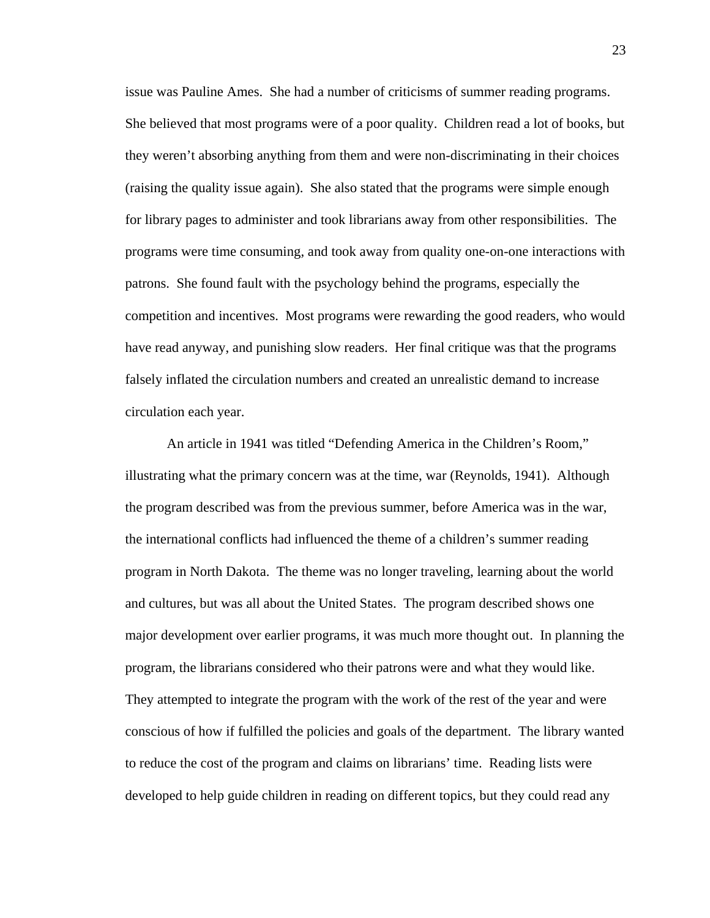issue was Pauline Ames. She had a number of criticisms of summer reading programs. She believed that most programs were of a poor quality. Children read a lot of books, but they weren't absorbing anything from them and were non-discriminating in their choices (raising the quality issue again). She also stated that the programs were simple enough for library pages to administer and took librarians away from other responsibilities. The programs were time consuming, and took away from quality one-on-one interactions with patrons. She found fault with the psychology behind the programs, especially the competition and incentives. Most programs were rewarding the good readers, who would have read anyway, and punishing slow readers. Her final critique was that the programs falsely inflated the circulation numbers and created an unrealistic demand to increase circulation each year.

An article in 1941 was titled "Defending America in the Children's Room," illustrating what the primary concern was at the time, war (Reynolds, 1941). Although the program described was from the previous summer, before America was in the war, the international conflicts had influenced the theme of a children's summer reading program in North Dakota. The theme was no longer traveling, learning about the world and cultures, but was all about the United States. The program described shows one major development over earlier programs, it was much more thought out. In planning the program, the librarians considered who their patrons were and what they would like. They attempted to integrate the program with the work of the rest of the year and were conscious of how if fulfilled the policies and goals of the department. The library wanted to reduce the cost of the program and claims on librarians' time. Reading lists were developed to help guide children in reading on different topics, but they could read any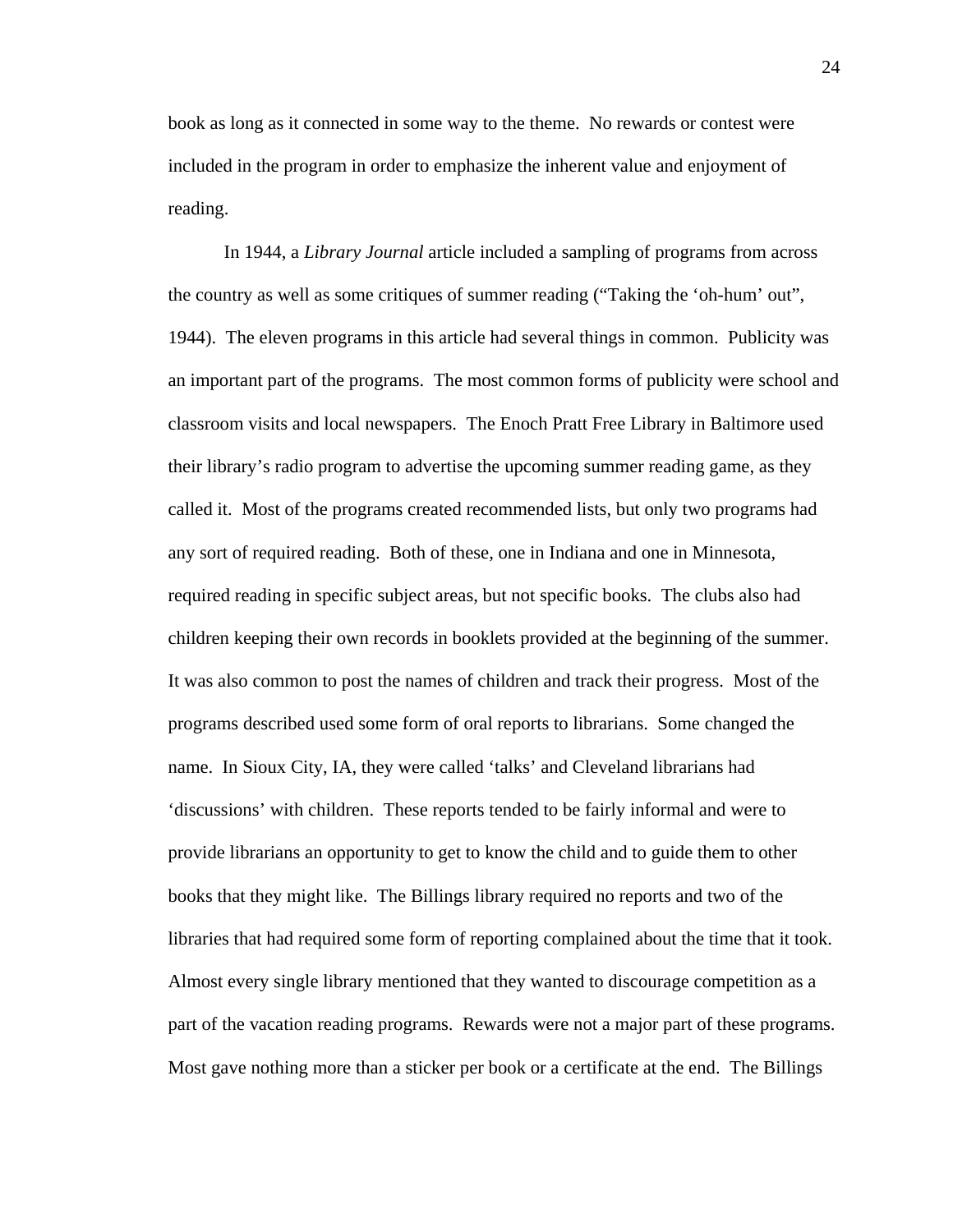book as long as it connected in some way to the theme. No rewards or contest were included in the program in order to emphasize the inherent value and enjoyment of reading.

In 1944, a *Library Journal* article included a sampling of programs from across the country as well as some critiques of summer reading ("Taking the 'oh-hum' out", 1944). The eleven programs in this article had several things in common. Publicity was an important part of the programs. The most common forms of publicity were school and classroom visits and local newspapers. The Enoch Pratt Free Library in Baltimore used their library's radio program to advertise the upcoming summer reading game, as they called it. Most of the programs created recommended lists, but only two programs had any sort of required reading. Both of these, one in Indiana and one in Minnesota, required reading in specific subject areas, but not specific books. The clubs also had children keeping their own records in booklets provided at the beginning of the summer. It was also common to post the names of children and track their progress. Most of the programs described used some form of oral reports to librarians. Some changed the name. In Sioux City, IA, they were called 'talks' and Cleveland librarians had 'discussions' with children. These reports tended to be fairly informal and were to provide librarians an opportunity to get to know the child and to guide them to other books that they might like. The Billings library required no reports and two of the libraries that had required some form of reporting complained about the time that it took. Almost every single library mentioned that they wanted to discourage competition as a part of the vacation reading programs. Rewards were not a major part of these programs. Most gave nothing more than a sticker per book or a certificate at the end. The Billings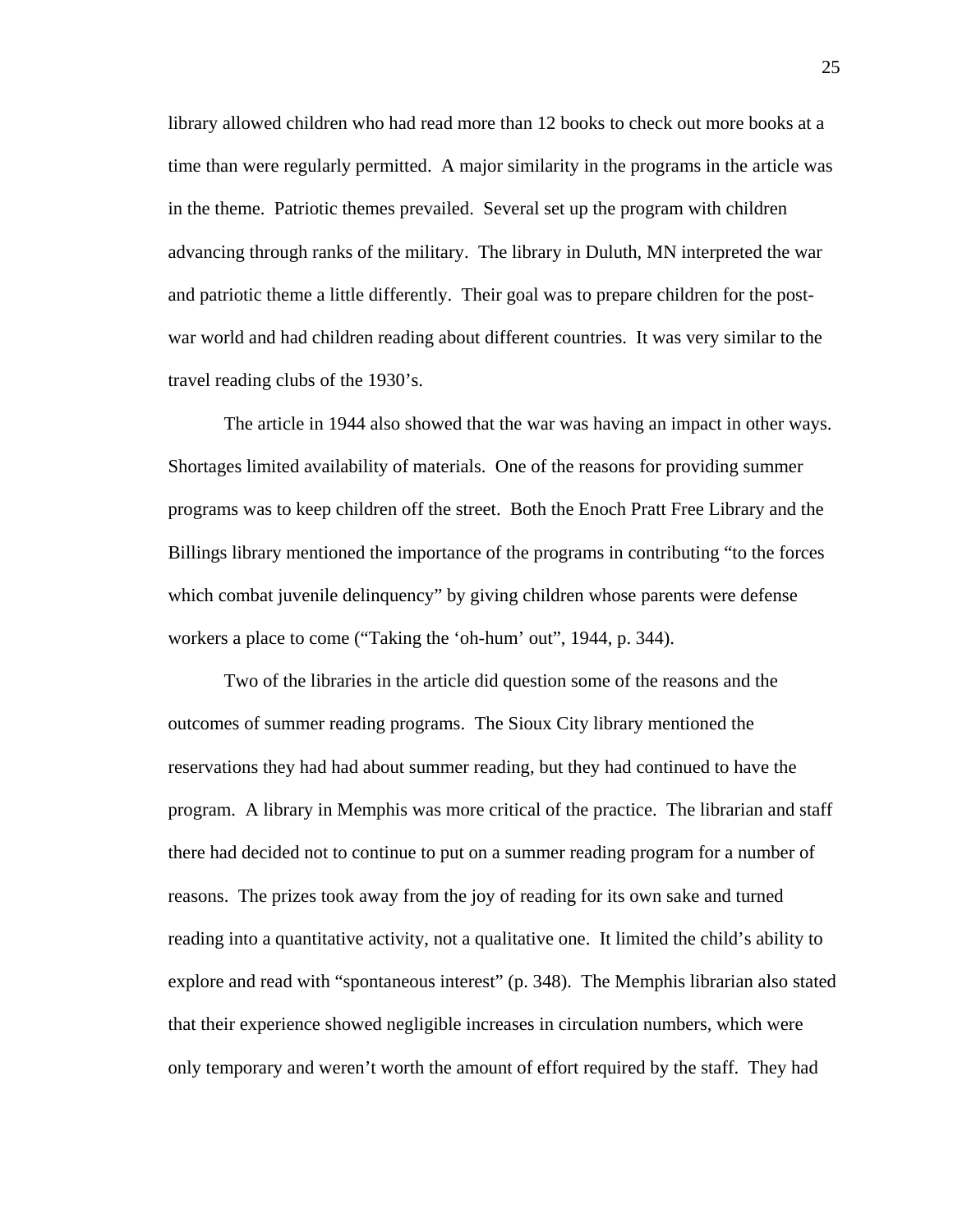library allowed children who had read more than 12 books to check out more books at a time than were regularly permitted. A major similarity in the programs in the article was in the theme. Patriotic themes prevailed. Several set up the program with children advancing through ranks of the military. The library in Duluth, MN interpreted the war and patriotic theme a little differently. Their goal was to prepare children for the post-war world and had children reading about different countries. It was very similar to the travel reading clubs of the 1930's.

The article in 1944 also showed that the war was having an impact in other ways. Shortages limited availability of materials. One of the reasons for providing summer programs was to keep children off the street. Both the Enoch Pratt Free Library and the Billings library mentioned the importance of the programs in contributing "to the forces which combat juvenile delinquency" by giving children whose parents were defense workers a place to come ("Taking the 'oh-hum' out", 1944, p. 344).

Two of the libraries in the article did question some of the reasons and the outcomes of summer reading programs. The Sioux City library mentioned the reservations they had had about summer reading, but they had continued to have the program. A library in Memphis was more critical of the practice. The librarian and staff there had decided not to continue to put on a summer reading program for a number of reasons. The prizes took away from the joy of reading for its own sake and turned reading into a quantitative activity, not a qualitative one. It limited the child's ability to explore and read with "spontaneous interest" (p. 348). The Memphis librarian also stated that their experience showed negligible increases in circulation numbers, which were only temporary and weren't worth the amount of effort required by the staff. They had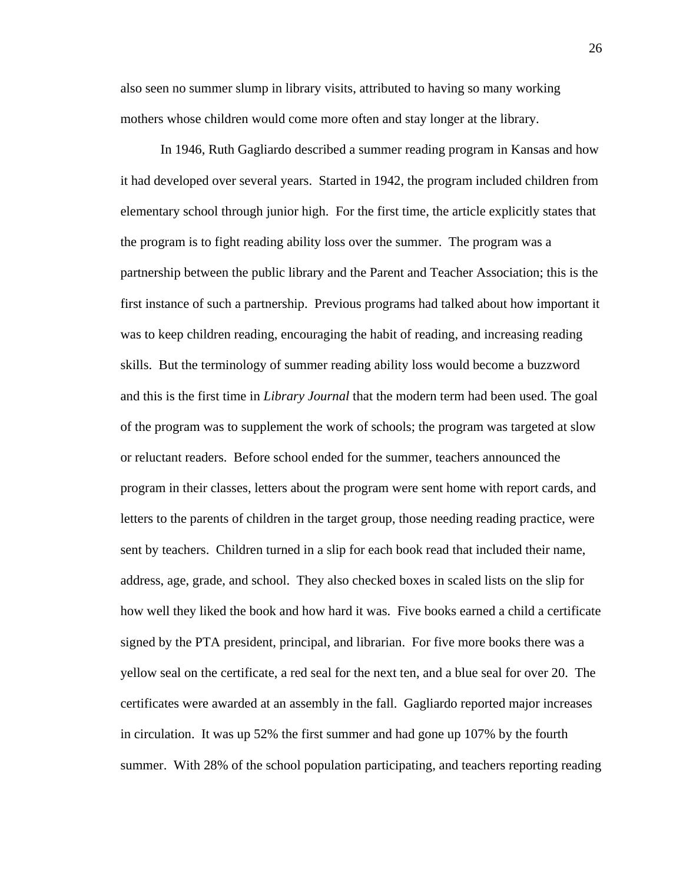also seen no summer slump in library visits, attributed to having so many working mothers whose children would come more often and stay longer at the library.

In 1946, Ruth Gagliardo described a summer reading program in Kansas and how it had developed over several years. Started in 1942, the program included children from elementary school through junior high. For the first time, the article explicitly states that the program is to fight reading ability loss over the summer. The program was a partnership between the public library and the Parent and Teacher Association; this is the first instance of such a partnership. Previous programs had talked about how important it was to keep children reading, encouraging the habit of reading, and increasing reading skills. But the terminology of summer reading ability loss would become a buzzword and this is the first time in *Library Journal* that the modern term had been used. The goal of the program was to supplement the work of schools; the program was targeted at slow or reluctant readers. Before school ended for the summer, teachers announced the program in their classes, letters about the program were sent home with report cards, and letters to the parents of children in the target group, those needing reading practice, were sent by teachers. Children turned in a slip for each book read that included their name, address, age, grade, and school. They also checked boxes in scaled lists on the slip for how well they liked the book and how hard it was. Five books earned a child a certificate signed by the PTA president, principal, and librarian. For five more books there was a yellow seal on the certificate, a red seal for the next ten, and a blue seal for over 20. The certificates were awarded at an assembly in the fall. Gagliardo reported major increases in circulation. It was up 52% the first summer and had gone up 107% by the fourth summer. With 28% of the school population participating, and teachers reporting reading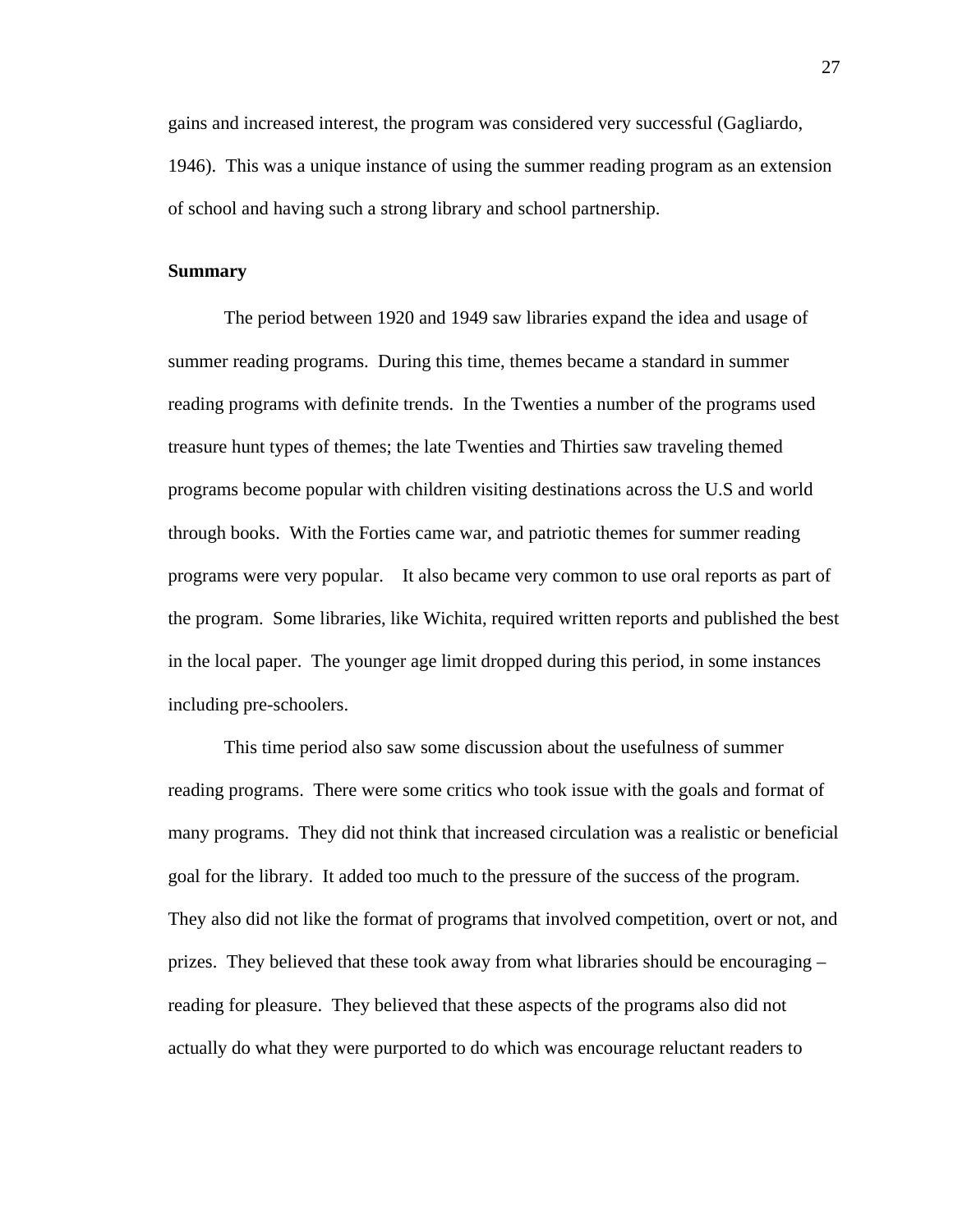gains and increased interest, the program was considered very successful (Gagliardo, 1946). This was a unique instance of using the summer reading program as an extension of school and having such a strong library and school partnership.

**Summary**

The period between 1920 and 1949 saw libraries expand the idea and usage of summer reading programs. During this time, themes became a standard in summer reading programs with definite trends. In the Twenties a number of the programs used treasure hunt types of themes; the late Twenties and Thirties saw traveling themed programs become popular with children visiting destinations across the U.S and world through books. With the Forties came war, and patriotic themes for summer reading programs were very popular. It also became very common to use oral reports as part of the program. Some libraries, like Wichita, required written reports and published the best in the local paper. The younger age limit dropped during this period, in some instances including pre-schoolers.

This time period also saw some discussion about the usefulness of summer reading programs. There were some critics who took issue with the goals and format of many programs. They did not think that increased circulation was a realistic or beneficial goal for the library. It added too much to the pressure of the success of the program. They also did not like the format of programs that involved competition, overt or not, and prizes. They believed that these took away from what libraries should be encouraging – reading for pleasure. They believed that these aspects of the programs also did not actually do what they were purported to do which was encourage reluctant readers to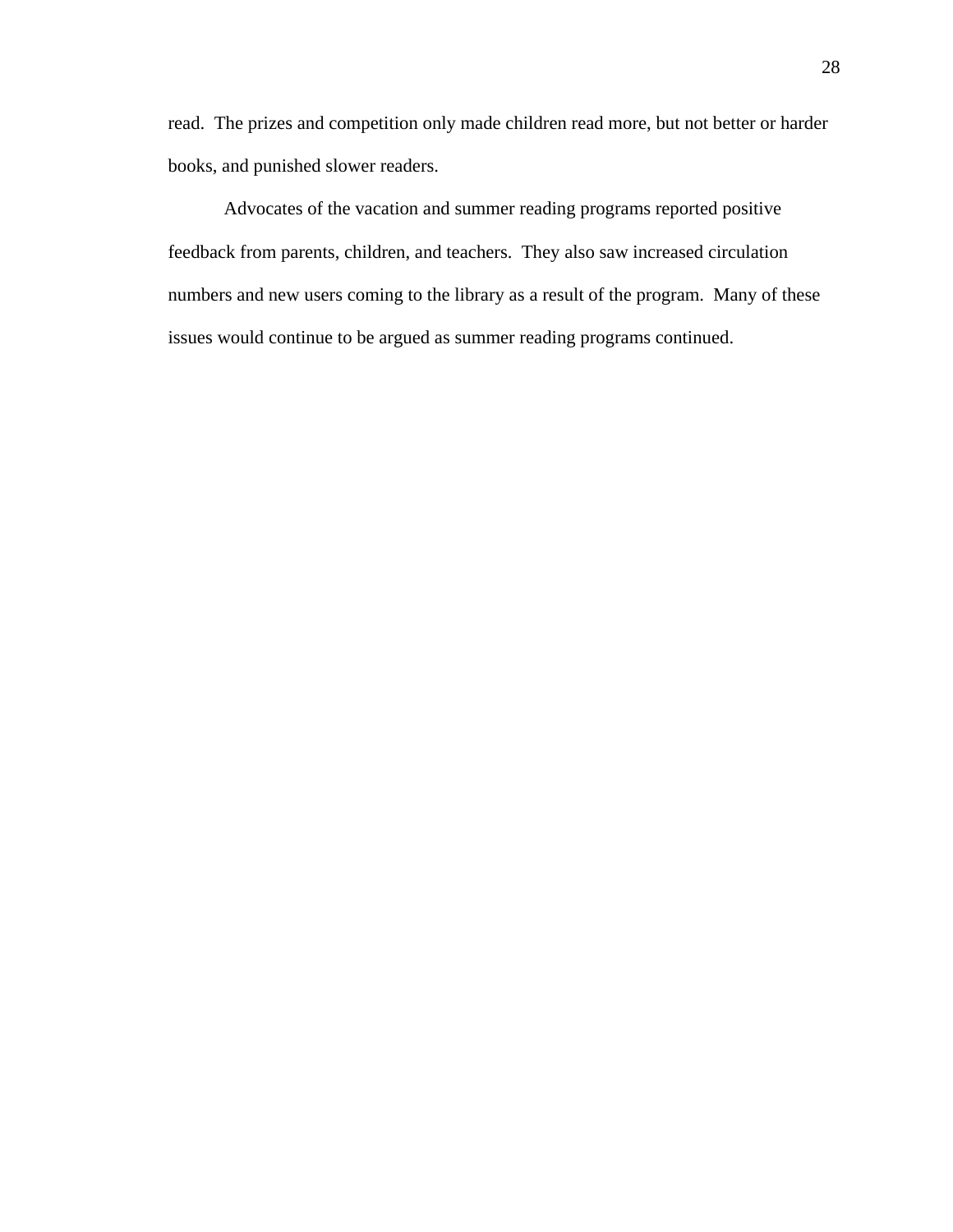read.  The prizes and competition only made children read more, but not better or harder books, and punished slower readers.

Advocates of the vacation and summer reading programs reported positive feedback from parents, children, and teachers.  They also saw increased circulation numbers and new users coming to the library as a result of the program.  Many of these issues would continue to be argued as summer reading programs continued.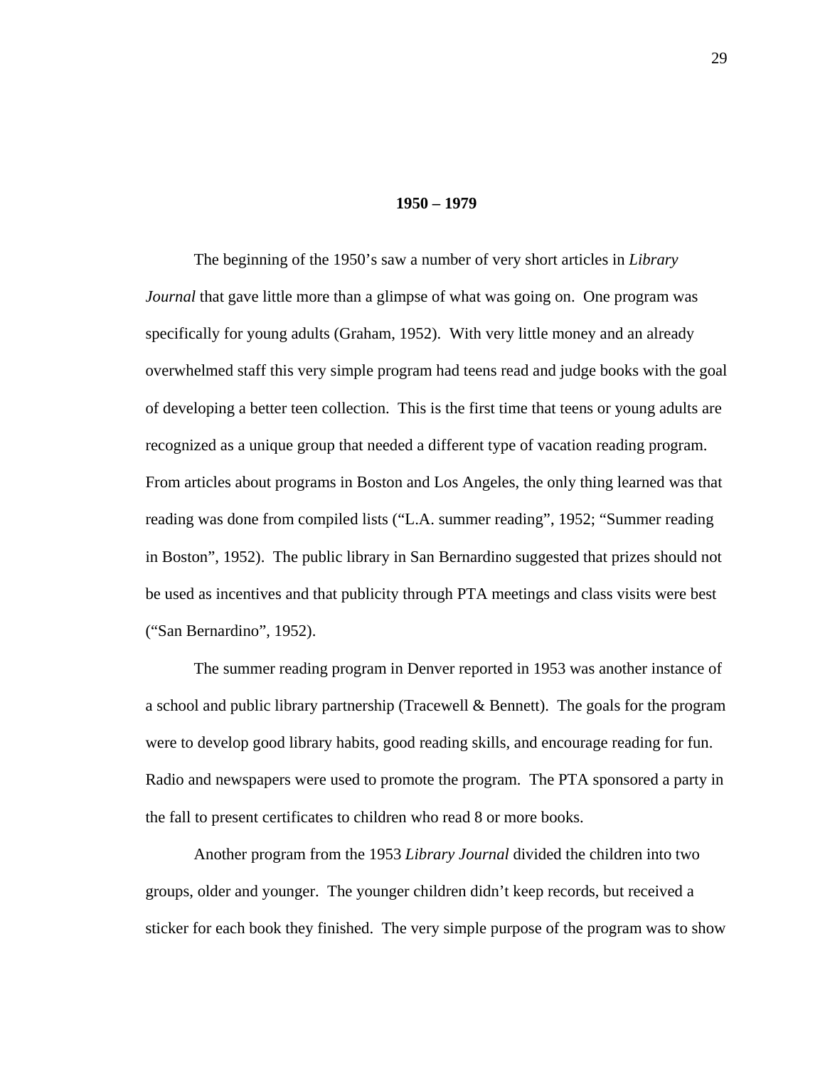## 1950 – 1979

The beginning of the 1950's saw a number of very short articles in *Library Journal* that gave little more than a glimpse of what was going on. One program was specifically for young adults (Graham, 1952). With very little money and an already overwhelmed staff this very simple program had teens read and judge books with the goal of developing a better teen collection. This is the first time that teens or young adults are recognized as a unique group that needed a different type of vacation reading program. From articles about programs in Boston and Los Angeles, the only thing learned was that reading was done from compiled lists ("L.A. summer reading", 1952; "Summer reading in Boston", 1952). The public library in San Bernardino suggested that prizes should not be used as incentives and that publicity through PTA meetings and class visits were best ("San Bernardino", 1952).

The summer reading program in Denver reported in 1953 was another instance of a school and public library partnership (Tracewell & Bennett). The goals for the program were to develop good library habits, good reading skills, and encourage reading for fun. Radio and newspapers were used to promote the program. The PTA sponsored a party in the fall to present certificates to children who read 8 or more books.

Another program from the 1953 *Library Journal* divided the children into two groups, older and younger. The younger children didn't keep records, but received a sticker for each book they finished. The very simple purpose of the program was to show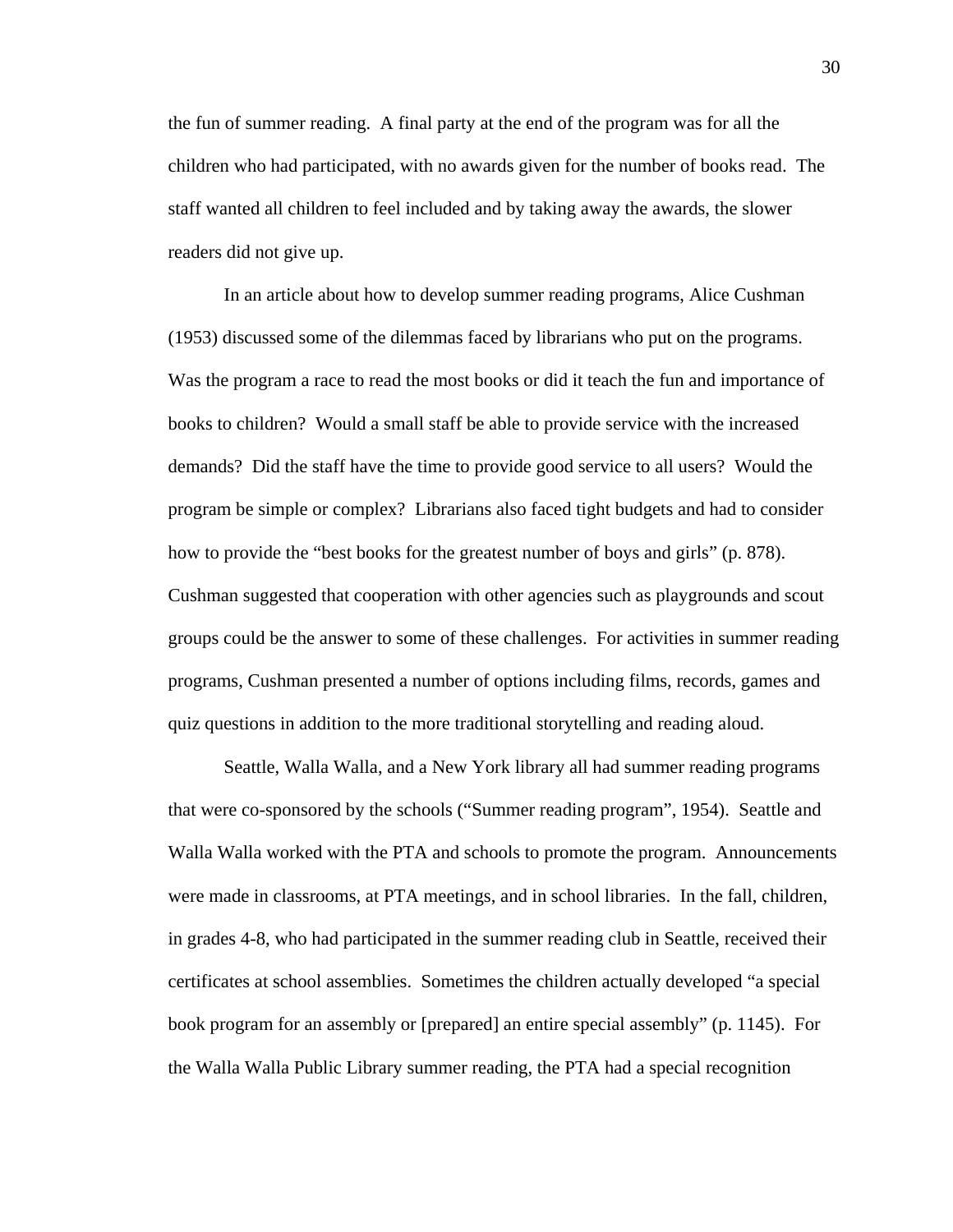the fun of summer reading. A final party at the end of the program was for all the children who had participated, with no awards given for the number of books read. The staff wanted all children to feel included and by taking away the awards, the slower readers did not give up.

In an article about how to develop summer reading programs, Alice Cushman (1953) discussed some of the dilemmas faced by librarians who put on the programs. Was the program a race to read the most books or did it teach the fun and importance of books to children? Would a small staff be able to provide service with the increased demands? Did the staff have the time to provide good service to all users? Would the program be simple or complex? Librarians also faced tight budgets and had to consider how to provide the "best books for the greatest number of boys and girls" (p. 878). Cushman suggested that cooperation with other agencies such as playgrounds and scout groups could be the answer to some of these challenges. For activities in summer reading programs, Cushman presented a number of options including films, records, games and quiz questions in addition to the more traditional storytelling and reading aloud.

Seattle, Walla Walla, and a New York library all had summer reading programs that were co-sponsored by the schools ("Summer reading program", 1954). Seattle and Walla Walla worked with the PTA and schools to promote the program. Announcements were made in classrooms, at PTA meetings, and in school libraries. In the fall, children, in grades 4-8, who had participated in the summer reading club in Seattle, received their certificates at school assemblies. Sometimes the children actually developed "a special book program for an assembly or [prepared] an entire special assembly" (p. 1145). For the Walla Walla Public Library summer reading, the PTA had a special recognition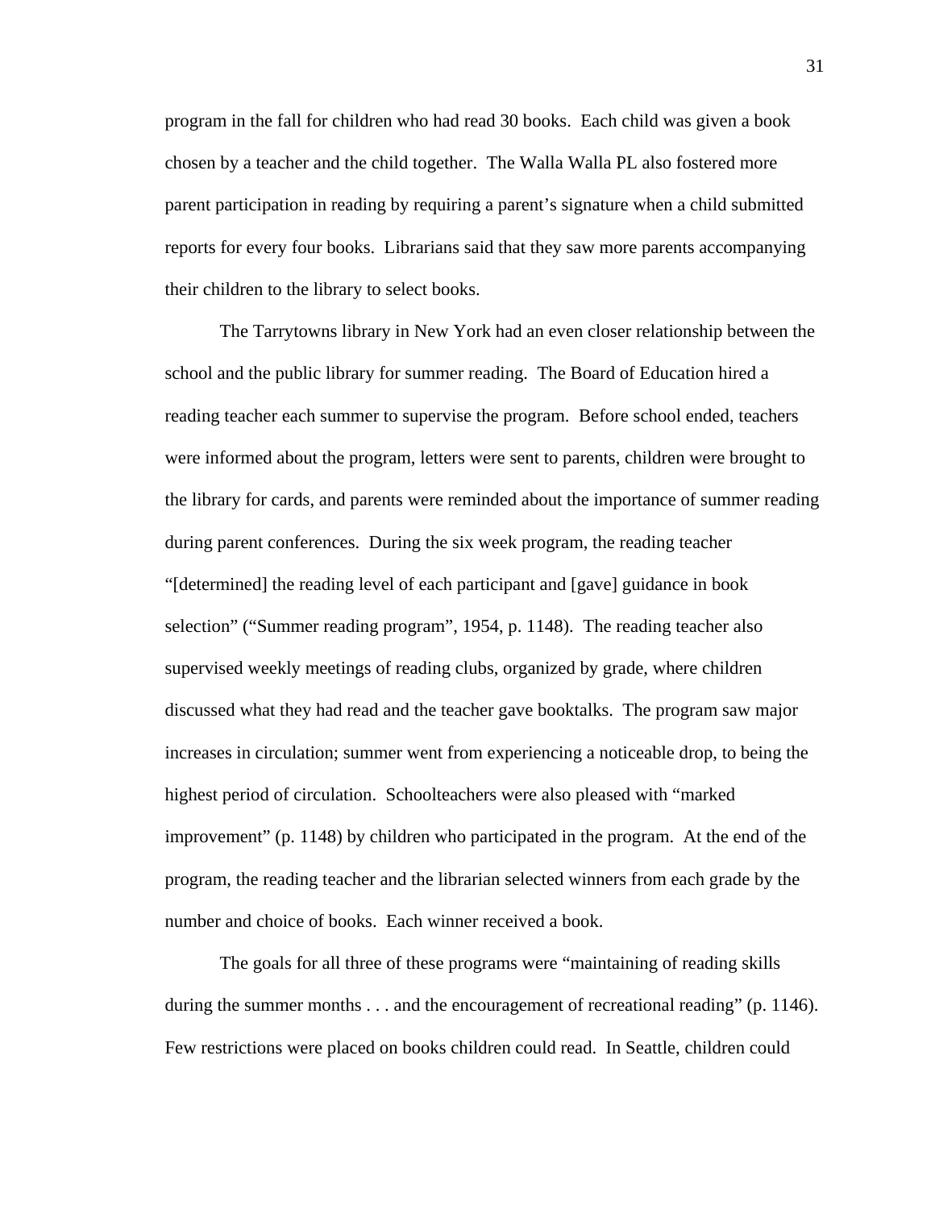program in the fall for children who had read 30 books. Each child was given a book chosen by a teacher and the child together. The Walla Walla PL also fostered more parent participation in reading by requiring a parent's signature when a child submitted reports for every four books. Librarians said that they saw more parents accompanying their children to the library to select books.

The Tarrytowns library in New York had an even closer relationship between the school and the public library for summer reading. The Board of Education hired a reading teacher each summer to supervise the program. Before school ended, teachers were informed about the program, letters were sent to parents, children were brought to the library for cards, and parents were reminded about the importance of summer reading during parent conferences. During the six week program, the reading teacher "[determined] the reading level of each participant and [gave] guidance in book selection" ("Summer reading program", 1954, p. 1148). The reading teacher also supervised weekly meetings of reading clubs, organized by grade, where children discussed what they had read and the teacher gave booktalks. The program saw major increases in circulation; summer went from experiencing a noticeable drop, to being the highest period of circulation. Schoolteachers were also pleased with "marked improvement" (p. 1148) by children who participated in the program. At the end of the program, the reading teacher and the librarian selected winners from each grade by the number and choice of books. Each winner received a book.

The goals for all three of these programs were "maintaining of reading skills during the summer months . . . and the encouragement of recreational reading" (p. 1146). Few restrictions were placed on books children could read. In Seattle, children could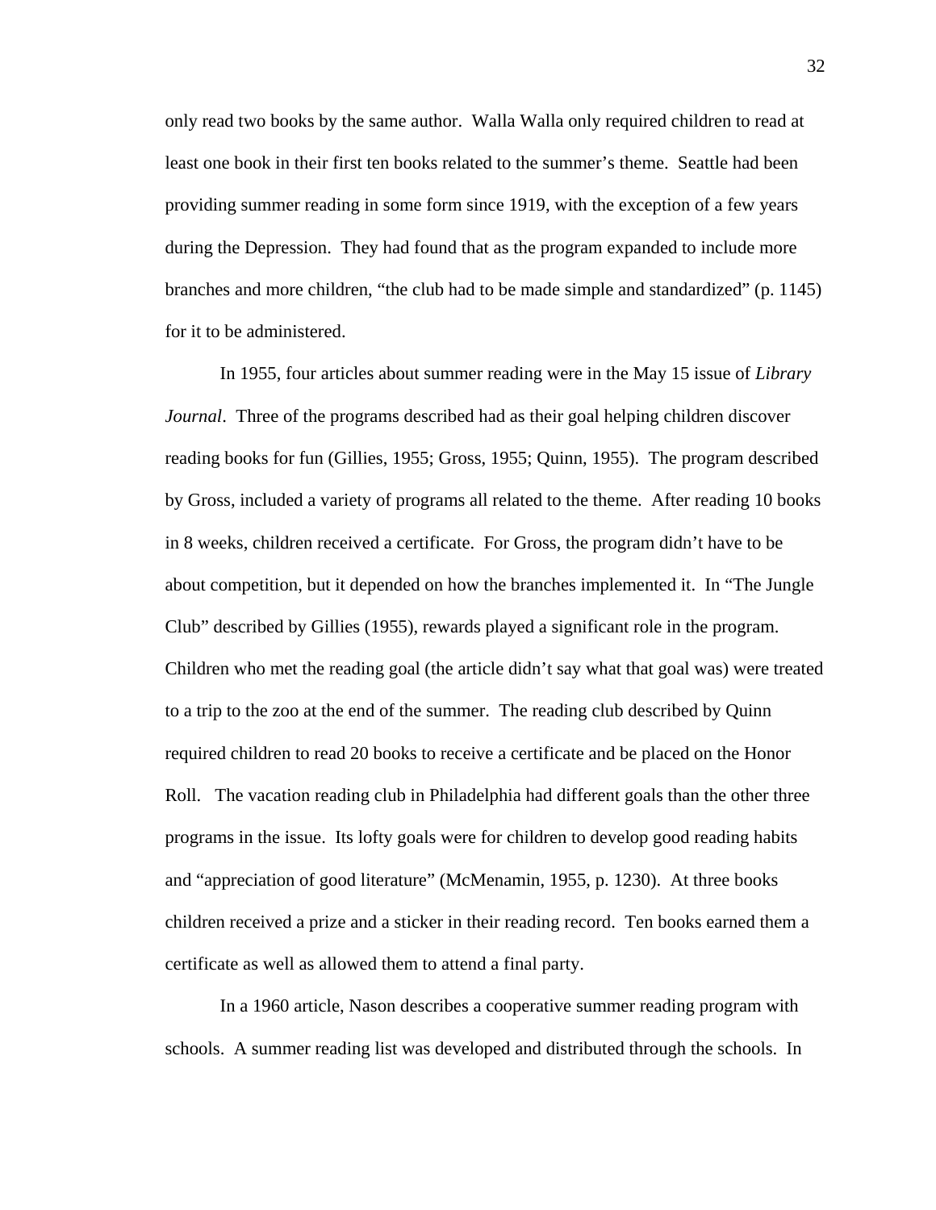only read two books by the same author. Walla Walla only required children to read at least one book in their first ten books related to the summer's theme. Seattle had been providing summer reading in some form since 1919, with the exception of a few years during the Depression. They had found that as the program expanded to include more branches and more children, "the club had to be made simple and standardized" (p. 1145) for it to be administered.

In 1955, four articles about summer reading were in the May 15 issue of *Library Journal*. Three of the programs described had as their goal helping children discover reading books for fun (Gillies, 1955; Gross, 1955; Quinn, 1955). The program described by Gross, included a variety of programs all related to the theme. After reading 10 books in 8 weeks, children received a certificate. For Gross, the program didn't have to be about competition, but it depended on how the branches implemented it. In "The Jungle Club" described by Gillies (1955), rewards played a significant role in the program. Children who met the reading goal (the article didn't say what that goal was) were treated to a trip to the zoo at the end of the summer. The reading club described by Quinn required children to read 20 books to receive a certificate and be placed on the Honor Roll. The vacation reading club in Philadelphia had different goals than the other three programs in the issue. Its lofty goals were for children to develop good reading habits and "appreciation of good literature" (McMenamin, 1955, p. 1230). At three books children received a prize and a sticker in their reading record. Ten books earned them a certificate as well as allowed them to attend a final party.

In a 1960 article, Nason describes a cooperative summer reading program with schools. A summer reading list was developed and distributed through the schools. In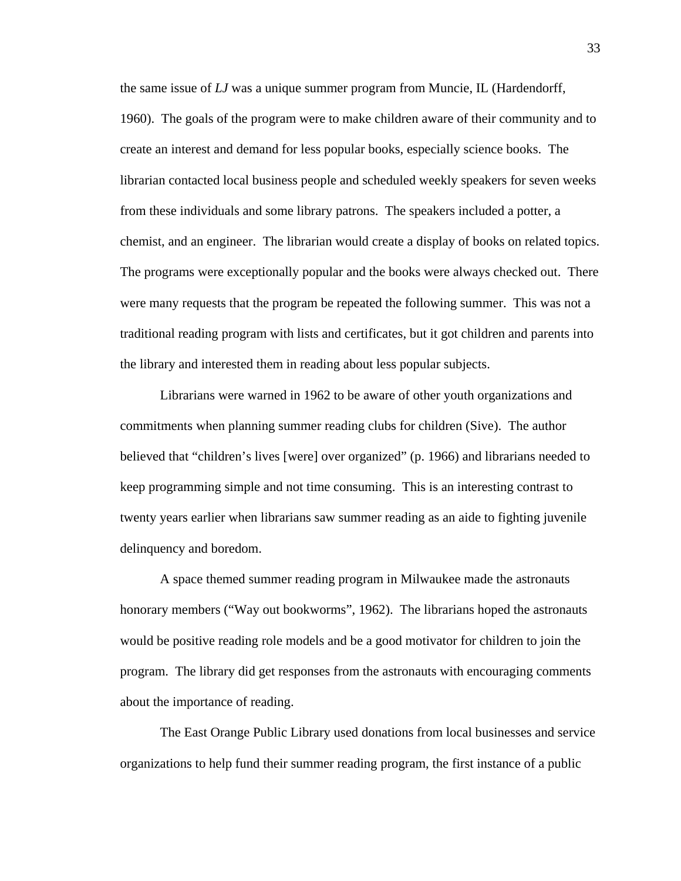the same issue of *LJ* was a unique summer program from Muncie, IL (Hardendorff, 1960). The goals of the program were to make children aware of their community and to create an interest and demand for less popular books, especially science books. The librarian contacted local business people and scheduled weekly speakers for seven weeks from these individuals and some library patrons. The speakers included a potter, a chemist, and an engineer. The librarian would create a display of books on related topics. The programs were exceptionally popular and the books were always checked out. There were many requests that the program be repeated the following summer. This was not a traditional reading program with lists and certificates, but it got children and parents into the library and interested them in reading about less popular subjects.

Librarians were warned in 1962 to be aware of other youth organizations and commitments when planning summer reading clubs for children (Sive). The author believed that "children's lives [were] over organized" (p. 1966) and librarians needed to keep programming simple and not time consuming. This is an interesting contrast to twenty years earlier when librarians saw summer reading as an aide to fighting juvenile delinquency and boredom.

A space themed summer reading program in Milwaukee made the astronauts honorary members ("Way out bookworms", 1962). The librarians hoped the astronauts would be positive reading role models and be a good motivator for children to join the program. The library did get responses from the astronauts with encouraging comments about the importance of reading.

The East Orange Public Library used donations from local businesses and service organizations to help fund their summer reading program, the first instance of a public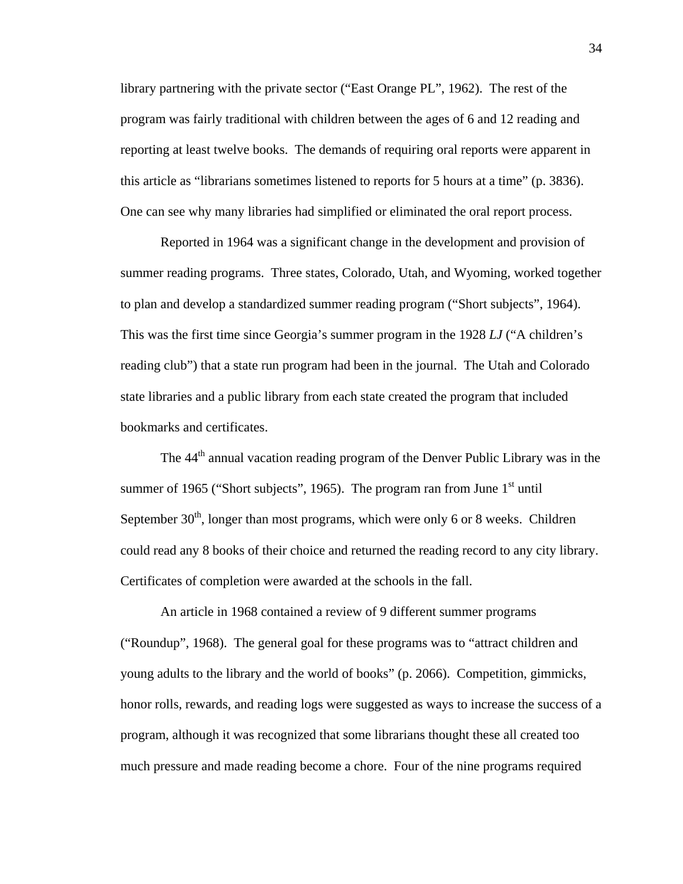library partnering with the private sector (“East Orange PL”, 1962). The rest of the program was fairly traditional with children between the ages of 6 and 12 reading and reporting at least twelve books. The demands of requiring oral reports were apparent in this article as “librarians sometimes listened to reports for 5 hours at a time” (p. 3836). One can see why many libraries had simplified or eliminated the oral report process.

Reported in 1964 was a significant change in the development and provision of summer reading programs. Three states, Colorado, Utah, and Wyoming, worked together to plan and develop a standardized summer reading program (“Short subjects”, 1964). This was the first time since Georgia’s summer program in the 1928 *LJ* (“A children’s reading club”) that a state run program had been in the journal. The Utah and Colorado state libraries and a public library from each state created the program that included bookmarks and certificates.

The 44th annual vacation reading program of the Denver Public Library was in the summer of 1965 (“Short subjects”, 1965). The program ran from June 1st until September 30th, longer than most programs, which were only 6 or 8 weeks. Children could read any 8 books of their choice and returned the reading record to any city library. Certificates of completion were awarded at the schools in the fall.

An article in 1968 contained a review of 9 different summer programs (“Roundup”, 1968). The general goal for these programs was to “attract children and young adults to the library and the world of books” (p. 2066). Competition, gimmicks, honor rolls, rewards, and reading logs were suggested as ways to increase the success of a program, although it was recognized that some librarians thought these all created too much pressure and made reading become a chore. Four of the nine programs required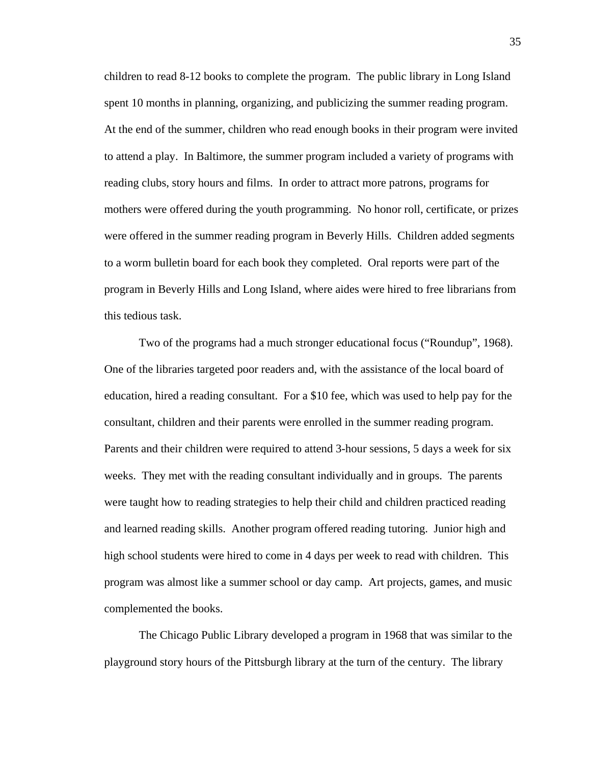children to read 8-12 books to complete the program. The public library in Long Island spent 10 months in planning, organizing, and publicizing the summer reading program. At the end of the summer, children who read enough books in their program were invited to attend a play. In Baltimore, the summer program included a variety of programs with reading clubs, story hours and films. In order to attract more patrons, programs for mothers were offered during the youth programming. No honor roll, certificate, or prizes were offered in the summer reading program in Beverly Hills. Children added segments to a worm bulletin board for each book they completed. Oral reports were part of the program in Beverly Hills and Long Island, where aides were hired to free librarians from this tedious task.

Two of the programs had a much stronger educational focus ("Roundup", 1968). One of the libraries targeted poor readers and, with the assistance of the local board of education, hired a reading consultant. For a $10 fee, which was used to help pay for the consultant, children and their parents were enrolled in the summer reading program. Parents and their children were required to attend 3-hour sessions, 5 days a week for six weeks. They met with the reading consultant individually and in groups. The parents were taught how to reading strategies to help their child and children practiced reading and learned reading skills. Another program offered reading tutoring. Junior high and high school students were hired to come in 4 days per week to read with children. This program was almost like a summer school or day camp. Art projects, games, and music complemented the books.

The Chicago Public Library developed a program in 1968 that was similar to the playground story hours of the Pittsburgh library at the turn of the century. The library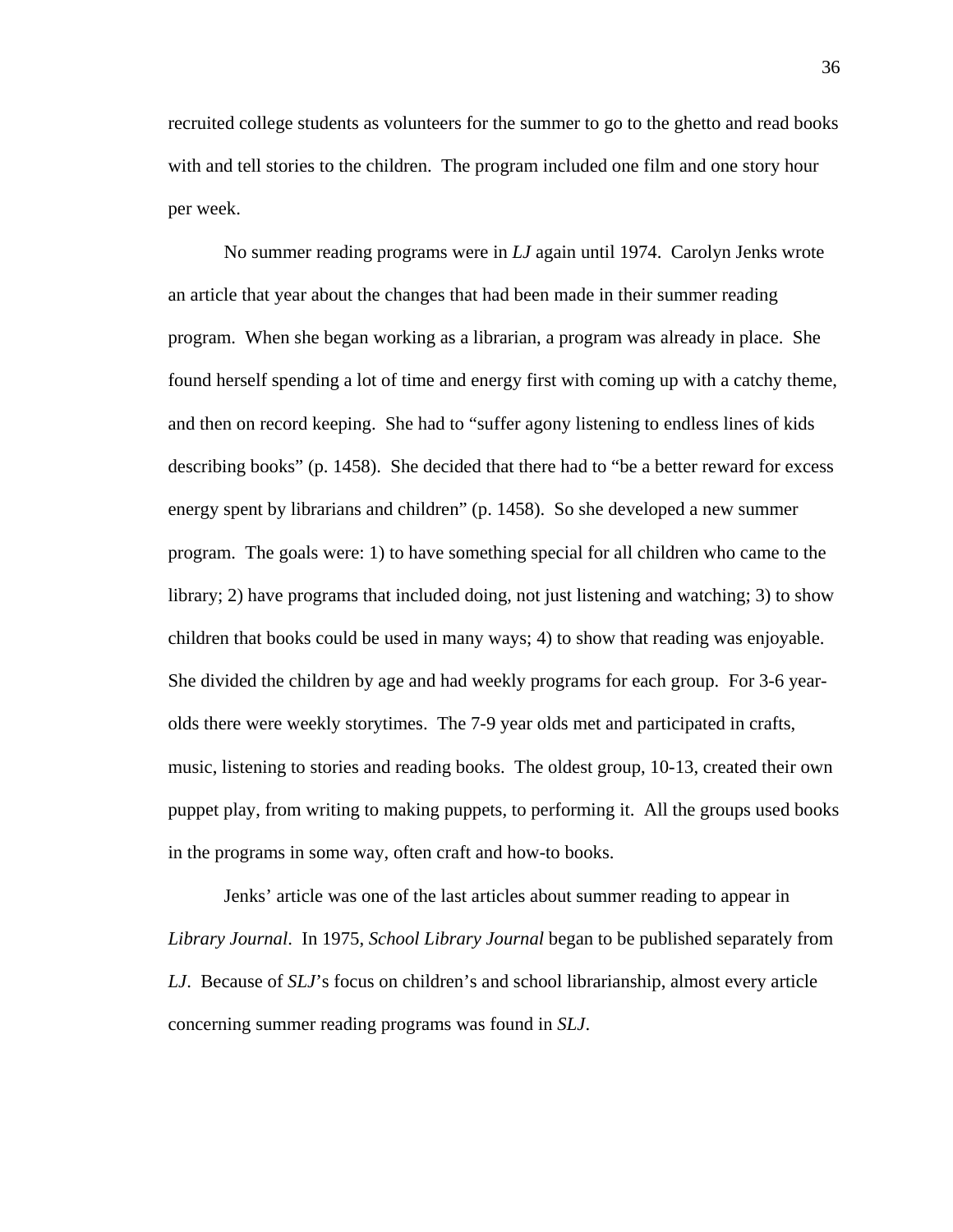recruited college students as volunteers for the summer to go to the ghetto and read books with and tell stories to the children. The program included one film and one story hour per week.

No summer reading programs were in *LJ* again until 1974. Carolyn Jenks wrote an article that year about the changes that had been made in their summer reading program. When she began working as a librarian, a program was already in place. She found herself spending a lot of time and energy first with coming up with a catchy theme, and then on record keeping. She had to "suffer agony listening to endless lines of kids describing books" (p. 1458). She decided that there had to "be a better reward for excess energy spent by librarians and children" (p. 1458). So she developed a new summer program. The goals were: 1) to have something special for all children who came to the library; 2) have programs that included doing, not just listening and watching; 3) to show children that books could be used in many ways; 4) to show that reading was enjoyable. She divided the children by age and had weekly programs for each group. For 3-6 year-olds there were weekly storytimes. The 7-9 year olds met and participated in crafts, music, listening to stories and reading books. The oldest group, 10-13, created their own puppet play, from writing to making puppets, to performing it. All the groups used books in the programs in some way, often craft and how-to books.

Jenks' article was one of the last articles about summer reading to appear in *Library Journal*. In 1975, *School Library Journal* began to be published separately from *LJ*. Because of *SLJ*'s focus on children's and school librarianship, almost every article concerning summer reading programs was found in *SLJ*.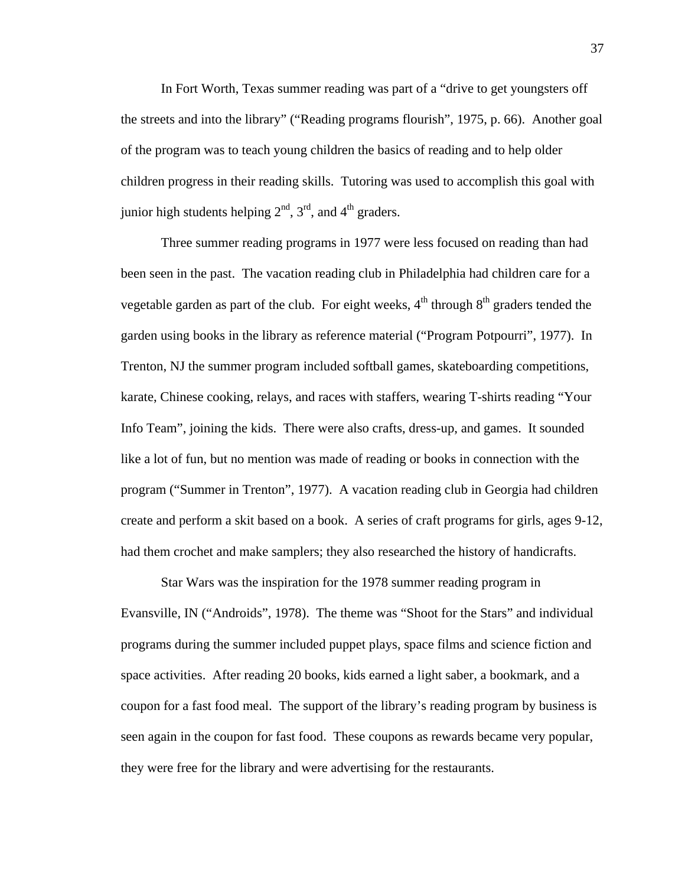In Fort Worth, Texas summer reading was part of a "drive to get youngsters off the streets and into the library" ("Reading programs flourish", 1975, p. 66). Another goal of the program was to teach young children the basics of reading and to help older children progress in their reading skills. Tutoring was used to accomplish this goal with junior high students helping 2nd, 3rd, and 4th graders.

Three summer reading programs in 1977 were less focused on reading than had been seen in the past. The vacation reading club in Philadelphia had children care for a vegetable garden as part of the club. For eight weeks, 4th through 8th graders tended the garden using books in the library as reference material ("Program Potpourri", 1977). In Trenton, NJ the summer program included softball games, skateboarding competitions, karate, Chinese cooking, relays, and races with staffers, wearing T-shirts reading "Your Info Team", joining the kids. There were also crafts, dress-up, and games. It sounded like a lot of fun, but no mention was made of reading or books in connection with the program ("Summer in Trenton", 1977). A vacation reading club in Georgia had children create and perform a skit based on a book. A series of craft programs for girls, ages 9-12, had them crochet and make samplers; they also researched the history of handicrafts.

Star Wars was the inspiration for the 1978 summer reading program in Evansville, IN ("Androids", 1978). The theme was "Shoot for the Stars" and individual programs during the summer included puppet plays, space films and science fiction and space activities. After reading 20 books, kids earned a light saber, a bookmark, and a coupon for a fast food meal. The support of the library's reading program by business is seen again in the coupon for fast food. These coupons as rewards became very popular, they were free for the library and were advertising for the restaurants.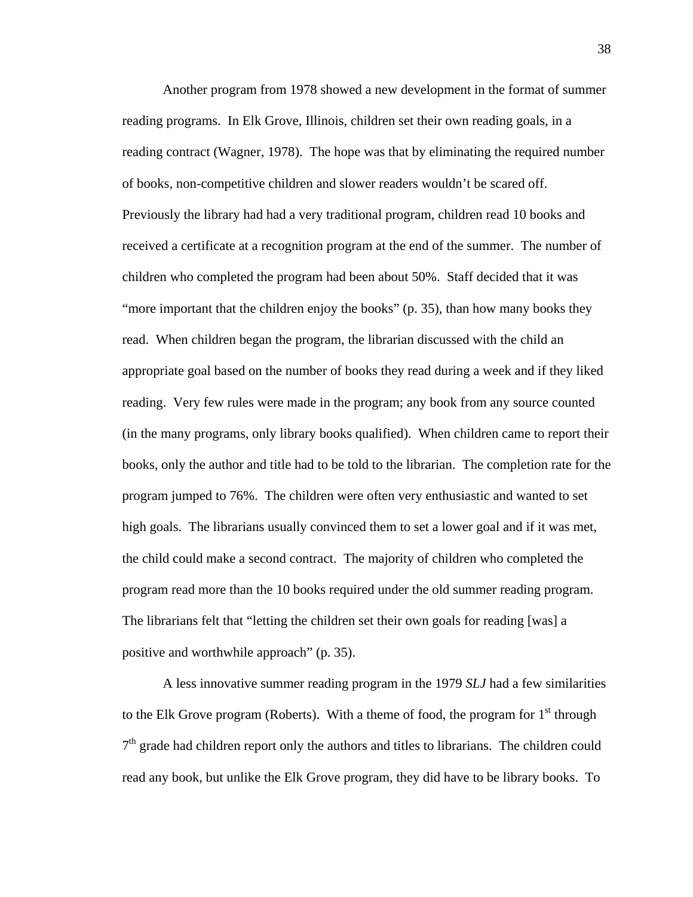Another program from 1978 showed a new development in the format of summer reading programs. In Elk Grove, Illinois, children set their own reading goals, in a reading contract (Wagner, 1978). The hope was that by eliminating the required number of books, non-competitive children and slower readers wouldn't be scared off. Previously the library had had a very traditional program, children read 10 books and received a certificate at a recognition program at the end of the summer. The number of children who completed the program had been about 50%. Staff decided that it was "more important that the children enjoy the books" (p. 35), than how many books they read. When children began the program, the librarian discussed with the child an appropriate goal based on the number of books they read during a week and if they liked reading. Very few rules were made in the program; any book from any source counted (in the many programs, only library books qualified). When children came to report their books, only the author and title had to be told to the librarian. The completion rate for the program jumped to 76%. The children were often very enthusiastic and wanted to set high goals. The librarians usually convinced them to set a lower goal and if it was met, the child could make a second contract. The majority of children who completed the program read more than the 10 books required under the old summer reading program. The librarians felt that "letting the children set their own goals for reading [was] a positive and worthwhile approach" (p. 35).

A less innovative summer reading program in the 1979 *SLJ* had a few similarities to the Elk Grove program (Roberts). With a theme of food, the program for 1st through 7th grade had children report only the authors and titles to librarians. The children could read any book, but unlike the Elk Grove program, they did have to be library books. To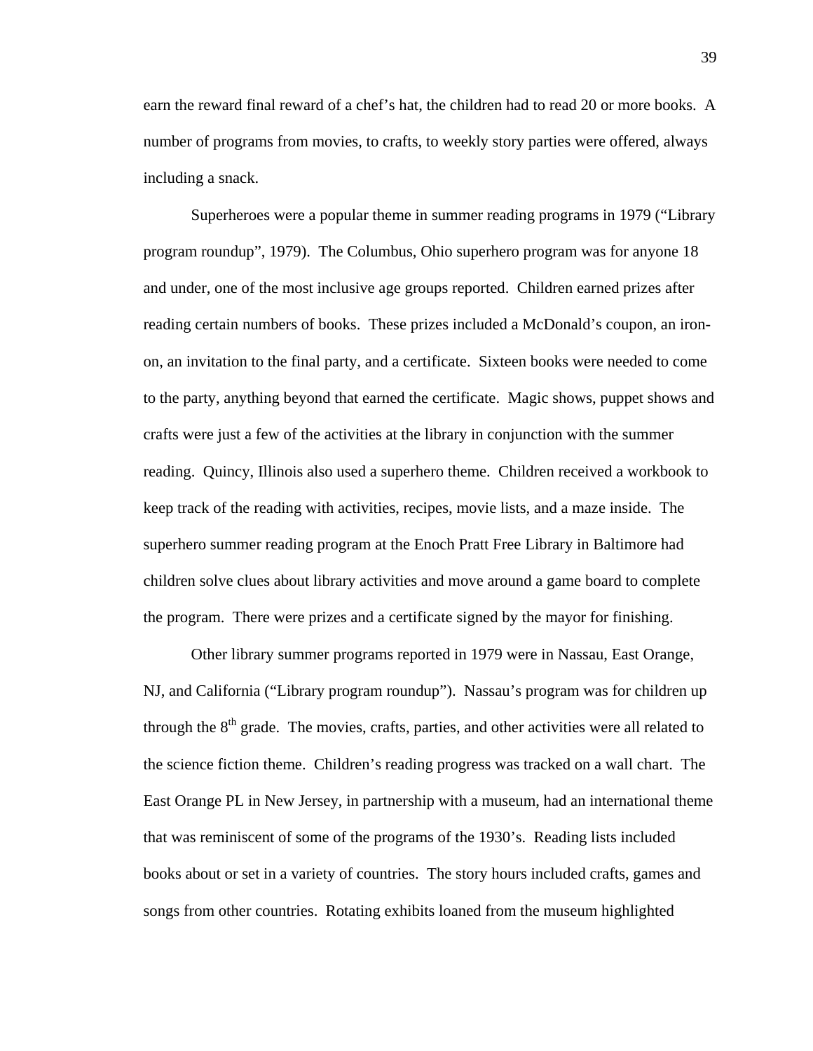earn the reward final reward of a chef's hat, the children had to read 20 or more books. A number of programs from movies, to crafts, to weekly story parties were offered, always including a snack.

Superheroes were a popular theme in summer reading programs in 1979 ("Library program roundup", 1979). The Columbus, Ohio superhero program was for anyone 18 and under, one of the most inclusive age groups reported. Children earned prizes after reading certain numbers of books. These prizes included a McDonald's coupon, an iron-on, an invitation to the final party, and a certificate. Sixteen books were needed to come to the party, anything beyond that earned the certificate. Magic shows, puppet shows and crafts were just a few of the activities at the library in conjunction with the summer reading. Quincy, Illinois also used a superhero theme. Children received a workbook to keep track of the reading with activities, recipes, movie lists, and a maze inside. The superhero summer reading program at the Enoch Pratt Free Library in Baltimore had children solve clues about library activities and move around a game board to complete the program. There were prizes and a certificate signed by the mayor for finishing.

Other library summer programs reported in 1979 were in Nassau, East Orange, NJ, and California ("Library program roundup"). Nassau's program was for children up through the 8th grade. The movies, crafts, parties, and other activities were all related to the science fiction theme. Children's reading progress was tracked on a wall chart. The East Orange PL in New Jersey, in partnership with a museum, had an international theme that was reminiscent of some of the programs of the 1930's. Reading lists included books about or set in a variety of countries. The story hours included crafts, games and songs from other countries. Rotating exhibits loaned from the museum highlighted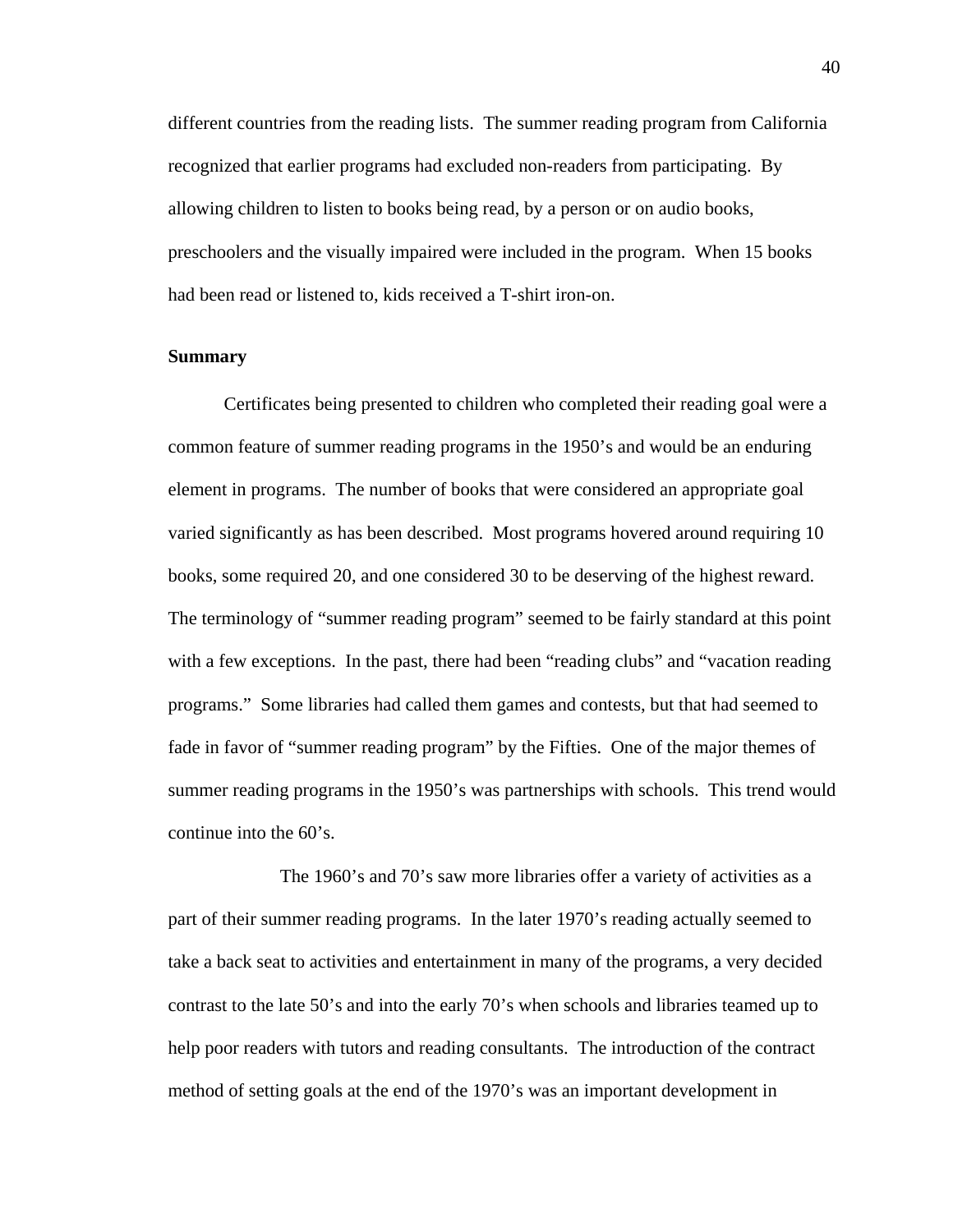different countries from the reading lists. The summer reading program from California recognized that earlier programs had excluded non-readers from participating. By allowing children to listen to books being read, by a person or on audio books, preschoolers and the visually impaired were included in the program. When 15 books had been read or listened to, kids received a T-shirt iron-on.

**Summary**

Certificates being presented to children who completed their reading goal were a common feature of summer reading programs in the 1950's and would be an enduring element in programs. The number of books that were considered an appropriate goal varied significantly as has been described. Most programs hovered around requiring 10 books, some required 20, and one considered 30 to be deserving of the highest reward. The terminology of "summer reading program" seemed to be fairly standard at this point with a few exceptions. In the past, there had been "reading clubs" and "vacation reading programs." Some libraries had called them games and contests, but that had seemed to fade in favor of "summer reading program" by the Fifties. One of the major themes of summer reading programs in the 1950's was partnerships with schools. This trend would continue into the 60's.

The 1960's and 70's saw more libraries offer a variety of activities as a part of their summer reading programs. In the later 1970's reading actually seemed to take a back seat to activities and entertainment in many of the programs, a very decided contrast to the late 50's and into the early 70's when schools and libraries teamed up to help poor readers with tutors and reading consultants. The introduction of the contract method of setting goals at the end of the 1970's was an important development in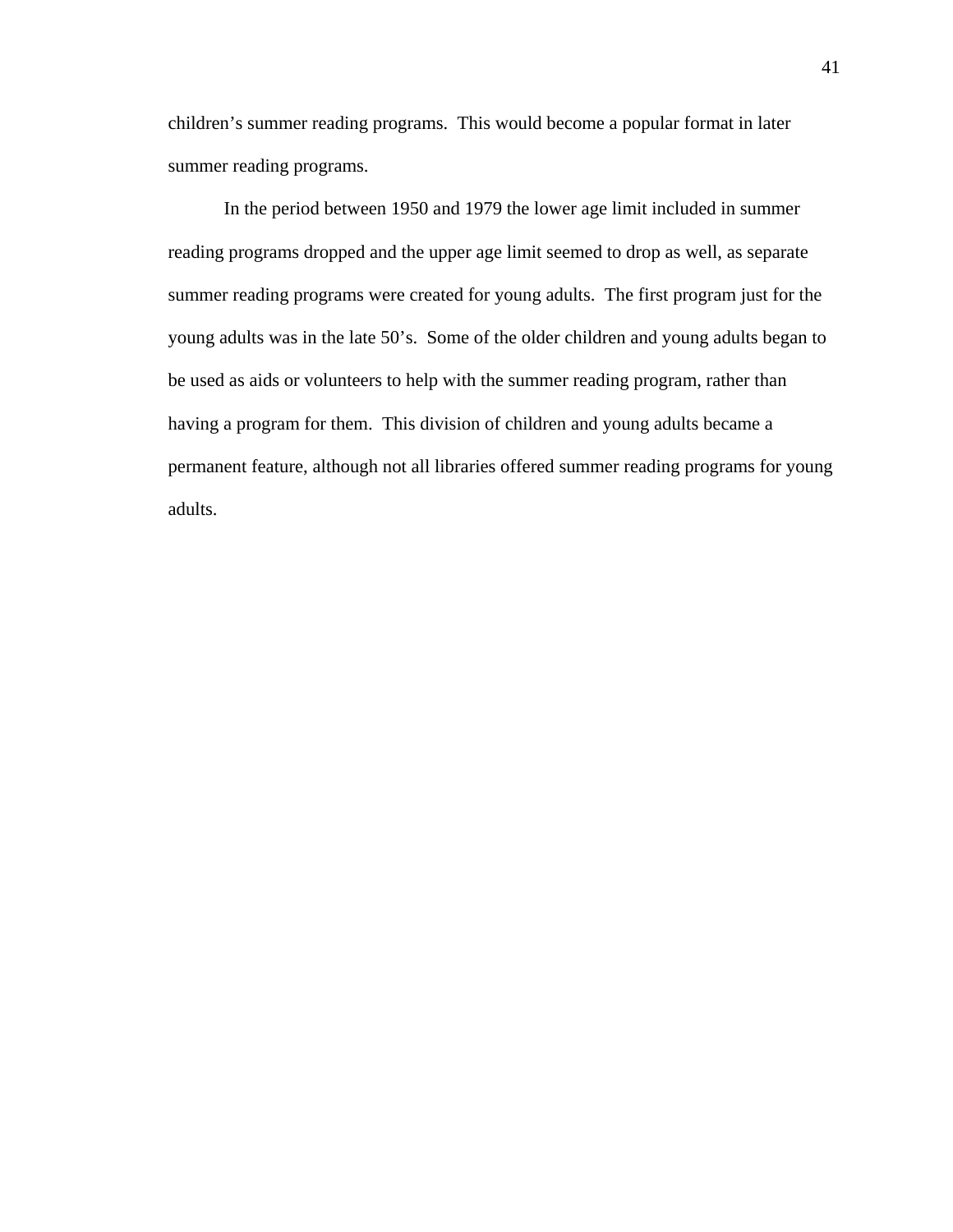children’s summer reading programs.  This would become a popular format in later summer reading programs.

In the period between 1950 and 1979 the lower age limit included in summer reading programs dropped and the upper age limit seemed to drop as well, as separate summer reading programs were created for young adults.  The first program just for the young adults was in the late 50’s.  Some of the older children and young adults began to be used as aids or volunteers to help with the summer reading program, rather than having a program for them.  This division of children and young adults became a permanent feature, although not all libraries offered summer reading programs for young adults.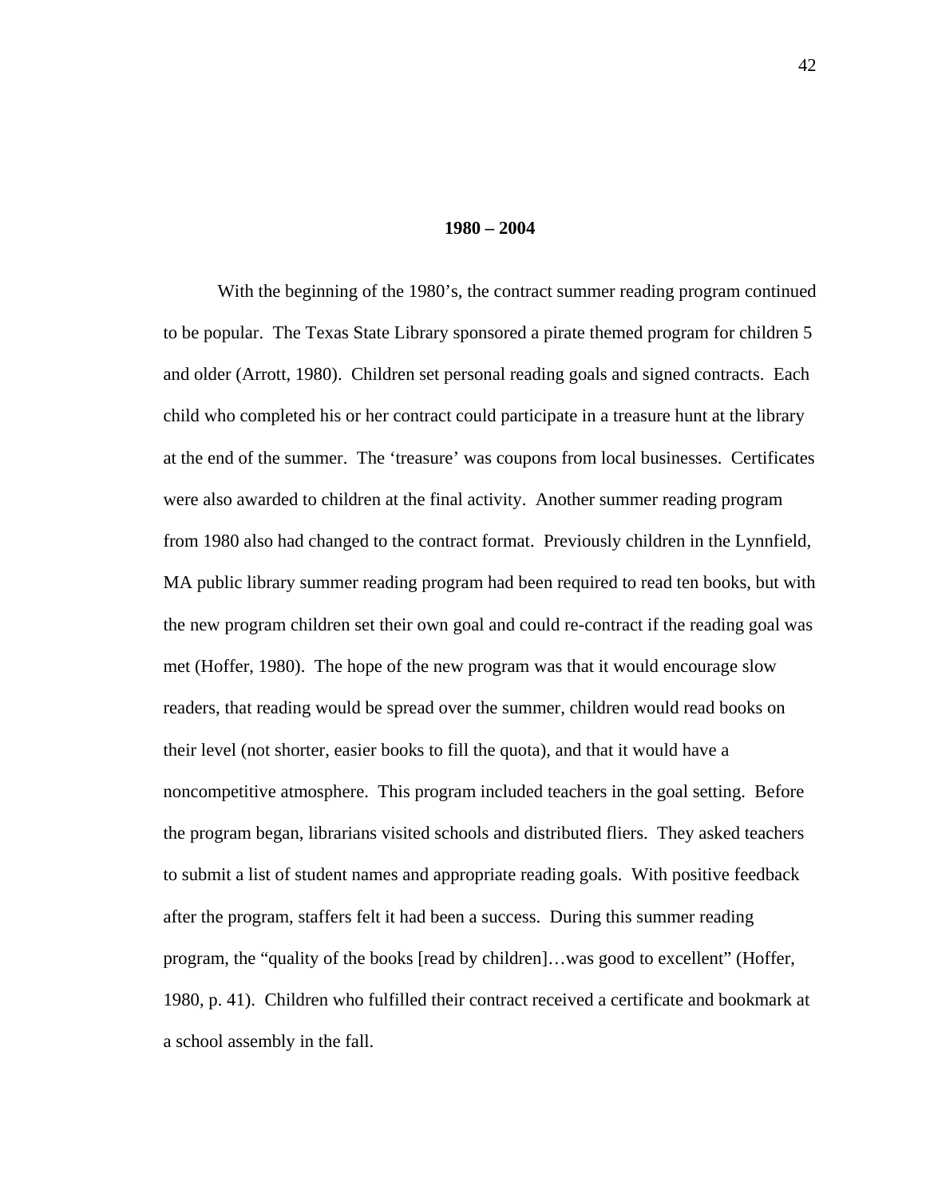## 1980 – 2004

With the beginning of the 1980's, the contract summer reading program continued to be popular. The Texas State Library sponsored a pirate themed program for children 5 and older (Arrott, 1980). Children set personal reading goals and signed contracts. Each child who completed his or her contract could participate in a treasure hunt at the library at the end of the summer. The 'treasure' was coupons from local businesses. Certificates were also awarded to children at the final activity. Another summer reading program from 1980 also had changed to the contract format. Previously children in the Lynnfield, MA public library summer reading program had been required to read ten books, but with the new program children set their own goal and could re-contract if the reading goal was met (Hoffer, 1980). The hope of the new program was that it would encourage slow readers, that reading would be spread over the summer, children would read books on their level (not shorter, easier books to fill the quota), and that it would have a noncompetitive atmosphere. This program included teachers in the goal setting. Before the program began, librarians visited schools and distributed fliers. They asked teachers to submit a list of student names and appropriate reading goals. With positive feedback after the program, staffers felt it had been a success. During this summer reading program, the "quality of the books [read by children]…was good to excellent" (Hoffer, 1980, p. 41). Children who fulfilled their contract received a certificate and bookmark at a school assembly in the fall.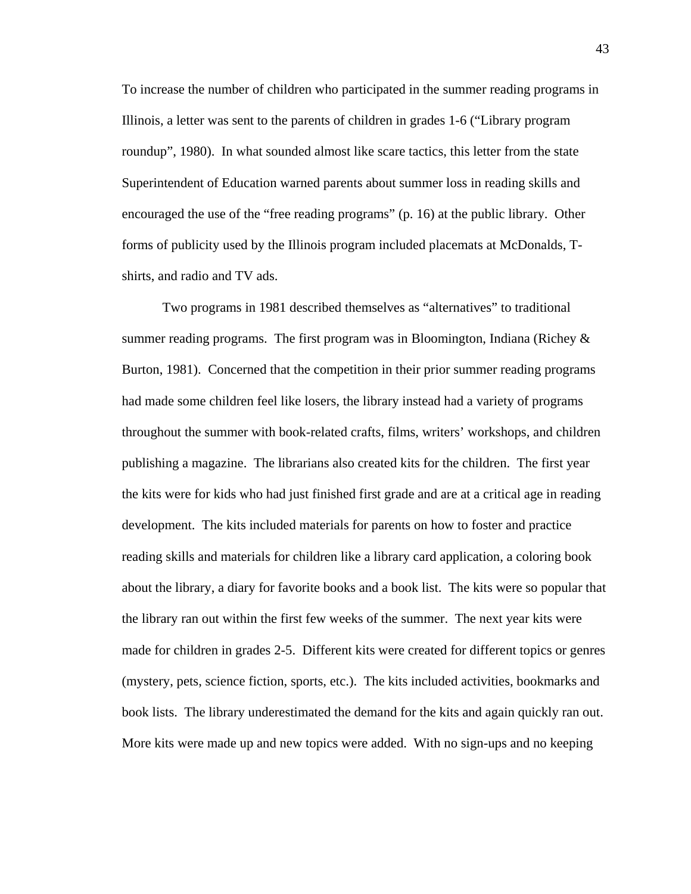To increase the number of children who participated in the summer reading programs in Illinois, a letter was sent to the parents of children in grades 1-6 ("Library program roundup", 1980). In what sounded almost like scare tactics, this letter from the state Superintendent of Education warned parents about summer loss in reading skills and encouraged the use of the "free reading programs" (p. 16) at the public library. Other forms of publicity used by the Illinois program included placemats at McDonalds, T-shirts, and radio and TV ads.

Two programs in 1981 described themselves as "alternatives" to traditional summer reading programs. The first program was in Bloomington, Indiana (Richey & Burton, 1981). Concerned that the competition in their prior summer reading programs had made some children feel like losers, the library instead had a variety of programs throughout the summer with book-related crafts, films, writers' workshops, and children publishing a magazine. The librarians also created kits for the children. The first year the kits were for kids who had just finished first grade and are at a critical age in reading development. The kits included materials for parents on how to foster and practice reading skills and materials for children like a library card application, a coloring book about the library, a diary for favorite books and a book list. The kits were so popular that the library ran out within the first few weeks of the summer. The next year kits were made for children in grades 2-5. Different kits were created for different topics or genres (mystery, pets, science fiction, sports, etc.). The kits included activities, bookmarks and book lists. The library underestimated the demand for the kits and again quickly ran out. More kits were made up and new topics were added. With no sign-ups and no keeping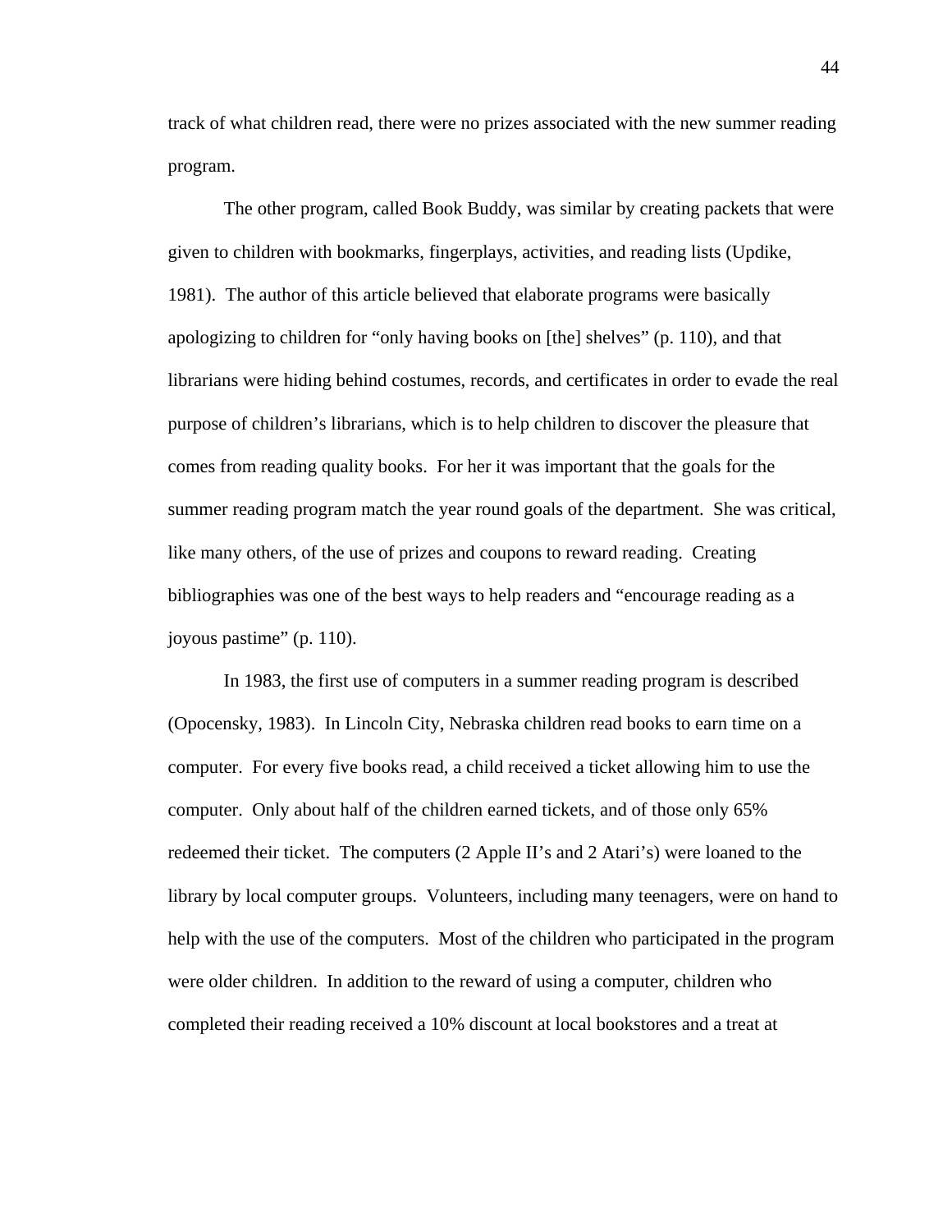track of what children read, there were no prizes associated with the new summer reading program.

The other program, called Book Buddy, was similar by creating packets that were given to children with bookmarks, fingerplays, activities, and reading lists (Updike, 1981). The author of this article believed that elaborate programs were basically apologizing to children for "only having books on [the] shelves" (p. 110), and that librarians were hiding behind costumes, records, and certificates in order to evade the real purpose of children's librarians, which is to help children to discover the pleasure that comes from reading quality books. For her it was important that the goals for the summer reading program match the year round goals of the department. She was critical, like many others, of the use of prizes and coupons to reward reading. Creating bibliographies was one of the best ways to help readers and "encourage reading as a joyous pastime" (p. 110).

In 1983, the first use of computers in a summer reading program is described (Opocensky, 1983). In Lincoln City, Nebraska children read books to earn time on a computer. For every five books read, a child received a ticket allowing him to use the computer. Only about half of the children earned tickets, and of those only 65% redeemed their ticket. The computers (2 Apple II's and 2 Atari's) were loaned to the library by local computer groups. Volunteers, including many teenagers, were on hand to help with the use of the computers. Most of the children who participated in the program were older children. In addition to the reward of using a computer, children who completed their reading received a 10% discount at local bookstores and a treat at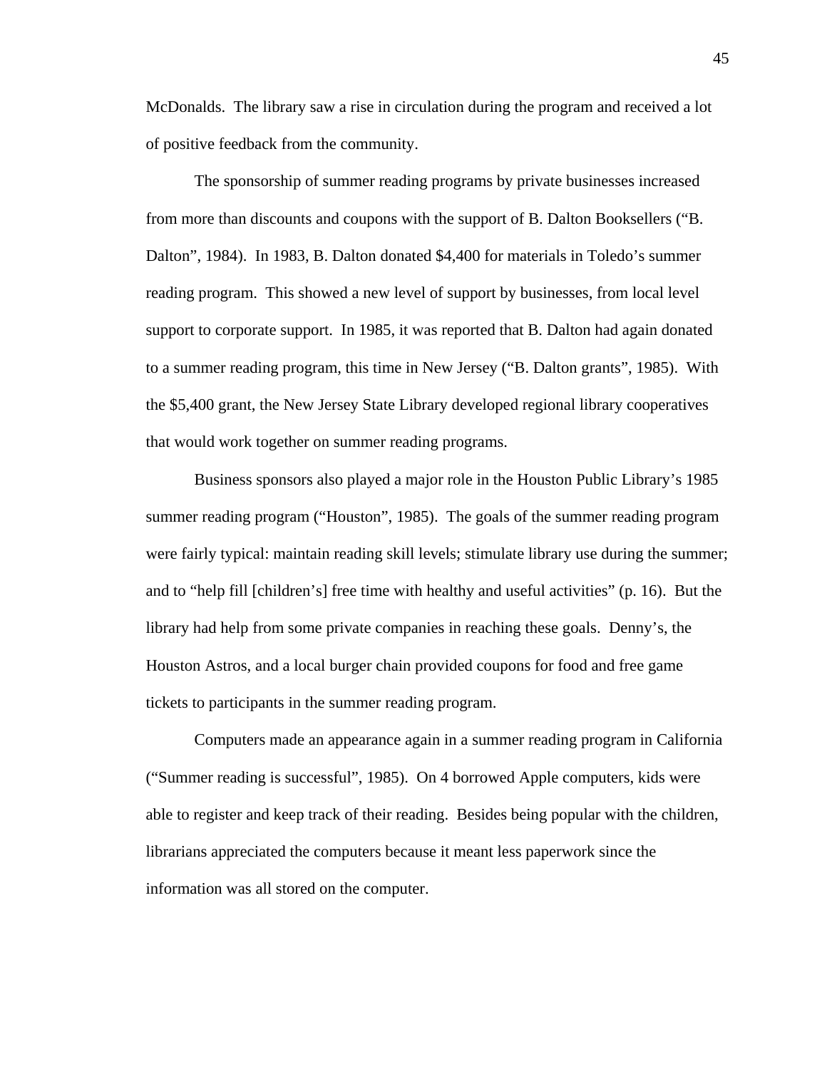McDonalds. The library saw a rise in circulation during the program and received a lot of positive feedback from the community.

The sponsorship of summer reading programs by private businesses increased from more than discounts and coupons with the support of B. Dalton Booksellers ("B. Dalton", 1984). In 1983, B. Dalton donated $4,400 for materials in Toledo's summer reading program. This showed a new level of support by businesses, from local level support to corporate support. In 1985, it was reported that B. Dalton had again donated to a summer reading program, this time in New Jersey ("B. Dalton grants", 1985). With the $5,400 grant, the New Jersey State Library developed regional library cooperatives that would work together on summer reading programs.

Business sponsors also played a major role in the Houston Public Library's 1985 summer reading program ("Houston", 1985). The goals of the summer reading program were fairly typical: maintain reading skill levels; stimulate library use during the summer; and to "help fill [children's] free time with healthy and useful activities" (p. 16). But the library had help from some private companies in reaching these goals. Denny's, the Houston Astros, and a local burger chain provided coupons for food and free game tickets to participants in the summer reading program.

Computers made an appearance again in a summer reading program in California ("Summer reading is successful", 1985). On 4 borrowed Apple computers, kids were able to register and keep track of their reading. Besides being popular with the children, librarians appreciated the computers because it meant less paperwork since the information was all stored on the computer.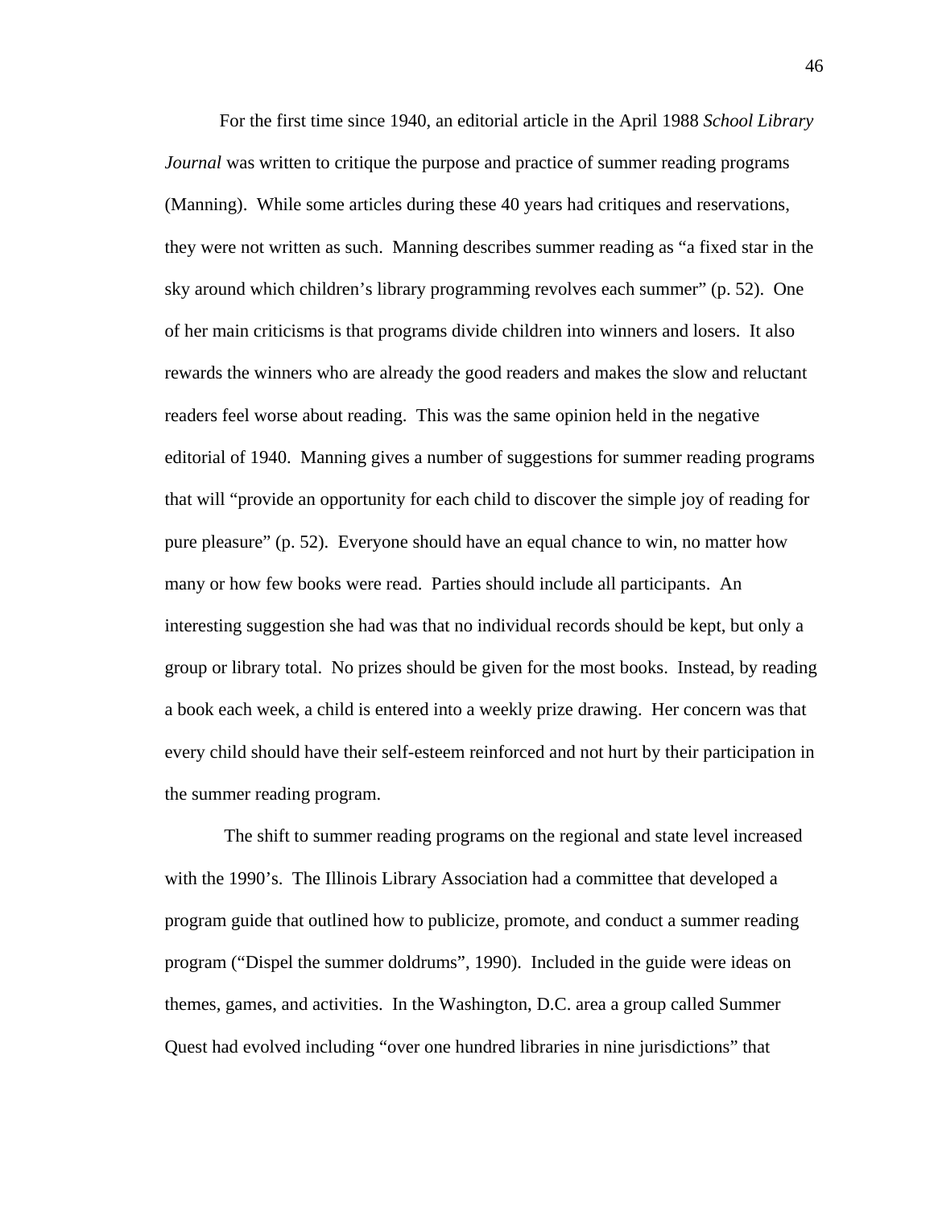For the first time since 1940, an editorial article in the April 1988 *School Library Journal* was written to critique the purpose and practice of summer reading programs (Manning). While some articles during these 40 years had critiques and reservations, they were not written as such. Manning describes summer reading as "a fixed star in the sky around which children's library programming revolves each summer" (p. 52). One of her main criticisms is that programs divide children into winners and losers. It also rewards the winners who are already the good readers and makes the slow and reluctant readers feel worse about reading. This was the same opinion held in the negative editorial of 1940. Manning gives a number of suggestions for summer reading programs that will "provide an opportunity for each child to discover the simple joy of reading for pure pleasure" (p. 52). Everyone should have an equal chance to win, no matter how many or how few books were read. Parties should include all participants. An interesting suggestion she had was that no individual records should be kept, but only a group or library total. No prizes should be given for the most books. Instead, by reading a book each week, a child is entered into a weekly prize drawing. Her concern was that every child should have their self-esteem reinforced and not hurt by their participation in the summer reading program.

The shift to summer reading programs on the regional and state level increased with the 1990's. The Illinois Library Association had a committee that developed a program guide that outlined how to publicize, promote, and conduct a summer reading program ("Dispel the summer doldrums", 1990). Included in the guide were ideas on themes, games, and activities. In the Washington, D.C. area a group called Summer Quest had evolved including "over one hundred libraries in nine jurisdictions" that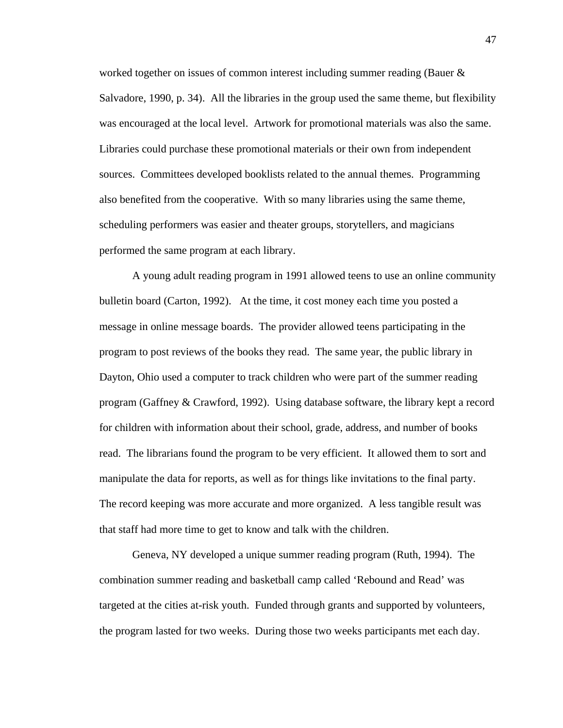worked together on issues of common interest including summer reading (Bauer & Salvadore, 1990, p. 34). All the libraries in the group used the same theme, but flexibility was encouraged at the local level. Artwork for promotional materials was also the same. Libraries could purchase these promotional materials or their own from independent sources. Committees developed booklists related to the annual themes. Programming also benefited from the cooperative. With so many libraries using the same theme, scheduling performers was easier and theater groups, storytellers, and magicians performed the same program at each library.

A young adult reading program in 1991 allowed teens to use an online community bulletin board (Carton, 1992). At the time, it cost money each time you posted a message in online message boards. The provider allowed teens participating in the program to post reviews of the books they read. The same year, the public library in Dayton, Ohio used a computer to track children who were part of the summer reading program (Gaffney & Crawford, 1992). Using database software, the library kept a record for children with information about their school, grade, address, and number of books read. The librarians found the program to be very efficient. It allowed them to sort and manipulate the data for reports, as well as for things like invitations to the final party. The record keeping was more accurate and more organized. A less tangible result was that staff had more time to get to know and talk with the children.

Geneva, NY developed a unique summer reading program (Ruth, 1994). The combination summer reading and basketball camp called 'Rebound and Read' was targeted at the cities at-risk youth. Funded through grants and supported by volunteers, the program lasted for two weeks. During those two weeks participants met each day.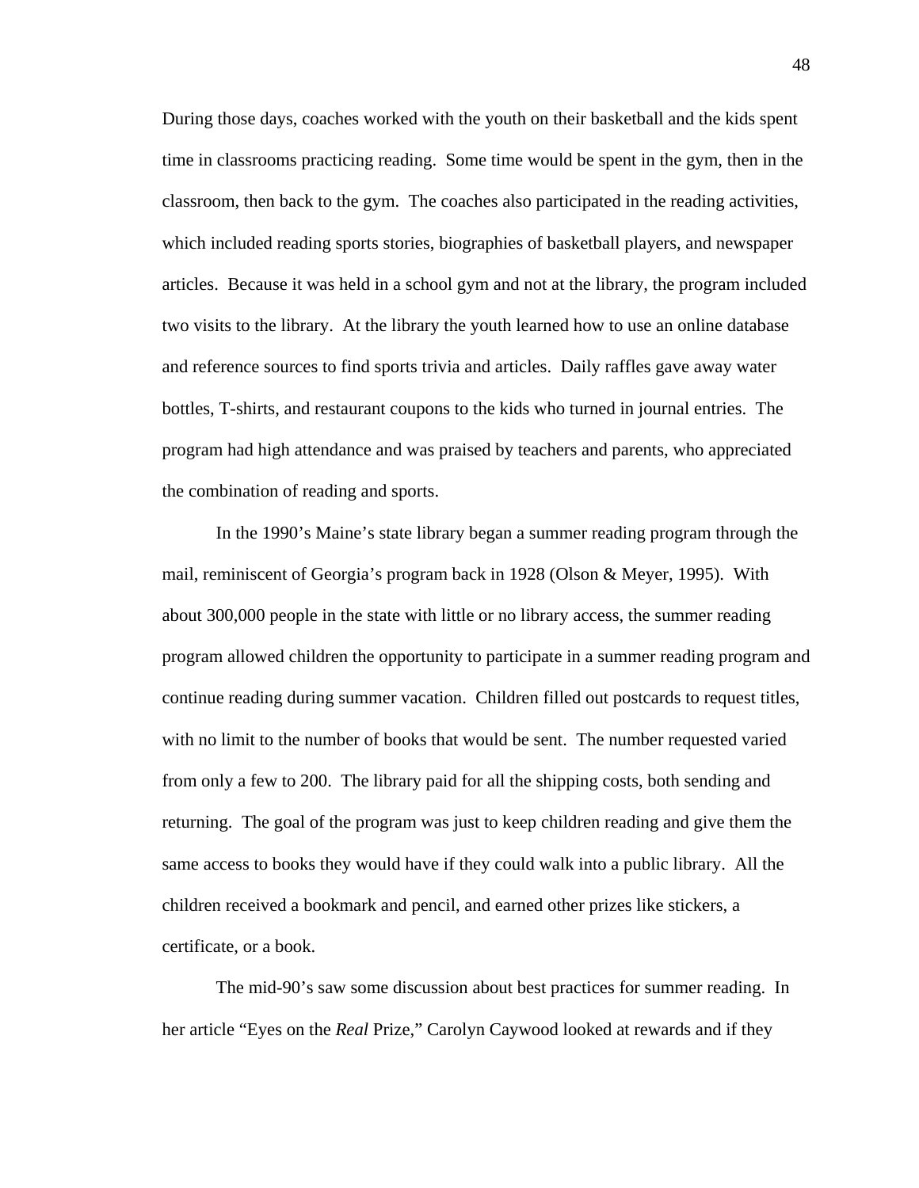During those days, coaches worked with the youth on their basketball and the kids spent time in classrooms practicing reading. Some time would be spent in the gym, then in the classroom, then back to the gym. The coaches also participated in the reading activities, which included reading sports stories, biographies of basketball players, and newspaper articles. Because it was held in a school gym and not at the library, the program included two visits to the library. At the library the youth learned how to use an online database and reference sources to find sports trivia and articles. Daily raffles gave away water bottles, T-shirts, and restaurant coupons to the kids who turned in journal entries. The program had high attendance and was praised by teachers and parents, who appreciated the combination of reading and sports.

In the 1990's Maine's state library began a summer reading program through the mail, reminiscent of Georgia's program back in 1928 (Olson & Meyer, 1995). With about 300,000 people in the state with little or no library access, the summer reading program allowed children the opportunity to participate in a summer reading program and continue reading during summer vacation. Children filled out postcards to request titles, with no limit to the number of books that would be sent. The number requested varied from only a few to 200. The library paid for all the shipping costs, both sending and returning. The goal of the program was just to keep children reading and give them the same access to books they would have if they could walk into a public library. All the children received a bookmark and pencil, and earned other prizes like stickers, a certificate, or a book.

The mid-90's saw some discussion about best practices for summer reading. In her article "Eyes on the *Real* Prize," Carolyn Caywood looked at rewards and if they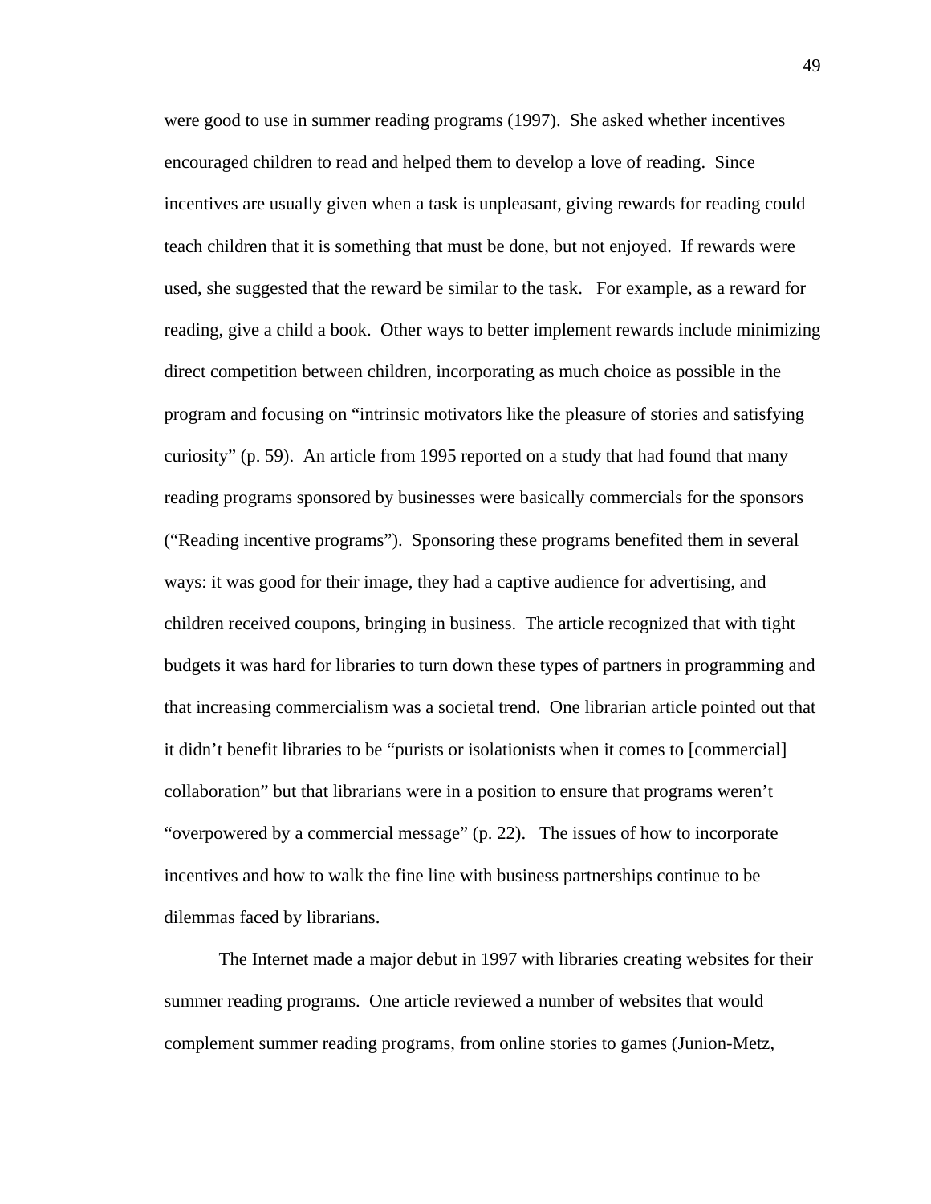were good to use in summer reading programs (1997). She asked whether incentives encouraged children to read and helped them to develop a love of reading. Since incentives are usually given when a task is unpleasant, giving rewards for reading could teach children that it is something that must be done, but not enjoyed. If rewards were used, she suggested that the reward be similar to the task. For example, as a reward for reading, give a child a book. Other ways to better implement rewards include minimizing direct competition between children, incorporating as much choice as possible in the program and focusing on "intrinsic motivators like the pleasure of stories and satisfying curiosity" (p. 59). An article from 1995 reported on a study that had found that many reading programs sponsored by businesses were basically commercials for the sponsors ("Reading incentive programs"). Sponsoring these programs benefited them in several ways: it was good for their image, they had a captive audience for advertising, and children received coupons, bringing in business. The article recognized that with tight budgets it was hard for libraries to turn down these types of partners in programming and that increasing commercialism was a societal trend. One librarian article pointed out that it didn't benefit libraries to be "purists or isolationists when it comes to [commercial] collaboration" but that librarians were in a position to ensure that programs weren't "overpowered by a commercial message" (p. 22). The issues of how to incorporate incentives and how to walk the fine line with business partnerships continue to be dilemmas faced by librarians.

The Internet made a major debut in 1997 with libraries creating websites for their summer reading programs. One article reviewed a number of websites that would complement summer reading programs, from online stories to games (Junion-Metz,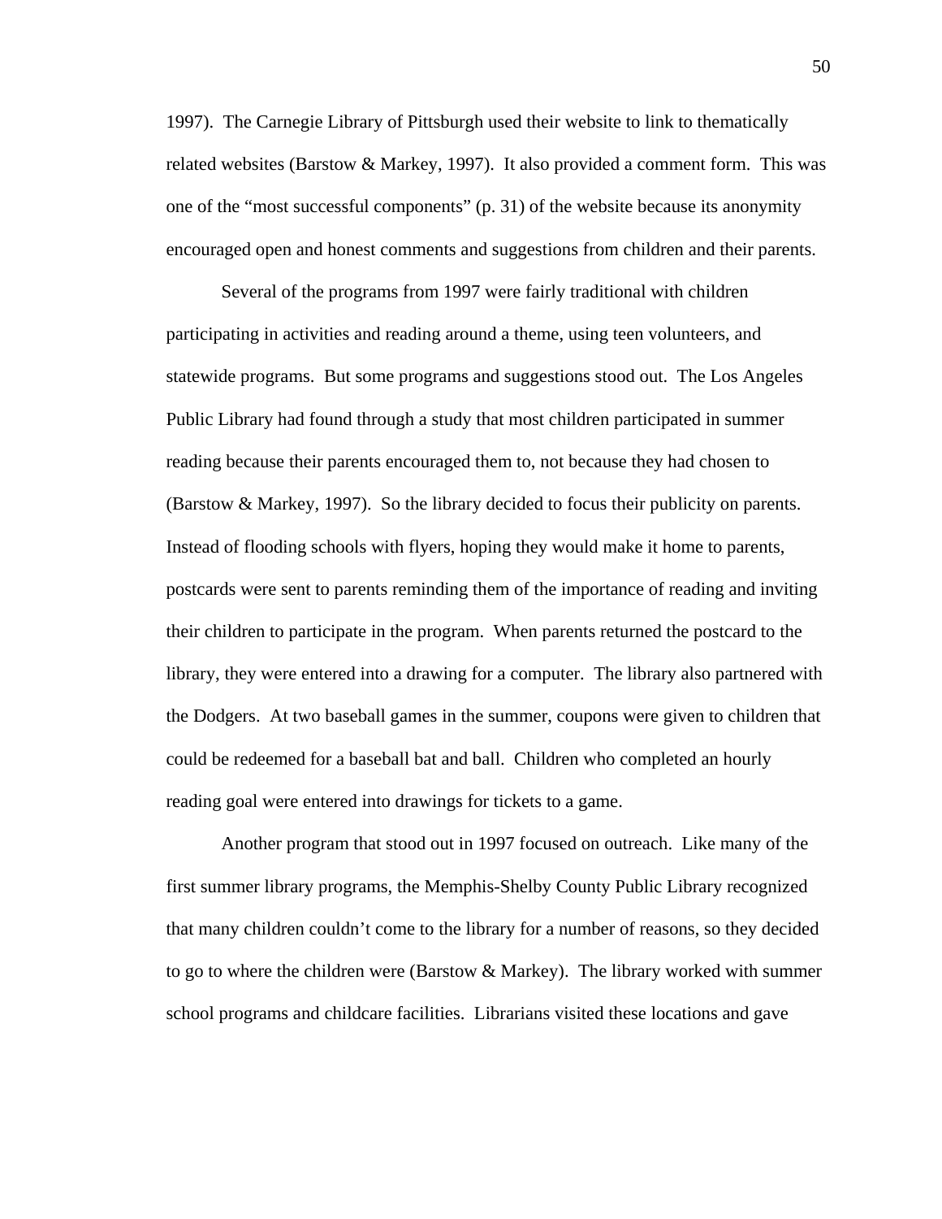1997). The Carnegie Library of Pittsburgh used their website to link to thematically related websites (Barstow & Markey, 1997). It also provided a comment form. This was one of the "most successful components" (p. 31) of the website because its anonymity encouraged open and honest comments and suggestions from children and their parents.

Several of the programs from 1997 were fairly traditional with children participating in activities and reading around a theme, using teen volunteers, and statewide programs. But some programs and suggestions stood out. The Los Angeles Public Library had found through a study that most children participated in summer reading because their parents encouraged them to, not because they had chosen to (Barstow & Markey, 1997). So the library decided to focus their publicity on parents. Instead of flooding schools with flyers, hoping they would make it home to parents, postcards were sent to parents reminding them of the importance of reading and inviting their children to participate in the program. When parents returned the postcard to the library, they were entered into a drawing for a computer. The library also partnered with the Dodgers. At two baseball games in the summer, coupons were given to children that could be redeemed for a baseball bat and ball. Children who completed an hourly reading goal were entered into drawings for tickets to a game.

Another program that stood out in 1997 focused on outreach. Like many of the first summer library programs, the Memphis-Shelby County Public Library recognized that many children couldn't come to the library for a number of reasons, so they decided to go to where the children were (Barstow & Markey). The library worked with summer school programs and childcare facilities. Librarians visited these locations and gave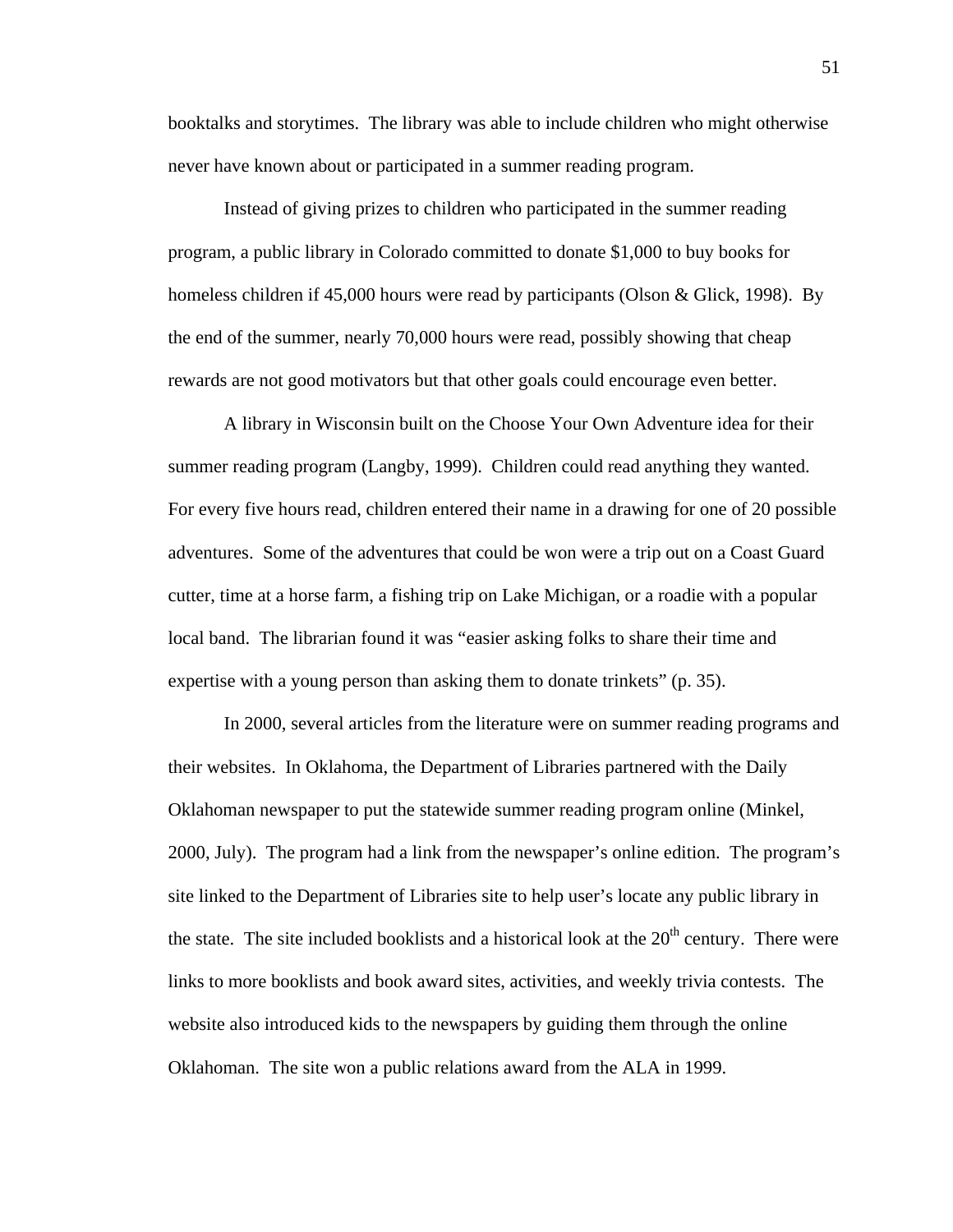booktalks and storytimes. The library was able to include children who might otherwise never have known about or participated in a summer reading program.

Instead of giving prizes to children who participated in the summer reading program, a public library in Colorado committed to donate $1,000 to buy books for homeless children if 45,000 hours were read by participants (Olson & Glick, 1998). By the end of the summer, nearly 70,000 hours were read, possibly showing that cheap rewards are not good motivators but that other goals could encourage even better.

A library in Wisconsin built on the Choose Your Own Adventure idea for their summer reading program (Langby, 1999). Children could read anything they wanted. For every five hours read, children entered their name in a drawing for one of 20 possible adventures. Some of the adventures that could be won were a trip out on a Coast Guard cutter, time at a horse farm, a fishing trip on Lake Michigan, or a roadie with a popular local band. The librarian found it was "easier asking folks to share their time and expertise with a young person than asking them to donate trinkets" (p. 35).

In 2000, several articles from the literature were on summer reading programs and their websites. In Oklahoma, the Department of Libraries partnered with the Daily Oklahoman newspaper to put the statewide summer reading program online (Minkel, 2000, July). The program had a link from the newspaper's online edition. The program's site linked to the Department of Libraries site to help user's locate any public library in the state. The site included booklists and a historical look at the 20th century. There were links to more booklists and book award sites, activities, and weekly trivia contests. The website also introduced kids to the newspapers by guiding them through the online Oklahoman. The site won a public relations award from the ALA in 1999.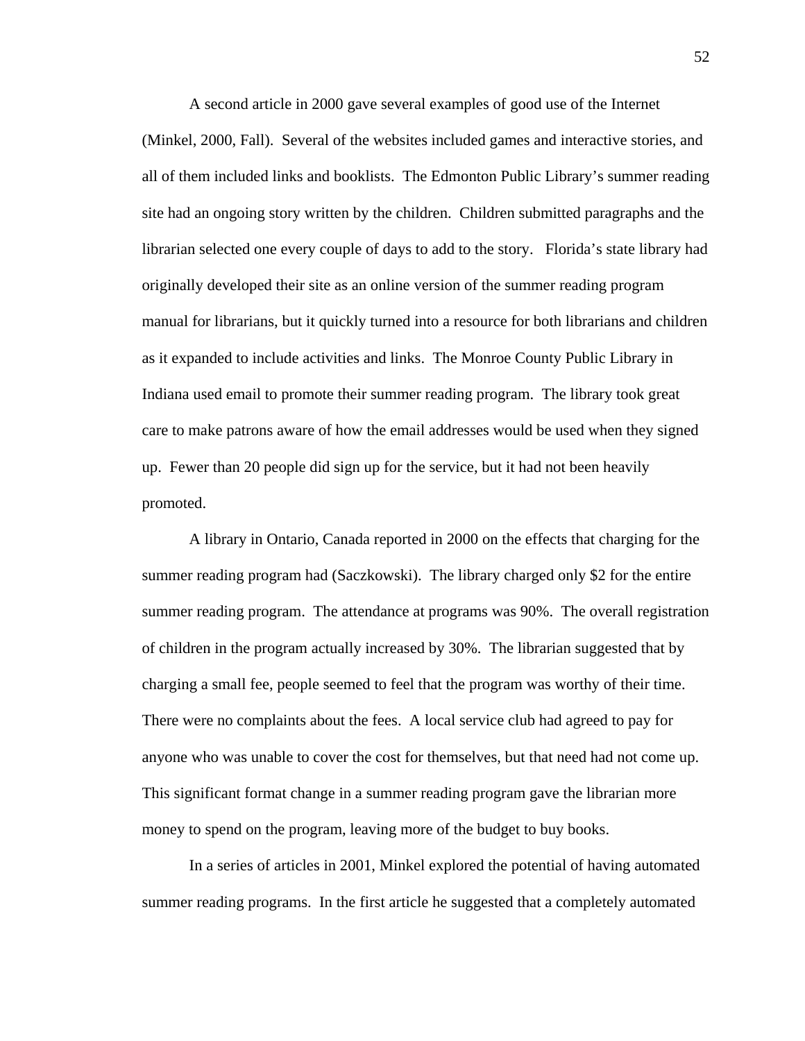A second article in 2000 gave several examples of good use of the Internet (Minkel, 2000, Fall). Several of the websites included games and interactive stories, and all of them included links and booklists. The Edmonton Public Library's summer reading site had an ongoing story written by the children. Children submitted paragraphs and the librarian selected one every couple of days to add to the story. Florida's state library had originally developed their site as an online version of the summer reading program manual for librarians, but it quickly turned into a resource for both librarians and children as it expanded to include activities and links. The Monroe County Public Library in Indiana used email to promote their summer reading program. The library took great care to make patrons aware of how the email addresses would be used when they signed up. Fewer than 20 people did sign up for the service, but it had not been heavily promoted.

A library in Ontario, Canada reported in 2000 on the effects that charging for the summer reading program had (Saczkowski). The library charged only $2 for the entire summer reading program. The attendance at programs was 90%. The overall registration of children in the program actually increased by 30%. The librarian suggested that by charging a small fee, people seemed to feel that the program was worthy of their time. There were no complaints about the fees. A local service club had agreed to pay for anyone who was unable to cover the cost for themselves, but that need had not come up. This significant format change in a summer reading program gave the librarian more money to spend on the program, leaving more of the budget to buy books.

In a series of articles in 2001, Minkel explored the potential of having automated summer reading programs. In the first article he suggested that a completely automated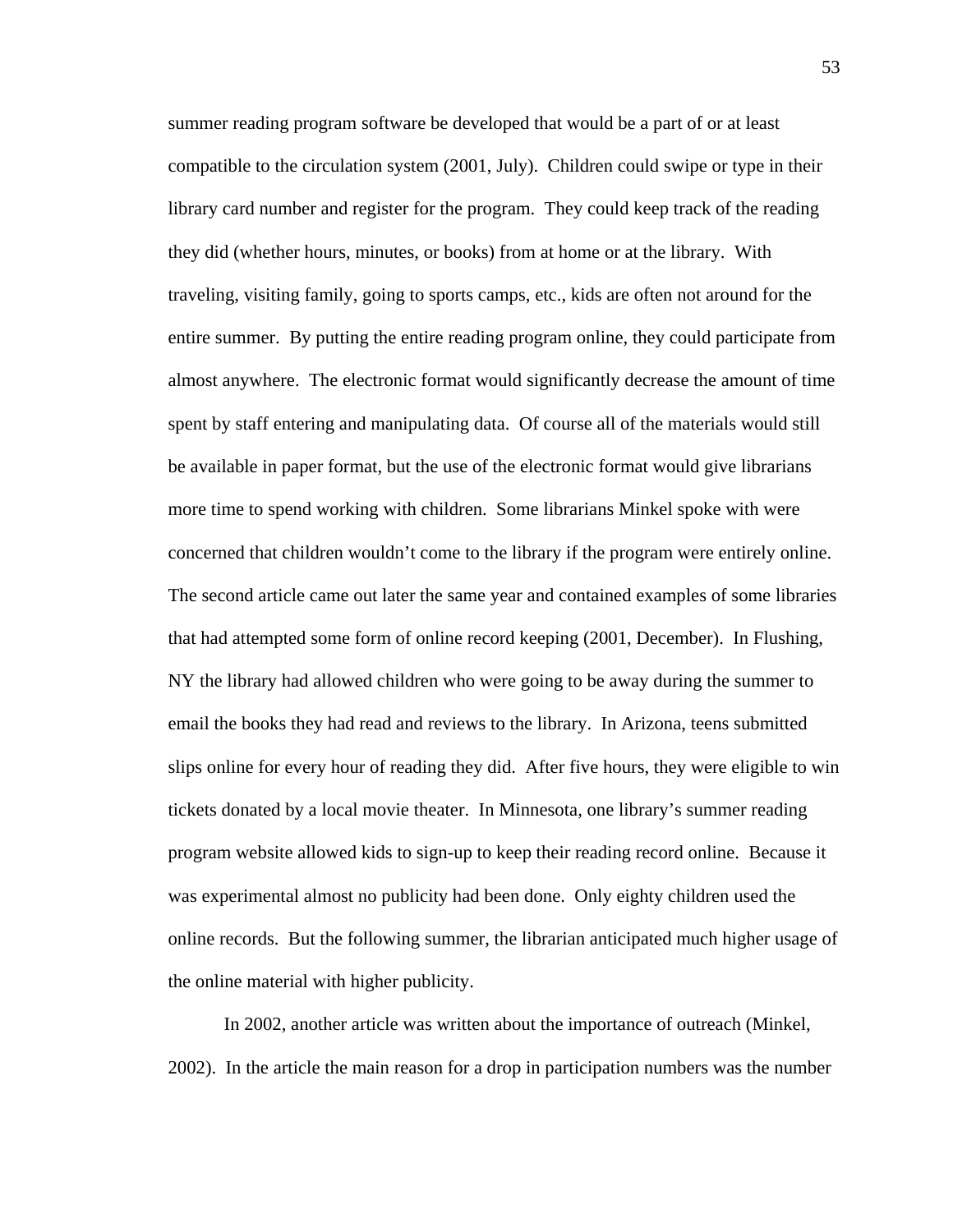summer reading program software be developed that would be a part of or at least compatible to the circulation system (2001, July). Children could swipe or type in their library card number and register for the program. They could keep track of the reading they did (whether hours, minutes, or books) from at home or at the library. With traveling, visiting family, going to sports camps, etc., kids are often not around for the entire summer. By putting the entire reading program online, they could participate from almost anywhere. The electronic format would significantly decrease the amount of time spent by staff entering and manipulating data. Of course all of the materials would still be available in paper format, but the use of the electronic format would give librarians more time to spend working with children. Some librarians Minkel spoke with were concerned that children wouldn't come to the library if the program were entirely online. The second article came out later the same year and contained examples of some libraries that had attempted some form of online record keeping (2001, December). In Flushing, NY the library had allowed children who were going to be away during the summer to email the books they had read and reviews to the library. In Arizona, teens submitted slips online for every hour of reading they did. After five hours, they were eligible to win tickets donated by a local movie theater. In Minnesota, one library's summer reading program website allowed kids to sign-up to keep their reading record online. Because it was experimental almost no publicity had been done. Only eighty children used the online records. But the following summer, the librarian anticipated much higher usage of the online material with higher publicity.

In 2002, another article was written about the importance of outreach (Minkel, 2002). In the article the main reason for a drop in participation numbers was the number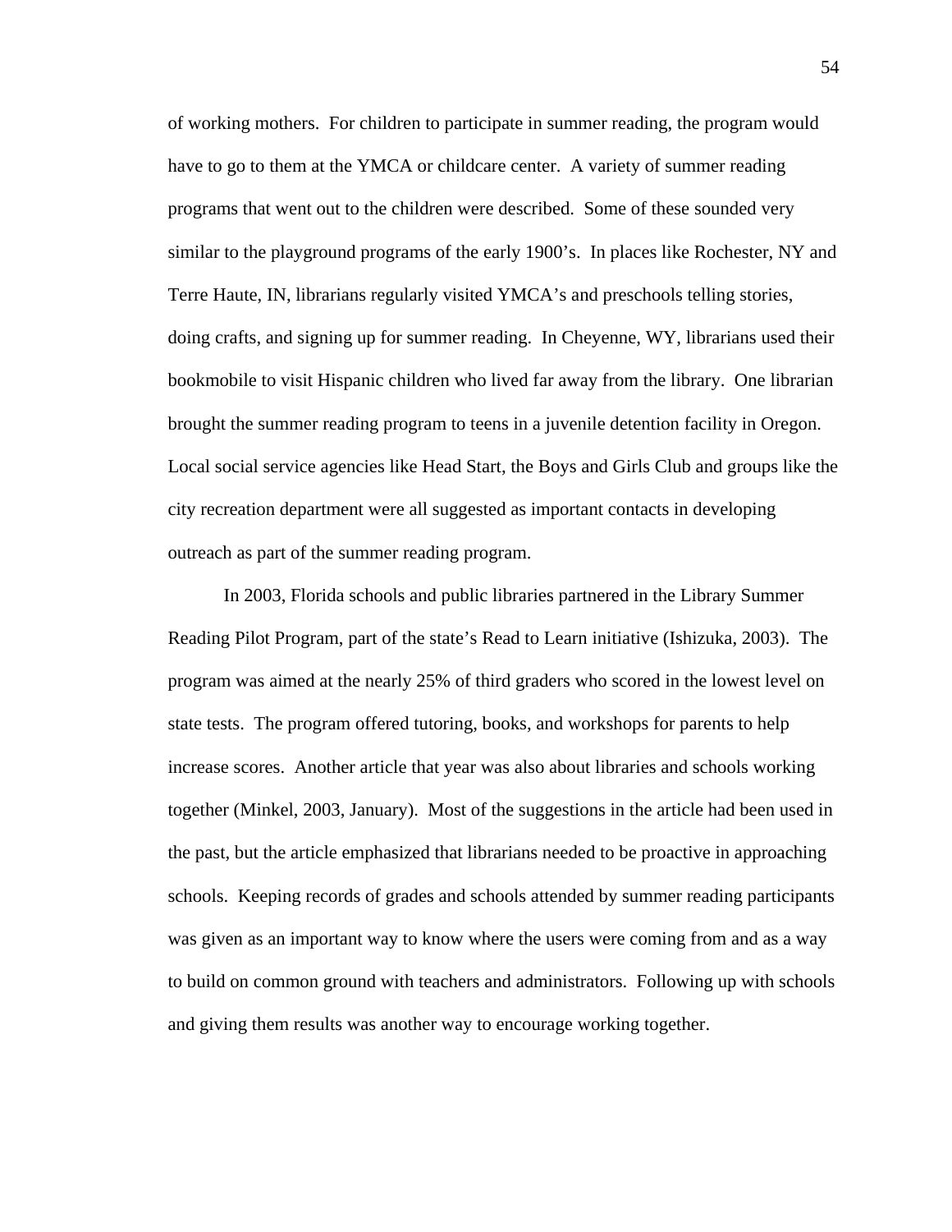of working mothers. For children to participate in summer reading, the program would have to go to them at the YMCA or childcare center. A variety of summer reading programs that went out to the children were described. Some of these sounded very similar to the playground programs of the early 1900's. In places like Rochester, NY and Terre Haute, IN, librarians regularly visited YMCA's and preschools telling stories, doing crafts, and signing up for summer reading. In Cheyenne, WY, librarians used their bookmobile to visit Hispanic children who lived far away from the library. One librarian brought the summer reading program to teens in a juvenile detention facility in Oregon. Local social service agencies like Head Start, the Boys and Girls Club and groups like the city recreation department were all suggested as important contacts in developing outreach as part of the summer reading program.

In 2003, Florida schools and public libraries partnered in the Library Summer Reading Pilot Program, part of the state's Read to Learn initiative (Ishizuka, 2003). The program was aimed at the nearly 25% of third graders who scored in the lowest level on state tests. The program offered tutoring, books, and workshops for parents to help increase scores. Another article that year was also about libraries and schools working together (Minkel, 2003, January). Most of the suggestions in the article had been used in the past, but the article emphasized that librarians needed to be proactive in approaching schools. Keeping records of grades and schools attended by summer reading participants was given as an important way to know where the users were coming from and as a way to build on common ground with teachers and administrators. Following up with schools and giving them results was another way to encourage working together.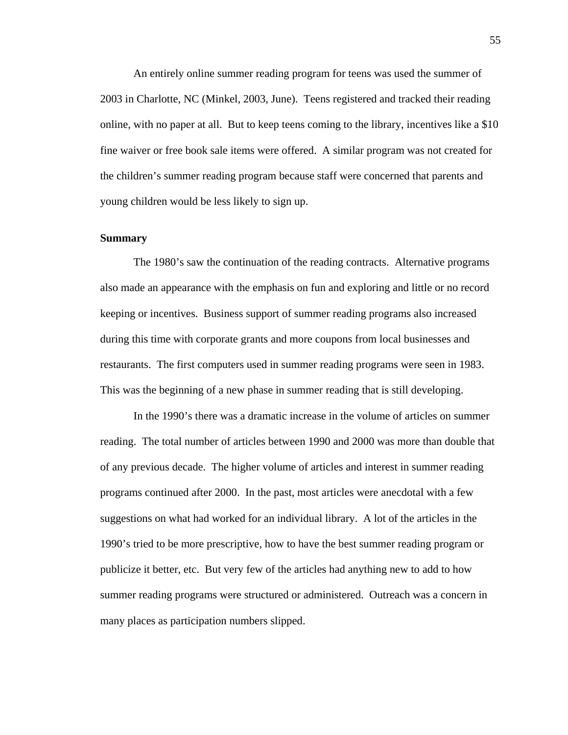An entirely online summer reading program for teens was used the summer of 2003 in Charlotte, NC (Minkel, 2003, June). Teens registered and tracked their reading online, with no paper at all. But to keep teens coming to the library, incentives like a $10 fine waiver or free book sale items were offered. A similar program was not created for the children's summer reading program because staff were concerned that parents and young children would be less likely to sign up.

**Summary**

The 1980's saw the continuation of the reading contracts. Alternative programs also made an appearance with the emphasis on fun and exploring and little or no record keeping or incentives. Business support of summer reading programs also increased during this time with corporate grants and more coupons from local businesses and restaurants. The first computers used in summer reading programs were seen in 1983. This was the beginning of a new phase in summer reading that is still developing.

In the 1990's there was a dramatic increase in the volume of articles on summer reading. The total number of articles between 1990 and 2000 was more than double that of any previous decade. The higher volume of articles and interest in summer reading programs continued after 2000. In the past, most articles were anecdotal with a few suggestions on what had worked for an individual library. A lot of the articles in the 1990's tried to be more prescriptive, how to have the best summer reading program or publicize it better, etc. But very few of the articles had anything new to add to how summer reading programs were structured or administered. Outreach was a concern in many places as participation numbers slipped.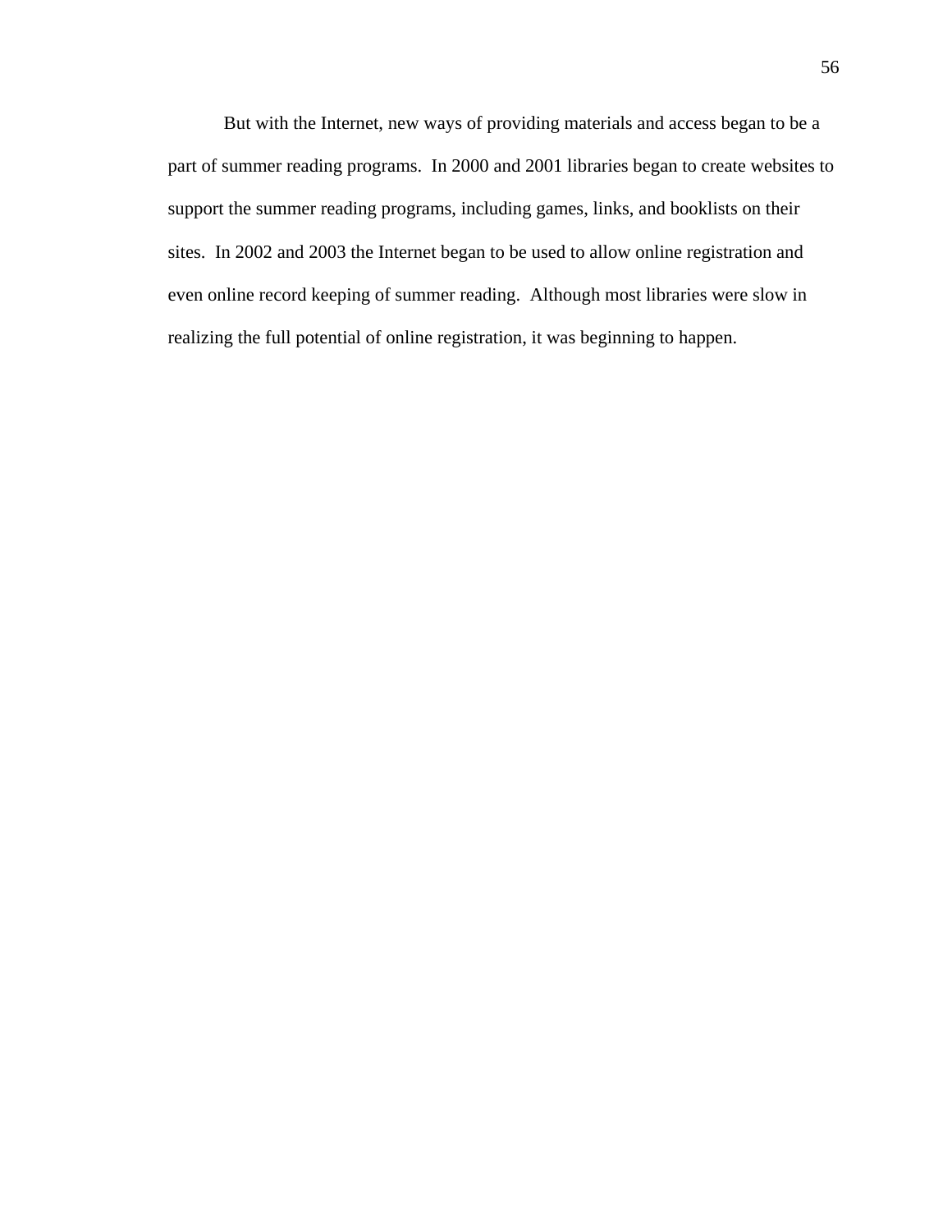But with the Internet, new ways of providing materials and access began to be a part of summer reading programs. In 2000 and 2001 libraries began to create websites to support the summer reading programs, including games, links, and booklists on their sites. In 2002 and 2003 the Internet began to be used to allow online registration and even online record keeping of summer reading. Although most libraries were slow in realizing the full potential of online registration, it was beginning to happen.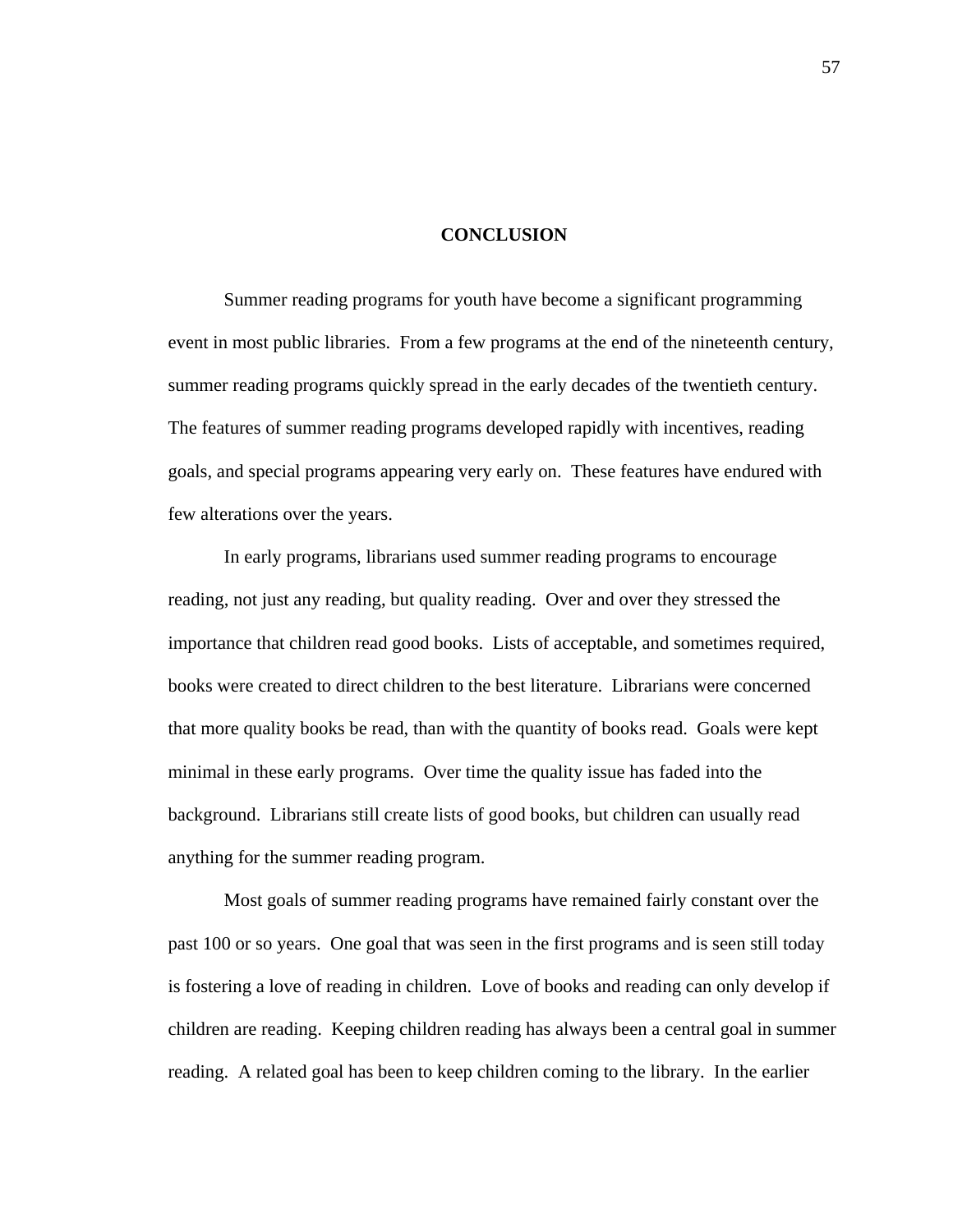# CONCLUSION

Summer reading programs for youth have become a significant programming event in most public libraries. From a few programs at the end of the nineteenth century, summer reading programs quickly spread in the early decades of the twentieth century. The features of summer reading programs developed rapidly with incentives, reading goals, and special programs appearing very early on. These features have endured with few alterations over the years.

In early programs, librarians used summer reading programs to encourage reading, not just any reading, but quality reading. Over and over they stressed the importance that children read good books. Lists of acceptable, and sometimes required, books were created to direct children to the best literature. Librarians were concerned that more quality books be read, than with the quantity of books read. Goals were kept minimal in these early programs. Over time the quality issue has faded into the background. Librarians still create lists of good books, but children can usually read anything for the summer reading program.

Most goals of summer reading programs have remained fairly constant over the past 100 or so years. One goal that was seen in the first programs and is seen still today is fostering a love of reading in children. Love of books and reading can only develop if children are reading. Keeping children reading has always been a central goal in summer reading. A related goal has been to keep children coming to the library. In the earlier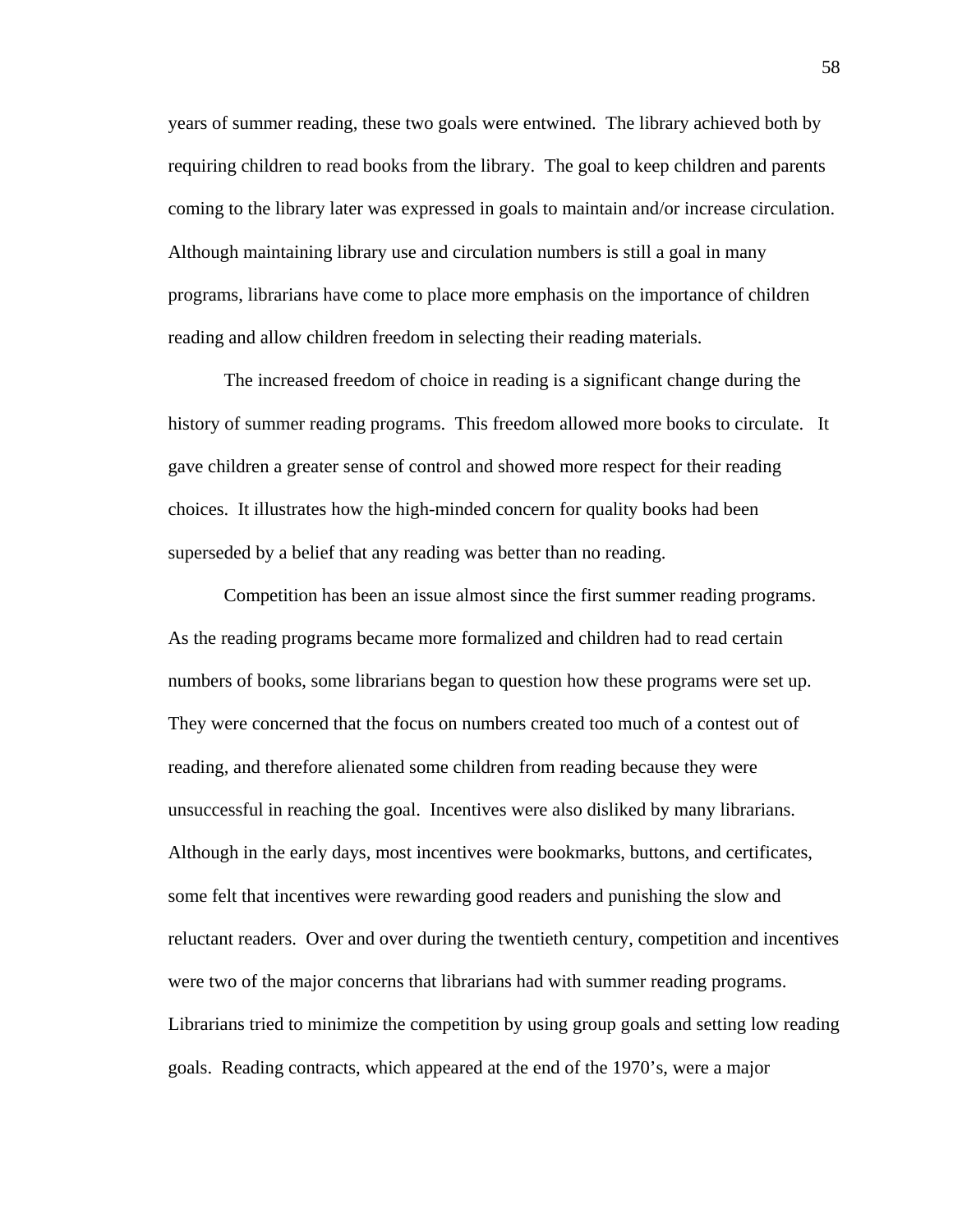years of summer reading, these two goals were entwined.  The library achieved both by requiring children to read books from the library.  The goal to keep children and parents coming to the library later was expressed in goals to maintain and/or increase circulation.  Although maintaining library use and circulation numbers is still a goal in many programs, librarians have come to place more emphasis on the importance of children reading and allow children freedom in selecting their reading materials.

The increased freedom of choice in reading is a significant change during the history of summer reading programs.  This freedom allowed more books to circulate.   It gave children a greater sense of control and showed more respect for their reading choices.  It illustrates how the high-minded concern for quality books had been superseded by a belief that any reading was better than no reading.

Competition has been an issue almost since the first summer reading programs.  As the reading programs became more formalized and children had to read certain numbers of books, some librarians began to question how these programs were set up.  They were concerned that the focus on numbers created too much of a contest out of reading, and therefore alienated some children from reading because they were unsuccessful in reaching the goal.  Incentives were also disliked by many librarians.  Although in the early days, most incentives were bookmarks, buttons, and certificates, some felt that incentives were rewarding good readers and punishing the slow and reluctant readers.  Over and over during the twentieth century, competition and incentives were two of the major concerns that librarians had with summer reading programs.  Librarians tried to minimize the competition by using group goals and setting low reading goals.  Reading contracts, which appeared at the end of the 1970's, were a major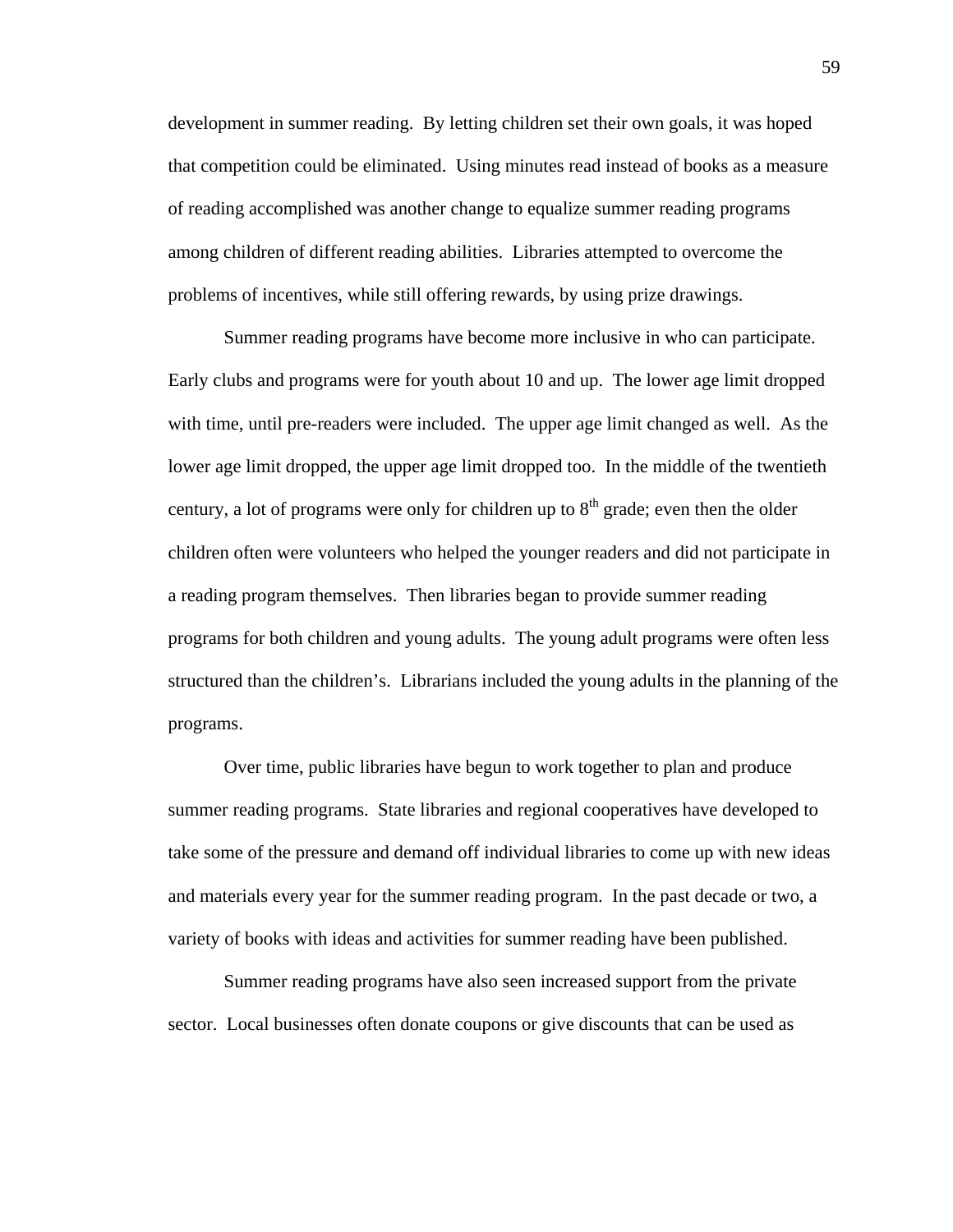development in summer reading. By letting children set their own goals, it was hoped that competition could be eliminated. Using minutes read instead of books as a measure of reading accomplished was another change to equalize summer reading programs among children of different reading abilities. Libraries attempted to overcome the problems of incentives, while still offering rewards, by using prize drawings.

Summer reading programs have become more inclusive in who can participate. Early clubs and programs were for youth about 10 and up. The lower age limit dropped with time, until pre-readers were included. The upper age limit changed as well. As the lower age limit dropped, the upper age limit dropped too. In the middle of the twentieth century, a lot of programs were only for children up to 8th grade; even then the older children often were volunteers who helped the younger readers and did not participate in a reading program themselves. Then libraries began to provide summer reading programs for both children and young adults. The young adult programs were often less structured than the children's. Librarians included the young adults in the planning of the programs.

Over time, public libraries have begun to work together to plan and produce summer reading programs. State libraries and regional cooperatives have developed to take some of the pressure and demand off individual libraries to come up with new ideas and materials every year for the summer reading program. In the past decade or two, a variety of books with ideas and activities for summer reading have been published.

Summer reading programs have also seen increased support from the private sector. Local businesses often donate coupons or give discounts that can be used as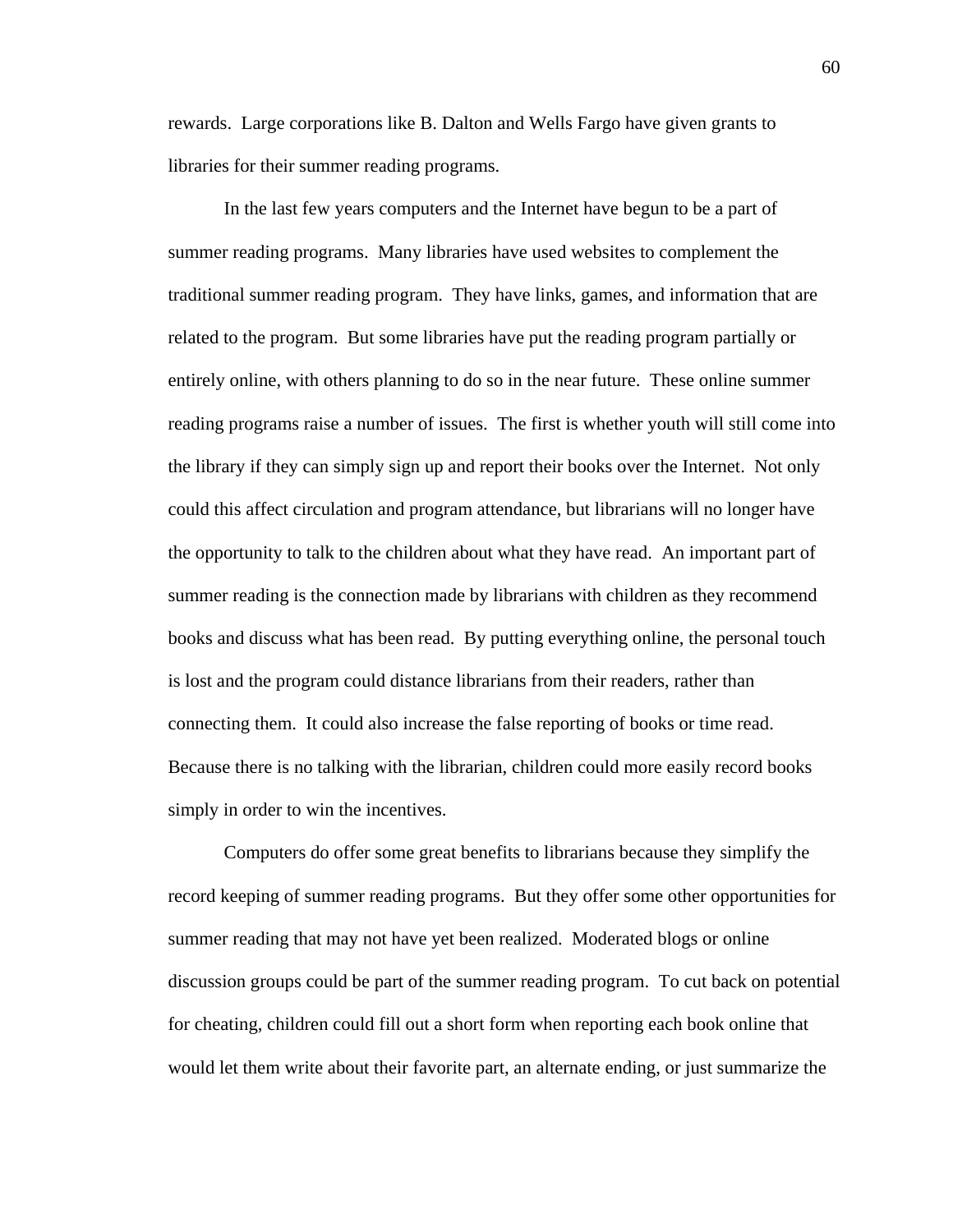rewards. Large corporations like B. Dalton and Wells Fargo have given grants to libraries for their summer reading programs.

In the last few years computers and the Internet have begun to be a part of summer reading programs. Many libraries have used websites to complement the traditional summer reading program. They have links, games, and information that are related to the program. But some libraries have put the reading program partially or entirely online, with others planning to do so in the near future. These online summer reading programs raise a number of issues. The first is whether youth will still come into the library if they can simply sign up and report their books over the Internet. Not only could this affect circulation and program attendance, but librarians will no longer have the opportunity to talk to the children about what they have read. An important part of summer reading is the connection made by librarians with children as they recommend books and discuss what has been read. By putting everything online, the personal touch is lost and the program could distance librarians from their readers, rather than connecting them. It could also increase the false reporting of books or time read. Because there is no talking with the librarian, children could more easily record books simply in order to win the incentives.

Computers do offer some great benefits to librarians because they simplify the record keeping of summer reading programs. But they offer some other opportunities for summer reading that may not have yet been realized. Moderated blogs or online discussion groups could be part of the summer reading program. To cut back on potential for cheating, children could fill out a short form when reporting each book online that would let them write about their favorite part, an alternate ending, or just summarize the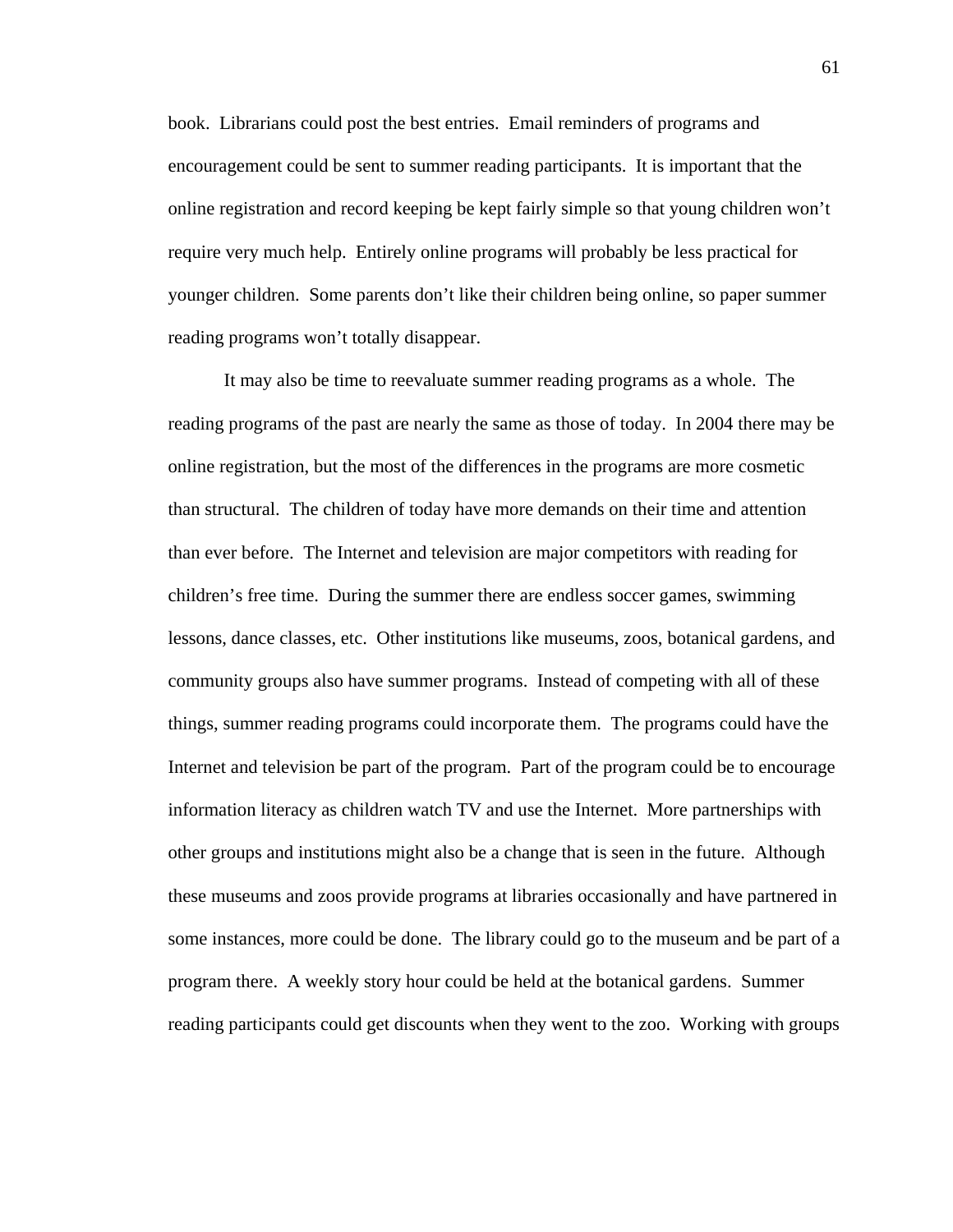book. Librarians could post the best entries. Email reminders of programs and encouragement could be sent to summer reading participants. It is important that the online registration and record keeping be kept fairly simple so that young children won't require very much help. Entirely online programs will probably be less practical for younger children. Some parents don't like their children being online, so paper summer reading programs won't totally disappear.

It may also be time to reevaluate summer reading programs as a whole. The reading programs of the past are nearly the same as those of today. In 2004 there may be online registration, but the most of the differences in the programs are more cosmetic than structural. The children of today have more demands on their time and attention than ever before. The Internet and television are major competitors with reading for children's free time. During the summer there are endless soccer games, swimming lessons, dance classes, etc. Other institutions like museums, zoos, botanical gardens, and community groups also have summer programs. Instead of competing with all of these things, summer reading programs could incorporate them. The programs could have the Internet and television be part of the program. Part of the program could be to encourage information literacy as children watch TV and use the Internet. More partnerships with other groups and institutions might also be a change that is seen in the future. Although these museums and zoos provide programs at libraries occasionally and have partnered in some instances, more could be done. The library could go to the museum and be part of a program there. A weekly story hour could be held at the botanical gardens. Summer reading participants could get discounts when they went to the zoo. Working with groups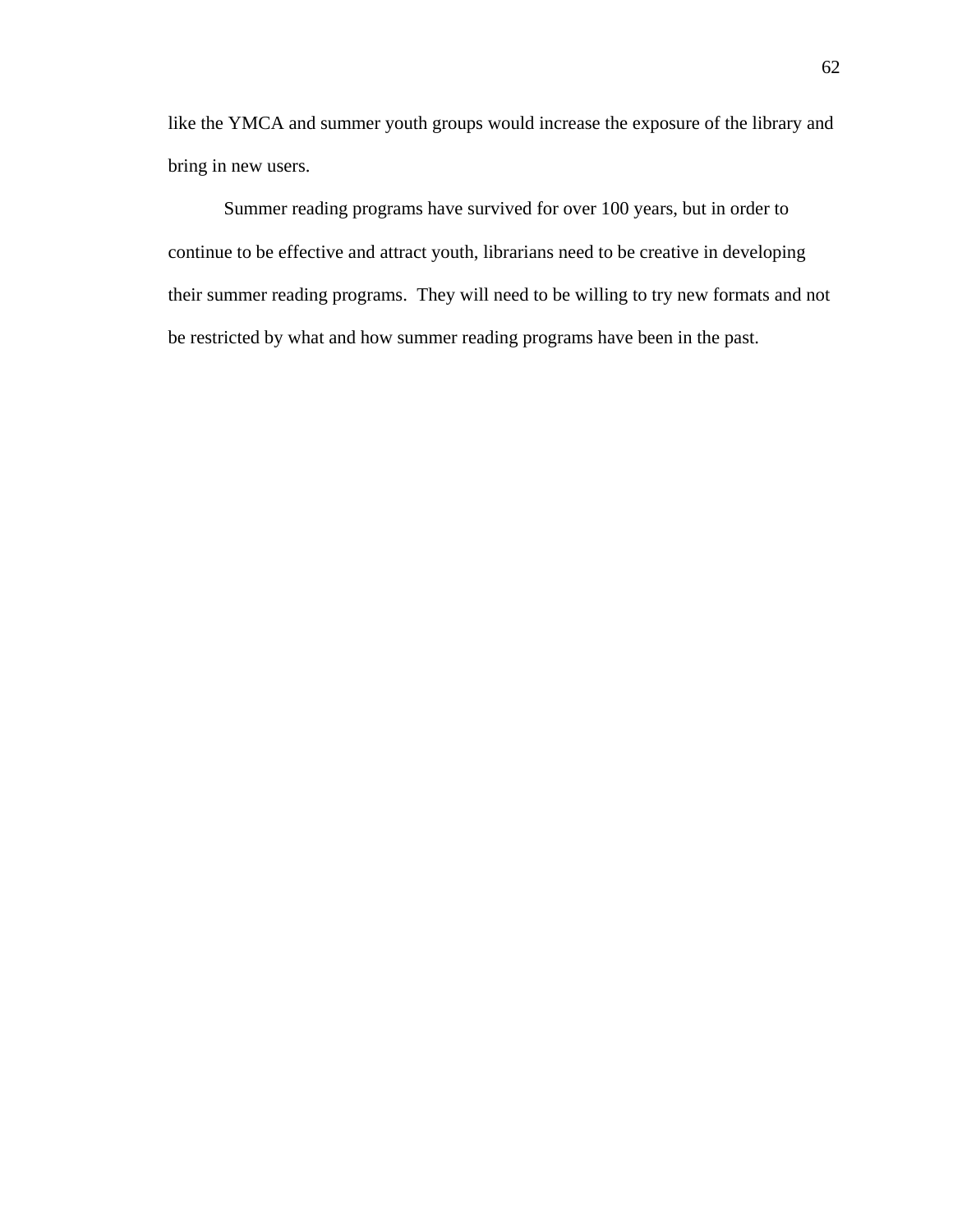like the YMCA and summer youth groups would increase the exposure of the library and bring in new users.

Summer reading programs have survived for over 100 years, but in order to continue to be effective and attract youth, librarians need to be creative in developing their summer reading programs.  They will need to be willing to try new formats and not be restricted by what and how summer reading programs have been in the past.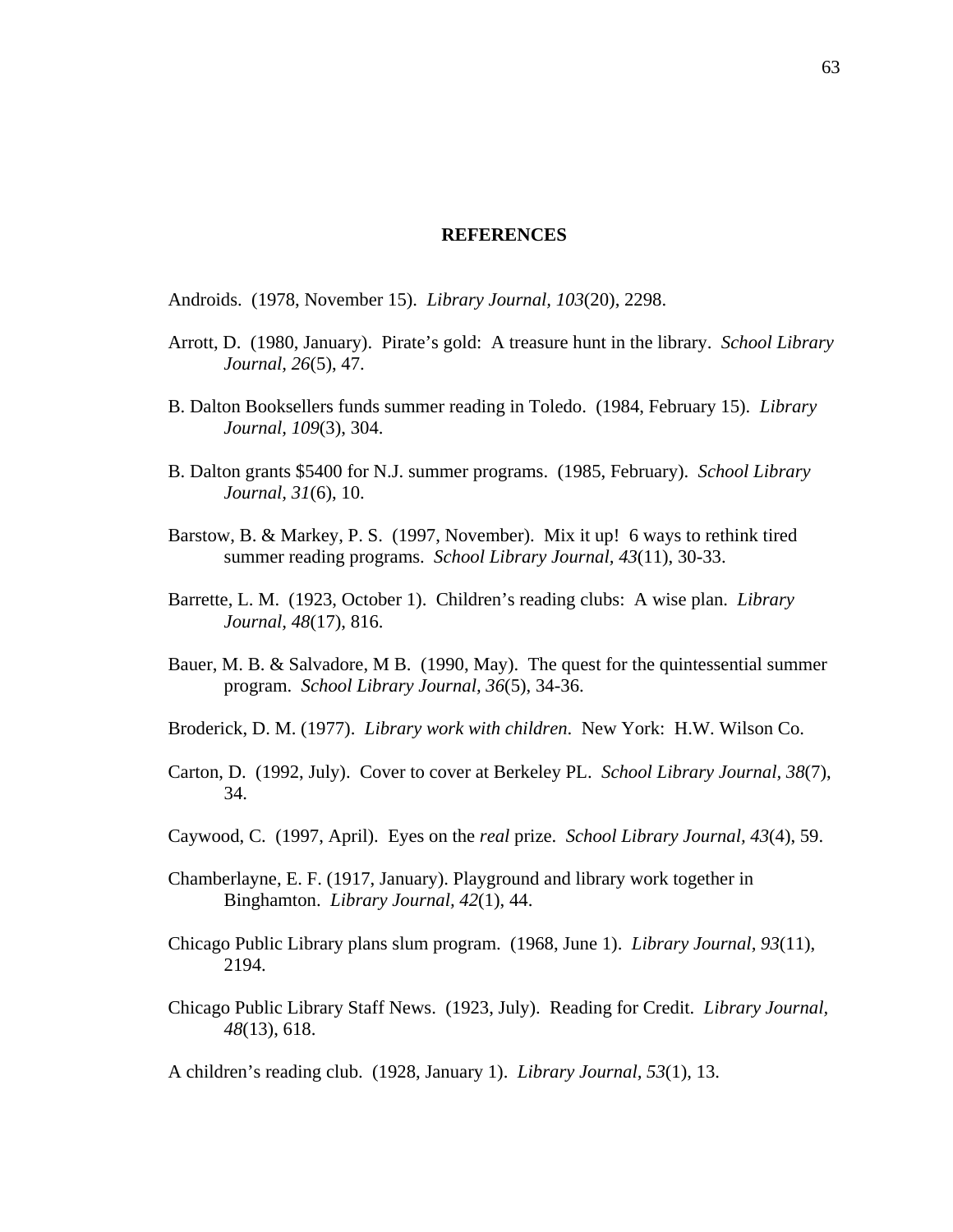# REFERENCES

Androids. (1978, November 15). *Library Journal, 103*(20), 2298.

Arrott, D. (1980, January). Pirate's gold: A treasure hunt in the library. *School Library Journal, 26*(5), 47.

B. Dalton Booksellers funds summer reading in Toledo. (1984, February 15). *Library Journal, 109*(3), 304.

B. Dalton grants $5400 for N.J. summer programs. (1985, February). *School Library Journal, 31*(6), 10.

Barstow, B. & Markey, P. S. (1997, November). Mix it up! 6 ways to rethink tired summer reading programs. *School Library Journal, 43*(11), 30-33.

Barrette, L. M. (1923, October 1). Children's reading clubs: A wise plan. *Library Journal, 48*(17), 816.

Bauer, M. B. & Salvadore, M B. (1990, May). The quest for the quintessential summer program. *School Library Journal, 36*(5), 34-36.

Broderick, D. M. (1977). *Library work with children.* New York: H.W. Wilson Co.

Carton, D. (1992, July). Cover to cover at Berkeley PL. *School Library Journal, 38*(7), 34.

Caywood, C. (1997, April). Eyes on the *real* prize. *School Library Journal, 43*(4), 59.

Chamberlayne, E. F. (1917, January). Playground and library work together in Binghamton. *Library Journal, 42*(1), 44.

Chicago Public Library plans slum program. (1968, June 1). *Library Journal, 93*(11), 2194.

Chicago Public Library Staff News. (1923, July). Reading for Credit. *Library Journal, 48*(13), 618.

A children's reading club. (1928, January 1). *Library Journal, 53*(1), 13.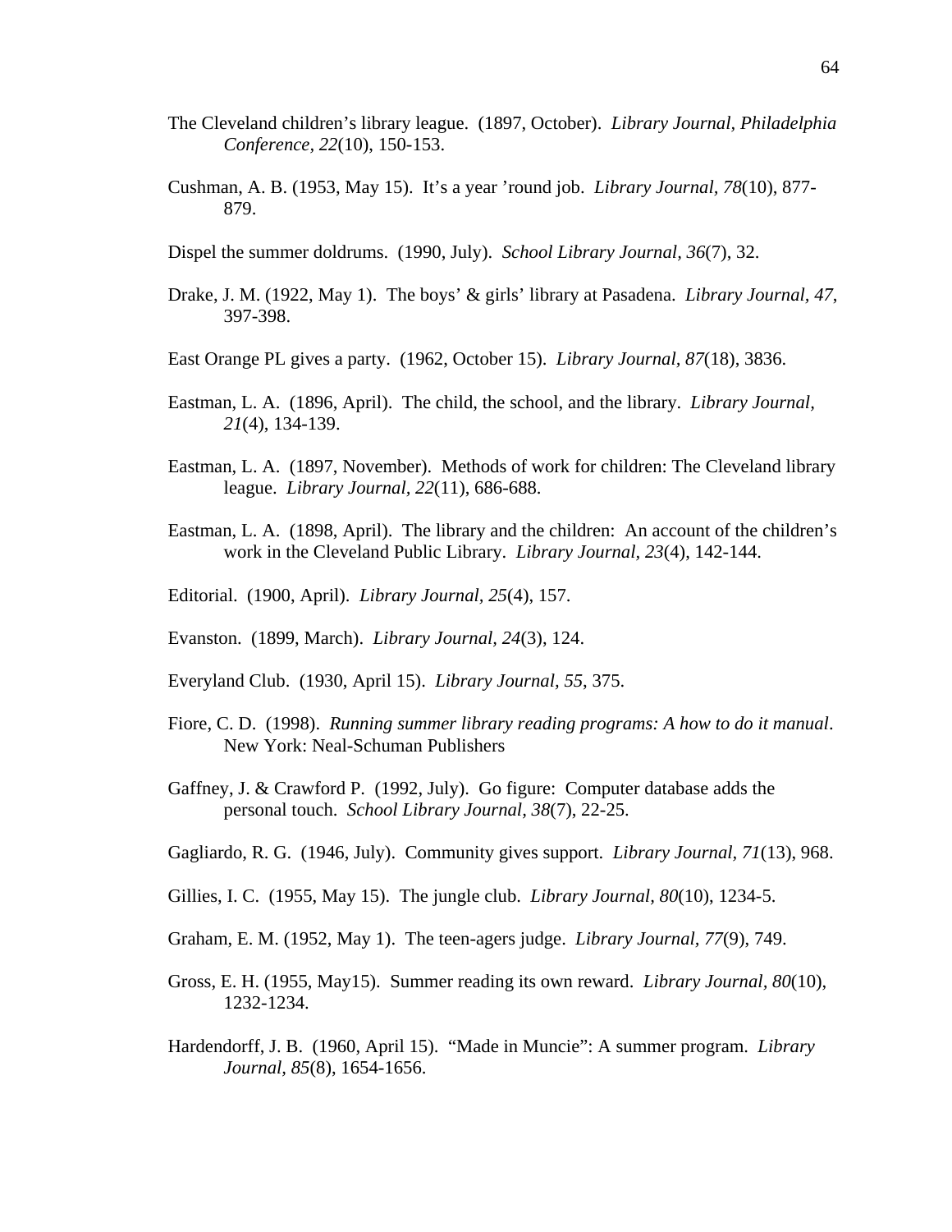The Cleveland children's library league. (1897, October). *Library Journal, Philadelphia Conference, 22*(10), 150-153.

Cushman, A. B. (1953, May 15). It's a year 'round job. *Library Journal, 78*(10), 877-879.

Dispel the summer doldrums. (1990, July). *School Library Journal, 36*(7), 32.

Drake, J. M. (1922, May 1). The boys' & girls' library at Pasadena. *Library Journal, 47*, 397-398.

East Orange PL gives a party. (1962, October 15). *Library Journal, 87*(18), 3836.

Eastman, L. A. (1896, April). The child, the school, and the library. *Library Journal, 21*(4), 134-139.

Eastman, L. A. (1897, November). Methods of work for children: The Cleveland library league. *Library Journal, 22*(11), 686-688.

Eastman, L. A. (1898, April). The library and the children: An account of the children's work in the Cleveland Public Library. *Library Journal, 23*(4), 142-144.

Editorial. (1900, April). *Library Journal, 25*(4), 157.

Evanston. (1899, March). *Library Journal, 24*(3), 124.

Everyland Club. (1930, April 15). *Library Journal, 55*, 375.

Fiore, C. D. (1998). *Running summer library reading programs: A how to do it manual*. New York: Neal-Schuman Publishers

Gaffney, J. & Crawford P. (1992, July). Go figure: Computer database adds the personal touch. *School Library Journal, 38*(7), 22-25.

Gagliardo, R. G. (1946, July). Community gives support. *Library Journal, 71*(13), 968.

Gillies, I. C. (1955, May 15). The jungle club. *Library Journal, 80*(10), 1234-5.

Graham, E. M. (1952, May 1). The teen-agers judge. *Library Journal, 77*(9), 749.

Gross, E. H. (1955, May15). Summer reading its own reward. *Library Journal, 80*(10), 1232-1234.

Hardendorff, J. B. (1960, April 15). "Made in Muncie": A summer program. *Library Journal, 85*(8), 1654-1656.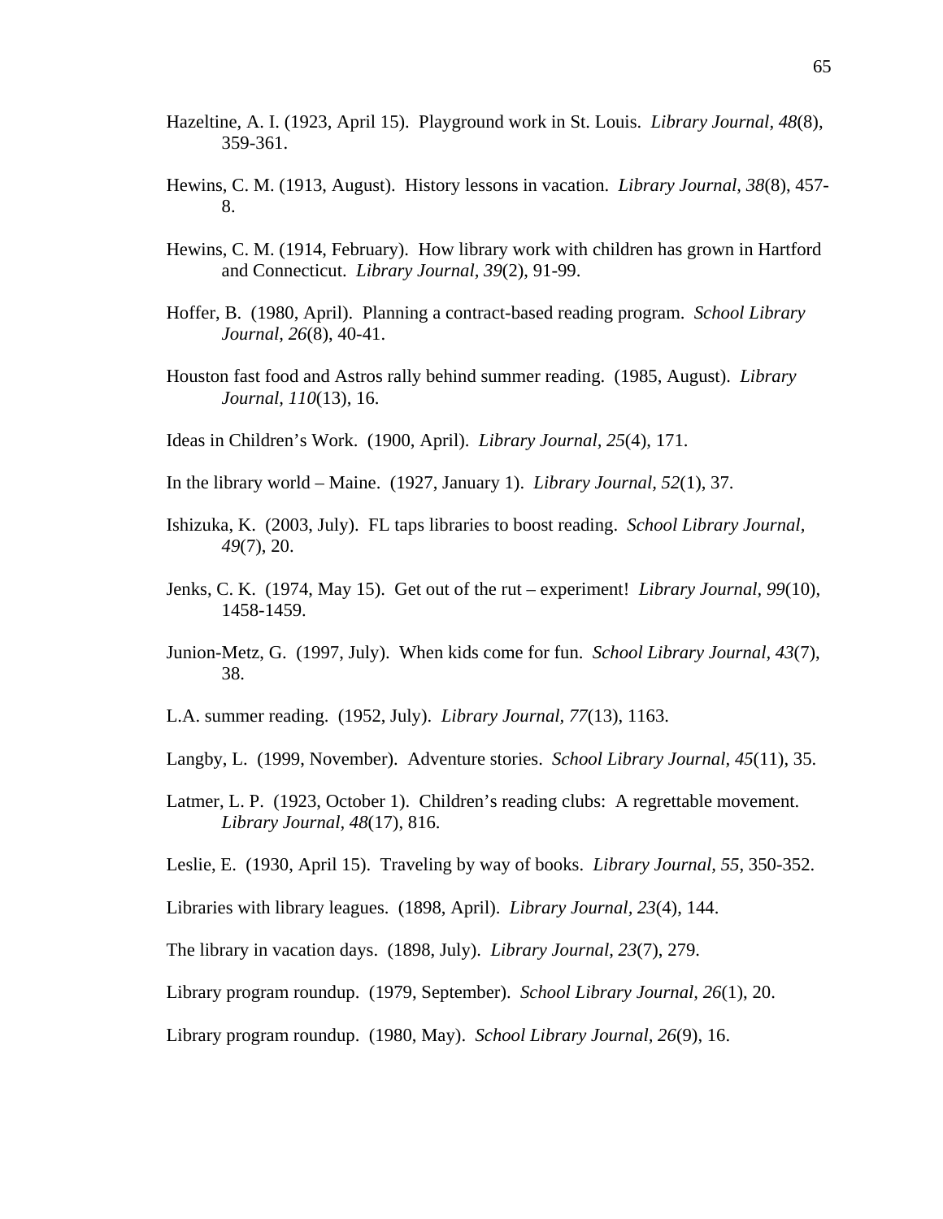Hazeltine, A. I. (1923, April 15). Playground work in St. Louis. *Library Journal*, *48*(8), 359-361.

Hewins, C. M. (1913, August). History lessons in vacation. *Library Journal*, *38*(8), 457-8.

Hewins, C. M. (1914, February). How library work with children has grown in Hartford and Connecticut. *Library Journal*, *39*(2), 91-99.

Hoffer, B. (1980, April). Planning a contract-based reading program. *School Library Journal*, *26*(8), 40-41.

Houston fast food and Astros rally behind summer reading. (1985, August). *Library Journal*, *110*(13), 16.

Ideas in Children's Work. (1900, April). *Library Journal*, *25*(4), 171.

In the library world – Maine. (1927, January 1). *Library Journal*, *52*(1), 37.

Ishizuka, K. (2003, July). FL taps libraries to boost reading. *School Library Journal*, *49*(7), 20.

Jenks, C. K. (1974, May 15). Get out of the rut – experiment! *Library Journal, 99*(10), 1458-1459.

Junion-Metz, G. (1997, July). When kids come for fun. *School Library Journal*, *43*(7), 38.

L.A. summer reading. (1952, July). *Library Journal*, *77*(13), 1163.

Langby, L. (1999, November). Adventure stories. *School Library Journal*, *45*(11), 35.

Latmer, L. P. (1923, October 1). Children's reading clubs: A regrettable movement. *Library Journal*, *48*(17), 816.

Leslie, E. (1930, April 15). Traveling by way of books. *Library Journal, 55*, 350-352.

Libraries with library leagues. (1898, April). *Library Journal, 23*(4), 144.

The library in vacation days. (1898, July). *Library Journal, 23*(7), 279.

Library program roundup. (1979, September). *School Library Journal*, *26*(1), 20.

Library program roundup. (1980, May). *School Library Journal*, *26*(9), 16.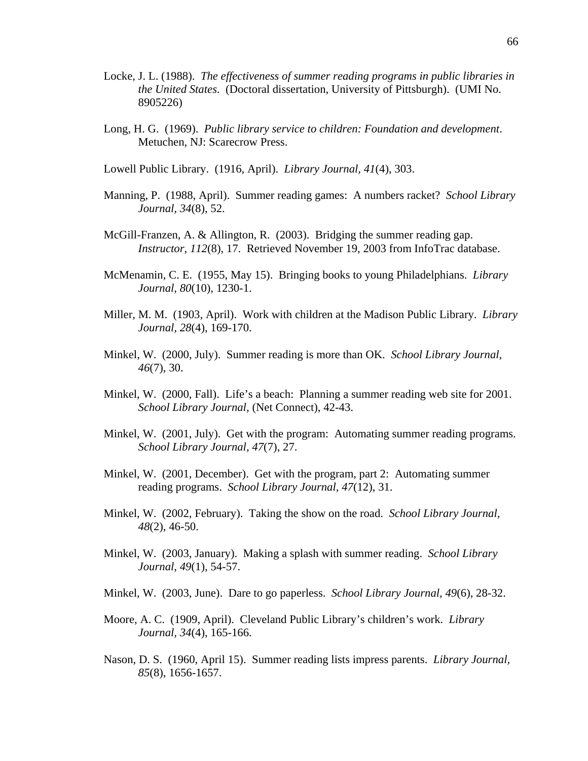Locke, J. L. (1988). *The effectiveness of summer reading programs in public libraries in the United States*. (Doctoral dissertation, University of Pittsburgh). (UMI No. 8905226)

Long, H. G. (1969). *Public library service to children: Foundation and development*. Metuchen, NJ: Scarecrow Press.

Lowell Public Library. (1916, April). *Library Journal, 41*(4), 303.

Manning, P. (1988, April). Summer reading games: A numbers racket? *School Library Journal, 34*(8), 52.

McGill-Franzen, A. & Allington, R. (2003). Bridging the summer reading gap. *Instructor, 112*(8), 17. Retrieved November 19, 2003 from InfoTrac database.

McMenamin, C. E. (1955, May 15). Bringing books to young Philadelphians. *Library Journal, 80*(10), 1230-1.

Miller, M. M. (1903, April). Work with children at the Madison Public Library. *Library Journal, 28*(4), 169-170.

Minkel, W. (2000, July). Summer reading is more than OK. *School Library Journal, 46*(7), 30.

Minkel, W. (2000, Fall). Life's a beach: Planning a summer reading web site for 2001. *School Library Journal*, (Net Connect), 42-43.

Minkel, W. (2001, July). Get with the program: Automating summer reading programs. *School Library Journal, 47*(7), 27.

Minkel, W. (2001, December). Get with the program, part 2: Automating summer reading programs. *School Library Journal, 47*(12), 31.

Minkel, W. (2002, February). Taking the show on the road. *School Library Journal, 48*(2), 46-50.

Minkel, W. (2003, January). Making a splash with summer reading. *School Library Journal, 49*(1), 54-57.

Minkel, W. (2003, June). Dare to go paperless. *School Library Journal, 49*(6), 28-32.

Moore, A. C. (1909, April). Cleveland Public Library's children's work. *Library Journal, 34*(4), 165-166.

Nason, D. S. (1960, April 15). Summer reading lists impress parents. *Library Journal, 85*(8), 1656-1657.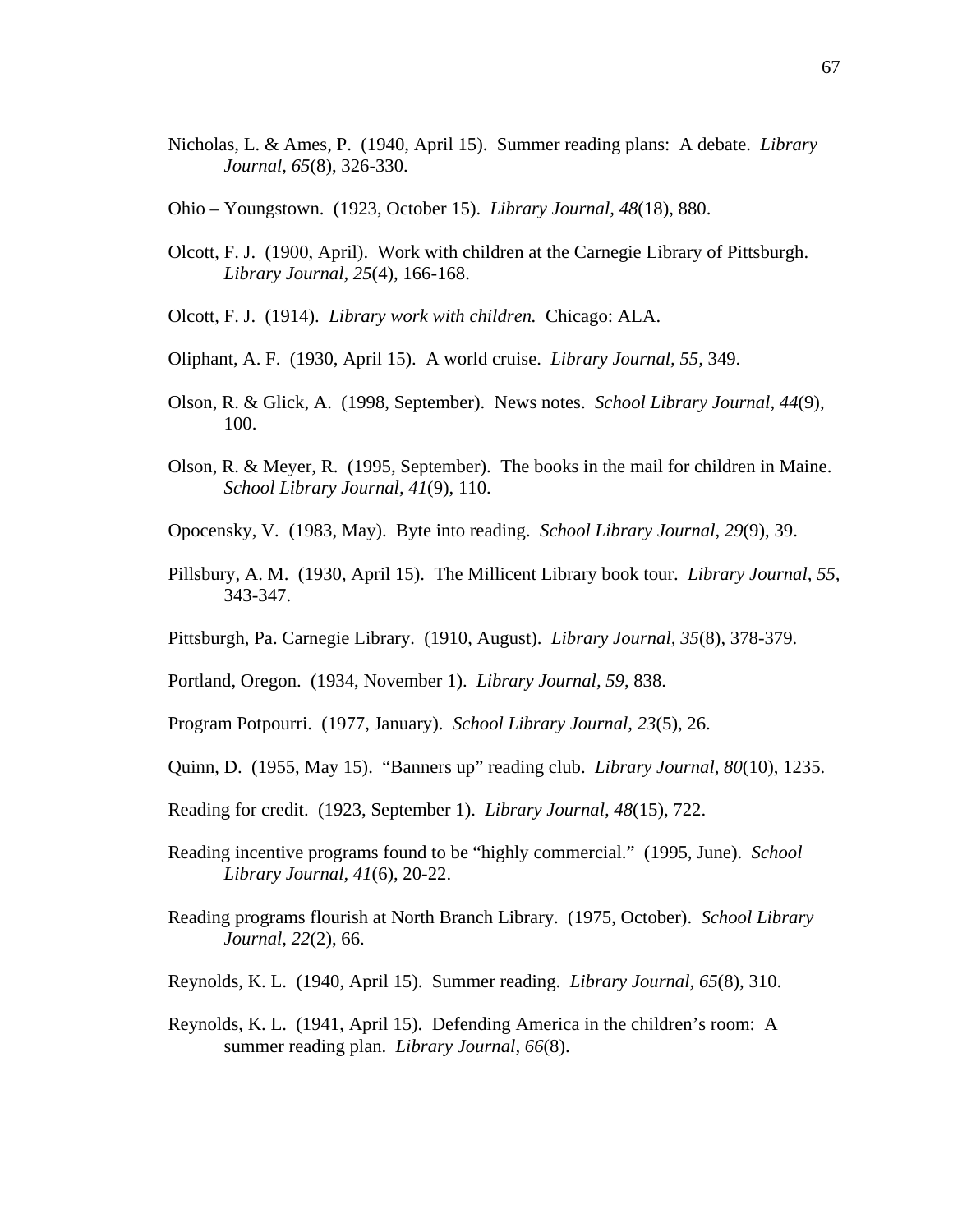Nicholas, L. & Ames, P. (1940, April 15). Summer reading plans: A debate. *Library Journal, 65*(8), 326-330.

Ohio – Youngstown. (1923, October 15). *Library Journal, 48*(18), 880.

Olcott, F. J. (1900, April). Work with children at the Carnegie Library of Pittsburgh. *Library Journal, 25*(4), 166-168.

Olcott, F. J. (1914). *Library work with children.* Chicago: ALA.

Oliphant, A. F. (1930, April 15). A world cruise. *Library Journal, 55*, 349.

Olson, R. & Glick, A. (1998, September). News notes. *School Library Journal, 44*(9), 100.

Olson, R. & Meyer, R. (1995, September). The books in the mail for children in Maine. *School Library Journal, 41*(9), 110.

Opocensky, V. (1983, May). Byte into reading. *School Library Journal, 29*(9), 39.

Pillsbury, A. M. (1930, April 15). The Millicent Library book tour. *Library Journal, 55*, 343-347.

Pittsburgh, Pa. Carnegie Library. (1910, August). *Library Journal, 35*(8), 378-379.

Portland, Oregon. (1934, November 1). *Library Journal, 59*, 838.

Program Potpourri. (1977, January). *School Library Journal, 23*(5), 26.

Quinn, D. (1955, May 15). "Banners up" reading club. *Library Journal, 80*(10), 1235.

Reading for credit. (1923, September 1). *Library Journal, 48*(15), 722.

Reading incentive programs found to be "highly commercial." (1995, June). *School Library Journal, 41*(6), 20-22.

Reading programs flourish at North Branch Library. (1975, October). *School Library Journal, 22*(2), 66.

Reynolds, K. L. (1940, April 15). Summer reading. *Library Journal, 65*(8), 310.

Reynolds, K. L. (1941, April 15). Defending America in the children's room: A summer reading plan. *Library Journal, 66*(8).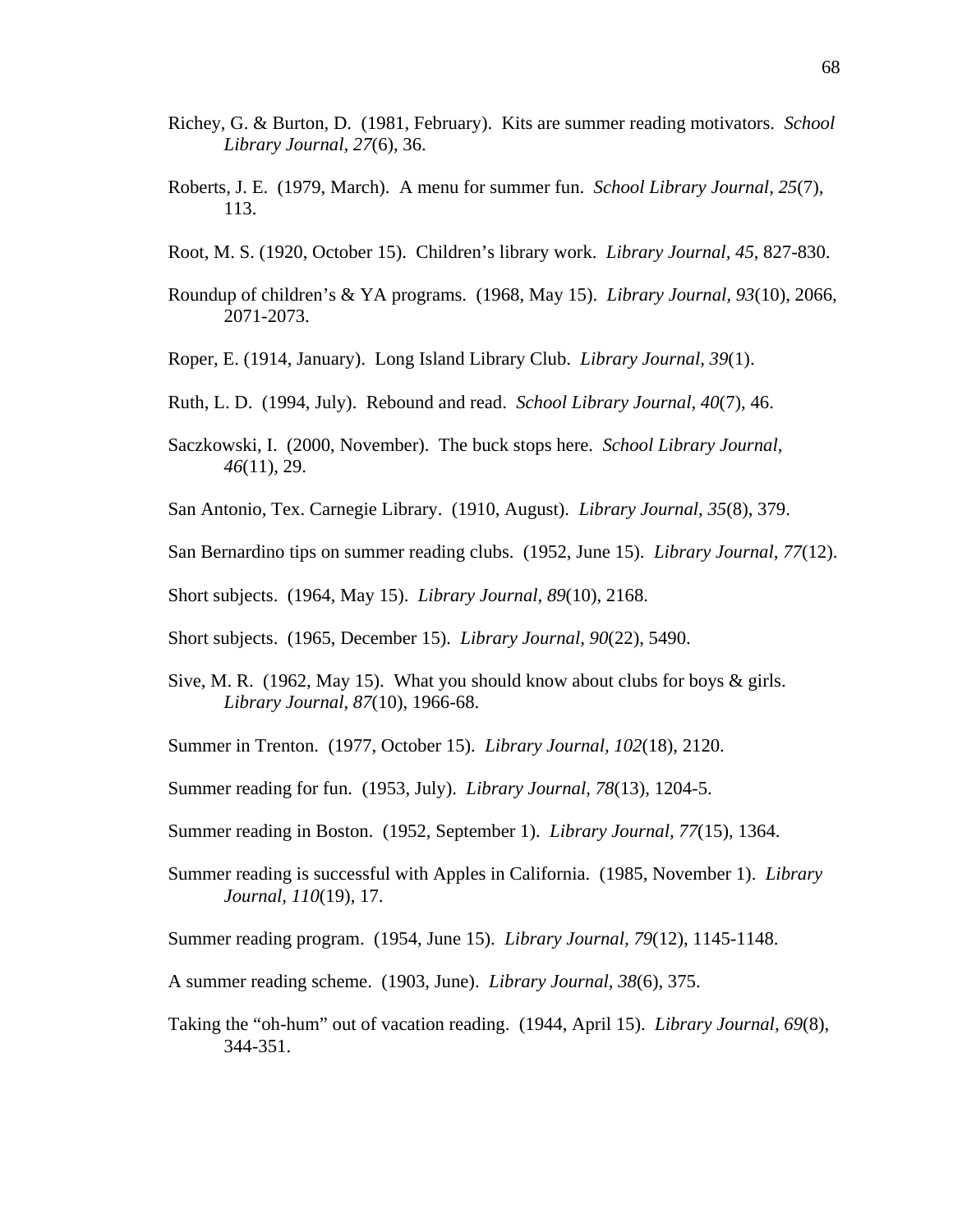Richey, G. & Burton, D. (1981, February). Kits are summer reading motivators. *School Library Journal, 27*(6), 36.

Roberts, J. E. (1979, March). A menu for summer fun. *School Library Journal, 25*(7), 113.

Root, M. S. (1920, October 15). Children's library work. *Library Journal, 45*, 827-830.

Roundup of children's & YA programs. (1968, May 15). *Library Journal, 93*(10), 2066, 2071-2073.

Roper, E. (1914, January). Long Island Library Club. *Library Journal, 39*(1).

Ruth, L. D. (1994, July). Rebound and read. *School Library Journal, 40*(7), 46.

Saczkowski, I. (2000, November). The buck stops here. *School Library Journal, 46*(11), 29.

San Antonio, Tex. Carnegie Library. (1910, August). *Library Journal, 35*(8), 379.

San Bernardino tips on summer reading clubs. (1952, June 15). *Library Journal, 77*(12).

Short subjects. (1964, May 15). *Library Journal, 89*(10), 2168.

Short subjects. (1965, December 15). *Library Journal, 90*(22), 5490.

Sive, M. R. (1962, May 15). What you should know about clubs for boys & girls. *Library Journal, 87*(10), 1966-68.

Summer in Trenton. (1977, October 15). *Library Journal, 102*(18), 2120.

Summer reading for fun. (1953, July). *Library Journal, 78*(13), 1204-5.

Summer reading in Boston. (1952, September 1). *Library Journal, 77*(15), 1364.

Summer reading is successful with Apples in California. (1985, November 1). *Library Journal, 110*(19), 17.

Summer reading program. (1954, June 15). *Library Journal, 79*(12), 1145-1148.

A summer reading scheme. (1903, June). *Library Journal, 38*(6), 375.

Taking the "oh-hum" out of vacation reading. (1944, April 15). *Library Journal, 69*(8), 344-351.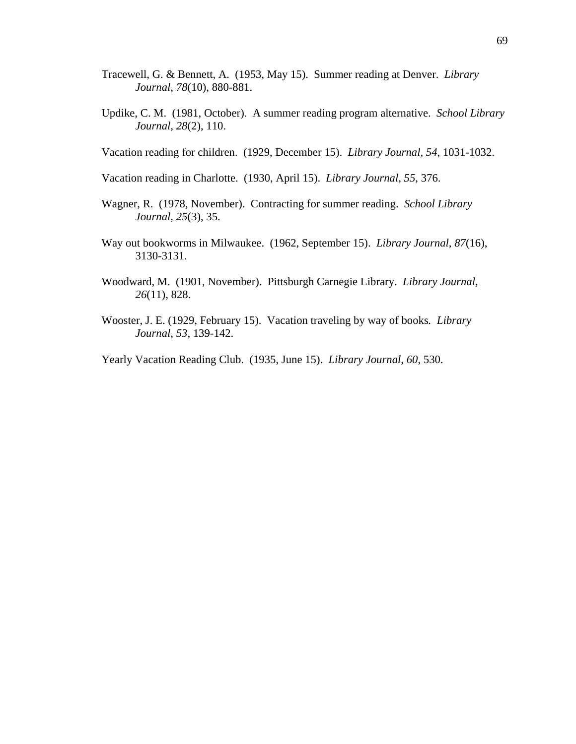Tracewell, G. & Bennett, A. (1953, May 15). Summer reading at Denver. *Library Journal*, *78*(10), 880-881.

Updike, C. M. (1981, October). A summer reading program alternative. *School Library Journal*, *28*(2), 110.

Vacation reading for children. (1929, December 15). *Library Journal, 54*, 1031-1032.

Vacation reading in Charlotte. (1930, April 15). *Library Journal*, *55*, 376.

Wagner, R. (1978, November). Contracting for summer reading. *School Library Journal*, *25*(3), 35.

Way out bookworms in Milwaukee. (1962, September 15). *Library Journal*, *87*(16), 3130-3131.

Woodward, M. (1901, November). Pittsburgh Carnegie Library. *Library Journal, 26*(11), 828.

Wooster, J. E. (1929, February 15). Vacation traveling by way of books*.* *Library Journal*, *53*, 139-142.

Yearly Vacation Reading Club. (1935, June 15). *Library Journal*, *60*, 530.